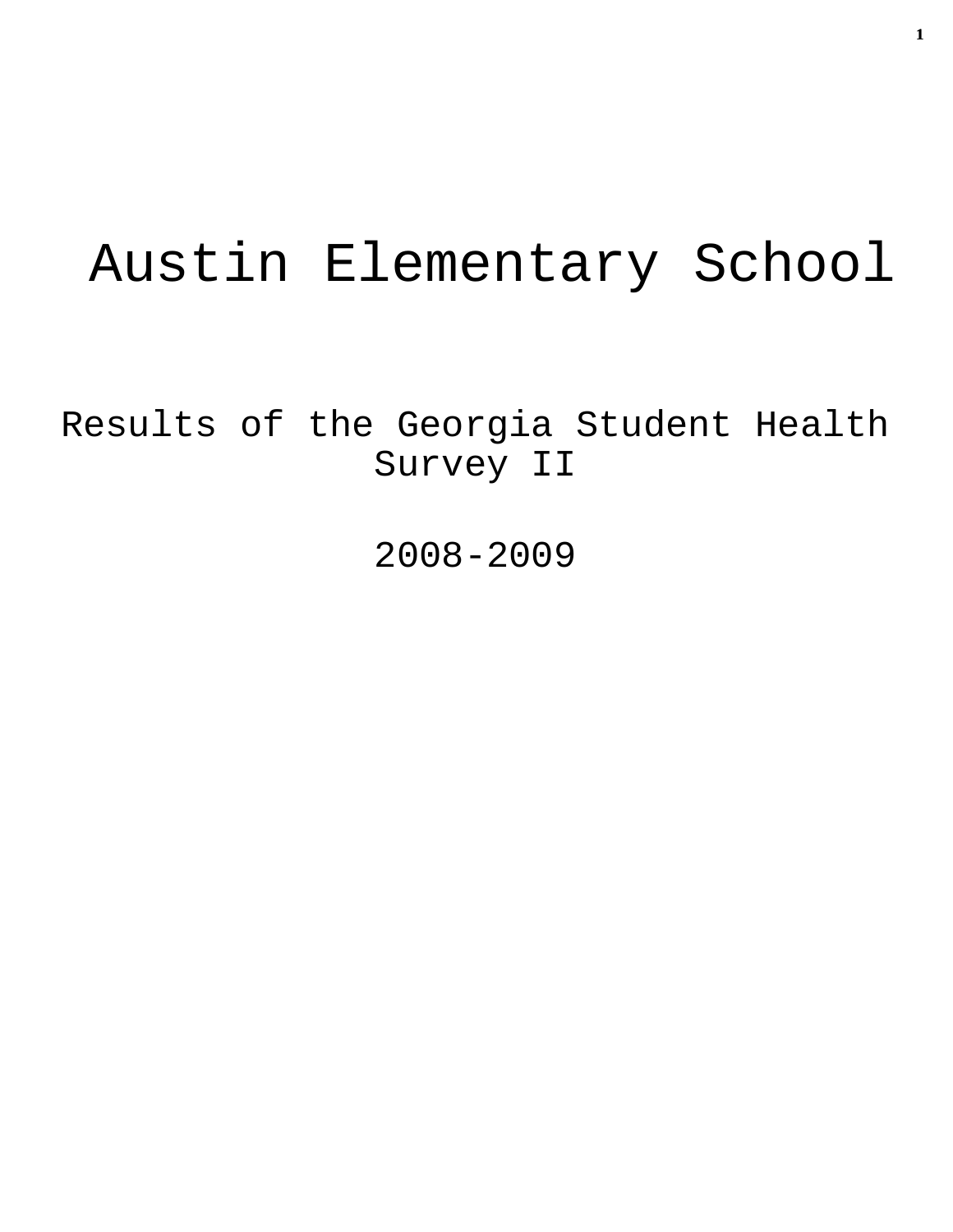# Austin Elementary School

## Results of the Georgia Student Health Survey II

## 2008-2009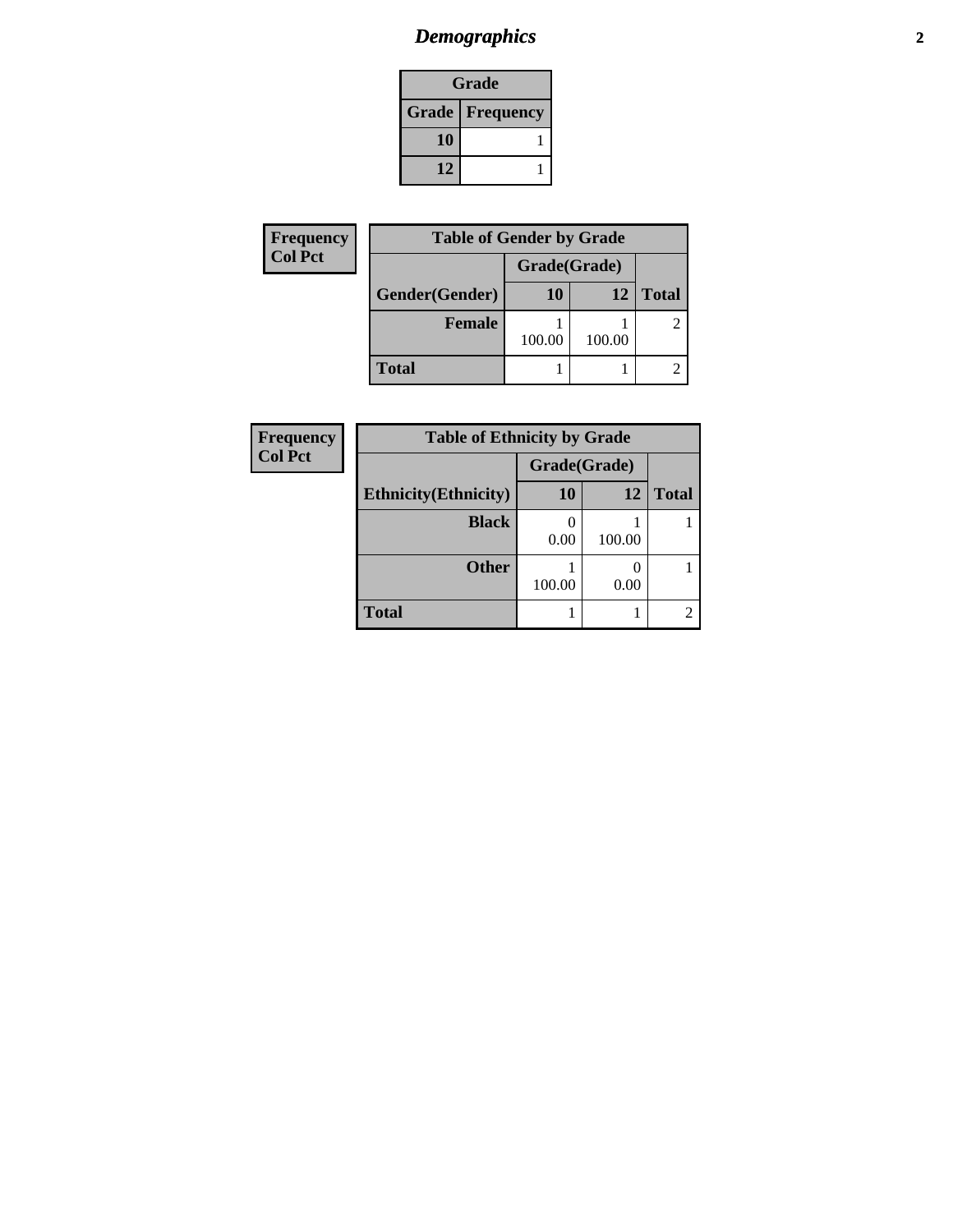## Demographics

| Grade | |
|---|---|
| **Grade** | **Frequency** |
| **10** | 1 |
| **12** | 1 |

| Frequency<br>Col Pct |
|---|

| Table of Gender by Grade | | | |
|---|---|---|---|
| | Grade(Grade) | | |
| **Gender(Gender)** | **10** | **12** | **Total** |
| **Female** | 1<br>100.00 | 1<br>100.00 | 2 |
| **Total** | 1 | 1 | 2 |

| Frequency<br>Col Pct |
|---|

| Table of Ethnicity by Grade | | | |
|---|---|---|---|
| | Grade(Grade) | | |
| **Ethnicity(Ethnicity)** | **10** | **12** | **Total** |
| **Black** | 0<br>0.00 | 1<br>100.00 | 1 |
| **Other** | 1<br>100.00 | 0<br>0.00 | 1 |
| **Total** | 1 | 1 | 2 |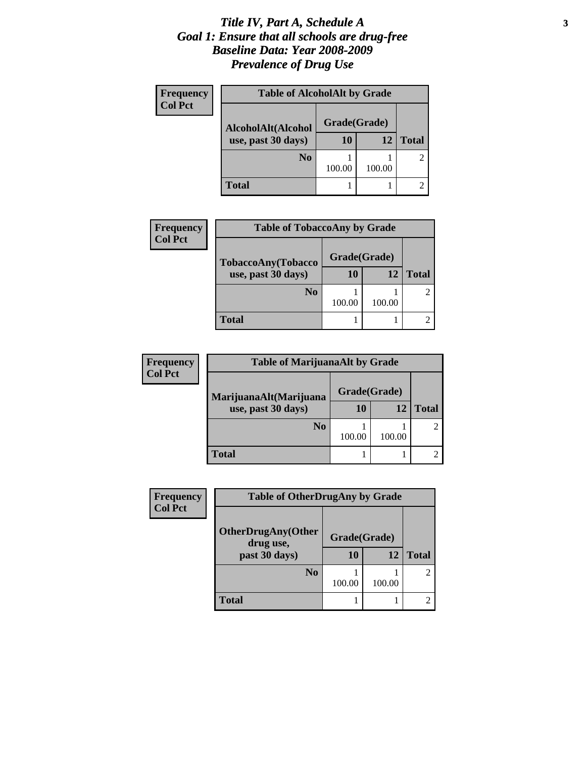# *Title IV, Part A, Schedule A*
# *Goal 1: Ensure that all schools are drug-free*
# *Baseline Data: Year 2008-2009*
# *Prevalence of Drug Use*

**Frequency**
**Col Pct**

| Table of AlcoholAlt by Grade | | | |
|---|---|---|---|
| **AlcoholAlt(Alcohol use, past 30 days)** | **Grade(Grade)** | | |
| | **10** | **12** | **Total** |
| **No** | 1<br>100.00 | 1<br>100.00 | 2 |
| **Total** | 1 | 1 | 2 |

**Frequency**
**Col Pct**

| Table of TobaccoAny by Grade | | | |
|---|---|---|---|
| **TobaccoAny(Tobacco use, past 30 days)** | **Grade(Grade)** | | |
| | **10** | **12** | **Total** |
| **No** | 1<br>100.00 | 1<br>100.00 | 2 |
| **Total** | 1 | 1 | 2 |

**Frequency**
**Col Pct**

| Table of MarijuanaAlt by Grade | | | |
|---|---|---|---|
| **MarijuanaAlt(Marijuana use, past 30 days)** | **Grade(Grade)** | | |
| | **10** | **12** | **Total** |
| **No** | 1<br>100.00 | 1<br>100.00 | 2 |
| **Total** | 1 | 1 | 2 |

**Frequency**
**Col Pct**

| Table of OtherDrugAny by Grade | | | |
|---|---|---|---|
| **OtherDrugAny(Other drug use, past 30 days)** | **Grade(Grade)** | | |
| | **10** | **12** | **Total** |
| **No** | 1<br>100.00 | 1<br>100.00 | 2 |
| **Total** | 1 | 1 | 2 |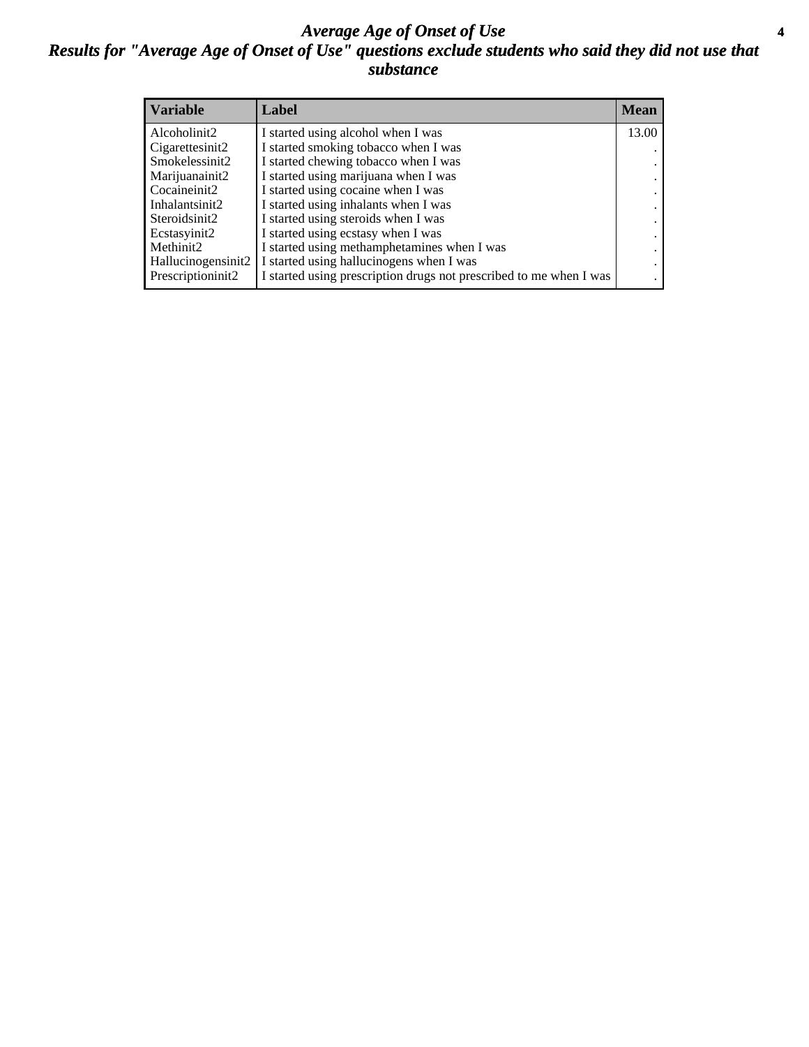# *Average Age of Onset of Use*

## *Results for "Average Age of Onset of Use" questions exclude students who said they did not use that substance*

| Variable | Label | Mean |
|---|---|---|
| Alcoholinit2 | I started using alcohol when I was | 13.00 |
| Cigarettesinit2 | I started smoking tobacco when I was | . |
| Smokelessinit2 | I started chewing tobacco when I was | . |
| Marijuanainit2 | I started using marijuana when I was | . |
| Cocaineinit2 | I started using cocaine when I was | . |
| Inhalantsinit2 | I started using inhalants when I was | . |
| Steroidsinit2 | I started using steroids when I was | . |
| Ecstasyinit2 | I started using ecstasy when I was | . |
| Methinit2 | I started using methamphetamines when I was | . |
| Hallucinogensinit2 | I started using hallucinogens when I was | . |
| Prescriptioninit2 | I started using prescription drugs not prescribed to me when I was | . |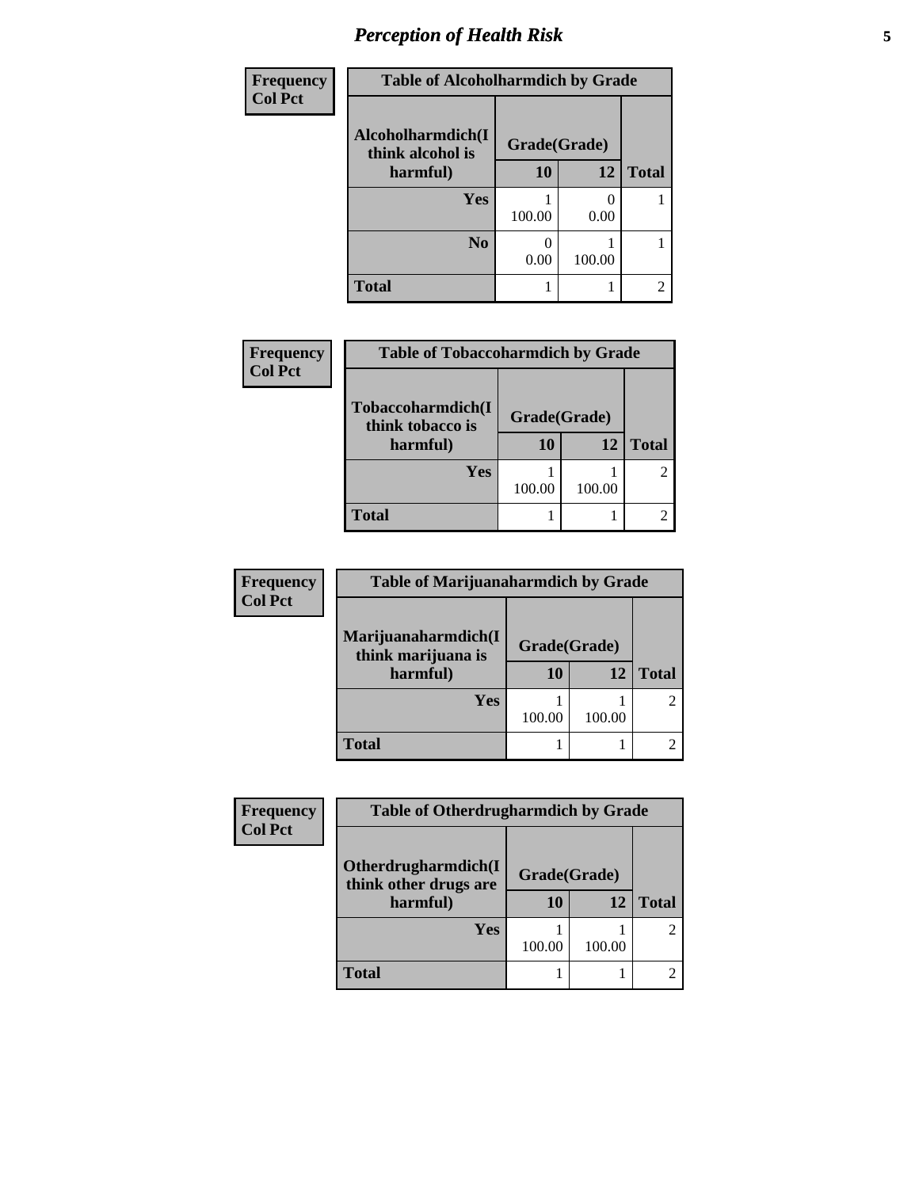# Perception of Health Risk

| Frequency<br>Col Pct | | | |
|---|---|---|---|
| **Table of Alcoholharmdich by Grade** | | | |
| **Alcoholharmdich(I think alcohol is harmful)** | **Grade(Grade)** | | |
| | **10** | **12** | **Total** |
| **Yes** | 1<br>100.00 | 0<br>0.00 | 1 |
| **No** | 0<br>0.00 | 1<br>100.00 | 1 |
| **Total** | 1 | 1 | 2 |

| Frequency<br>Col Pct | | | |
|---|---|---|---|
| **Table of Tobaccoharmdich by Grade** | | | |
| **Tobaccoharmdich(I think tobacco is harmful)** | **Grade(Grade)** | | |
| | **10** | **12** | **Total** |
| **Yes** | 1<br>100.00 | 1<br>100.00 | 2 |
| **Total** | 1 | 1 | 2 |

| Frequency<br>Col Pct | | | |
|---|---|---|---|
| **Table of Marijuanaharmdich by Grade** | | | |
| **Marijuanaharmdich(I think marijuana is harmful)** | **Grade(Grade)** | | |
| | **10** | **12** | **Total** |
| **Yes** | 1<br>100.00 | 1<br>100.00 | 2 |
| **Total** | 1 | 1 | 2 |

| Frequency<br>Col Pct | | | |
|---|---|---|---|
| **Table of Otherdrugharmdich by Grade** | | | |
| **Otherdrugharmdich(I think other drugs are harmful)** | **Grade(Grade)** | | |
| | **10** | **12** | **Total** |
| **Yes** | 1<br>100.00 | 1<br>100.00 | 2 |
| **Total** | 1 | 1 | 2 |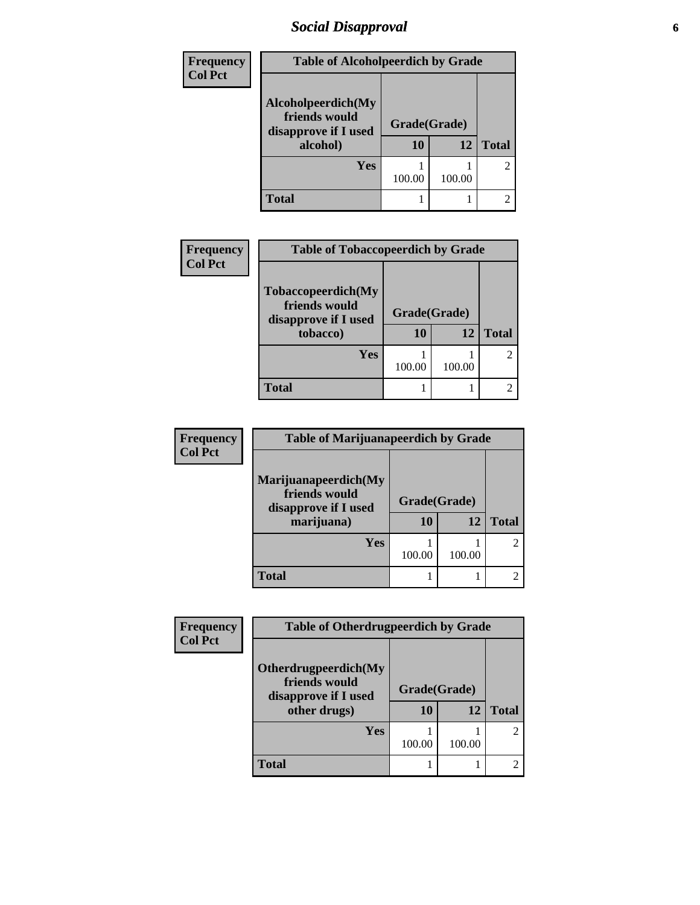# Social Disapproval

| Frequency<br>Col Pct | Table of Alcoholpeerdich by Grade | | |
|---|---|---|---|
| **Alcoholpeerdich(My friends would disapprove if I used alcohol)** | **Grade(Grade)** | | |
| | **10** | **12** | **Total** |
| **Yes** | 1<br>100.00 | 1<br>100.00 | 2 |
| **Total** | 1 | 1 | 2 |

| Frequency<br>Col Pct | Table of Tobaccopeerdich by Grade | | |
|---|---|---|---|
| **Tobaccopeerdich(My friends would disapprove if I used tobacco)** | **Grade(Grade)** | | |
| | **10** | **12** | **Total** |
| **Yes** | 1<br>100.00 | 1<br>100.00 | 2 |
| **Total** | 1 | 1 | 2 |

| Frequency<br>Col Pct | Table of Marijuanapeerdich by Grade | | |
|---|---|---|---|
| **Marijuanapeerdich(My friends would disapprove if I used marijuana)** | **Grade(Grade)** | | |
| | **10** | **12** | **Total** |
| **Yes** | 1<br>100.00 | 1<br>100.00 | 2 |
| **Total** | 1 | 1 | 2 |

| Frequency<br>Col Pct | Table of Otherdrugpeerdich by Grade | | |
|---|---|---|---|
| **Otherdrugpeerdich(My friends would disapprove if I used other drugs)** | **Grade(Grade)** | | |
| | **10** | **12** | **Total** |
| **Yes** | 1<br>100.00 | 1<br>100.00 | 2 |
| **Total** | 1 | 1 | 2 |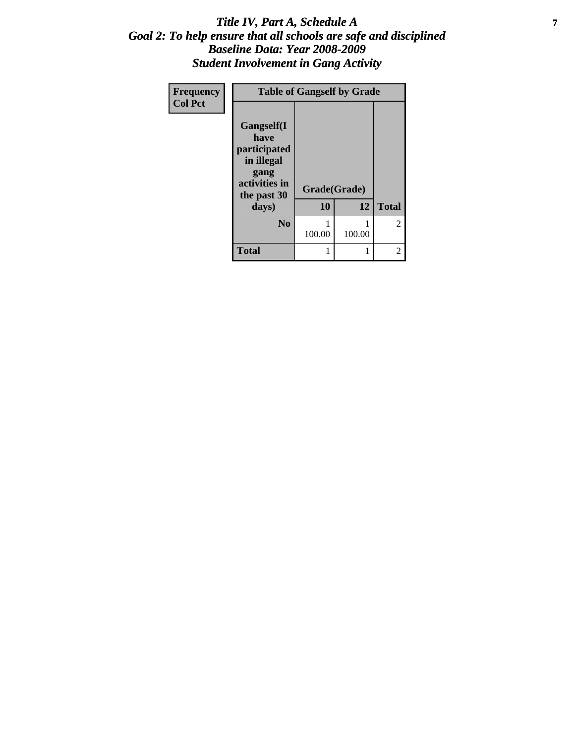# *Title IV, Part A, Schedule A*
## *Goal 2: To help ensure that all schools are safe and disciplined*
## *Baseline Data: Year 2008-2009*
## *Student Involvement in Gang Activity*

| Frequency<br>Col Pct |
|---|

**Table of Gangself by Grade**

| Gangself(I have participated in illegal gang activities in the past 30 days) | Grade(Grade) | | |
|---|---|---|---|
| | 10 | 12 | Total |
| No | 1<br>100.00 | 1<br>100.00 | 2 |
| Total | 1 | 1 | 2 |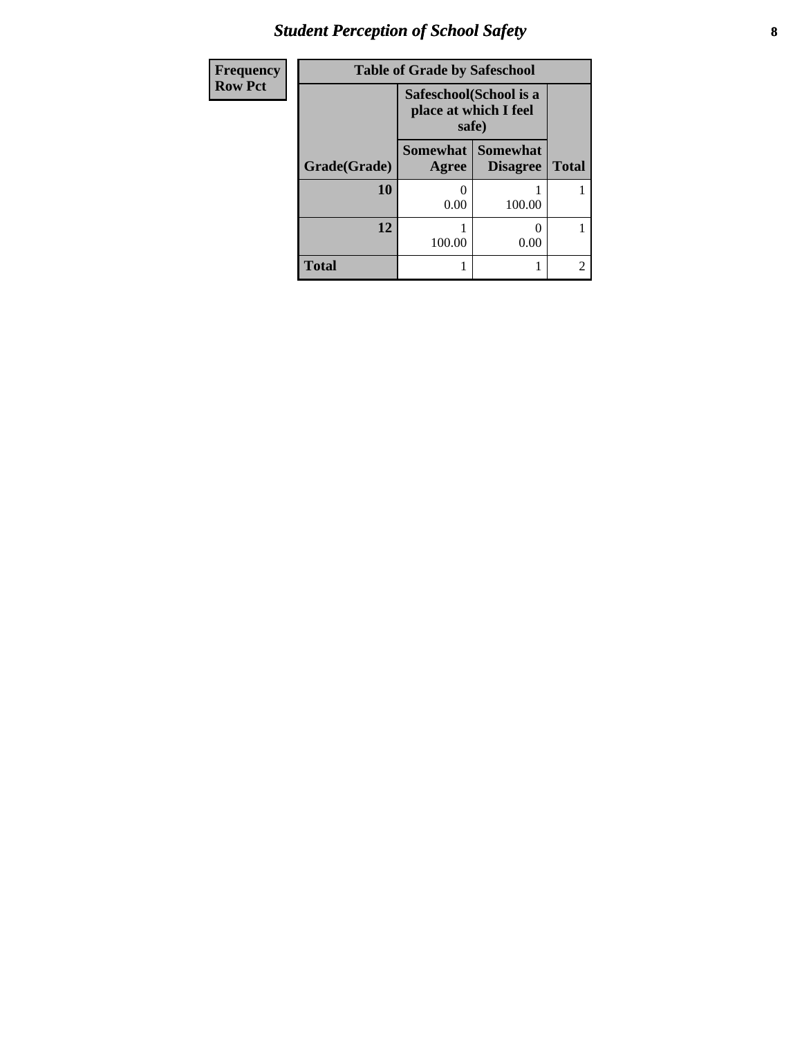| Frequency<br>Row Pct |
|---|

**Table of Grade by Safeschool**

| Grade(Grade) | Safeschool(School is a place at which I feel safe) | | Total |
|---|---|---|---|
| | Somewhat Agree | Somewhat Disagree | |
| 10 | 0<br>0.00 | 1<br>100.00 | 1 |
| 12 | 1<br>100.00 | 0<br>0.00 | 1 |
| Total | 1 | 1 | 2 |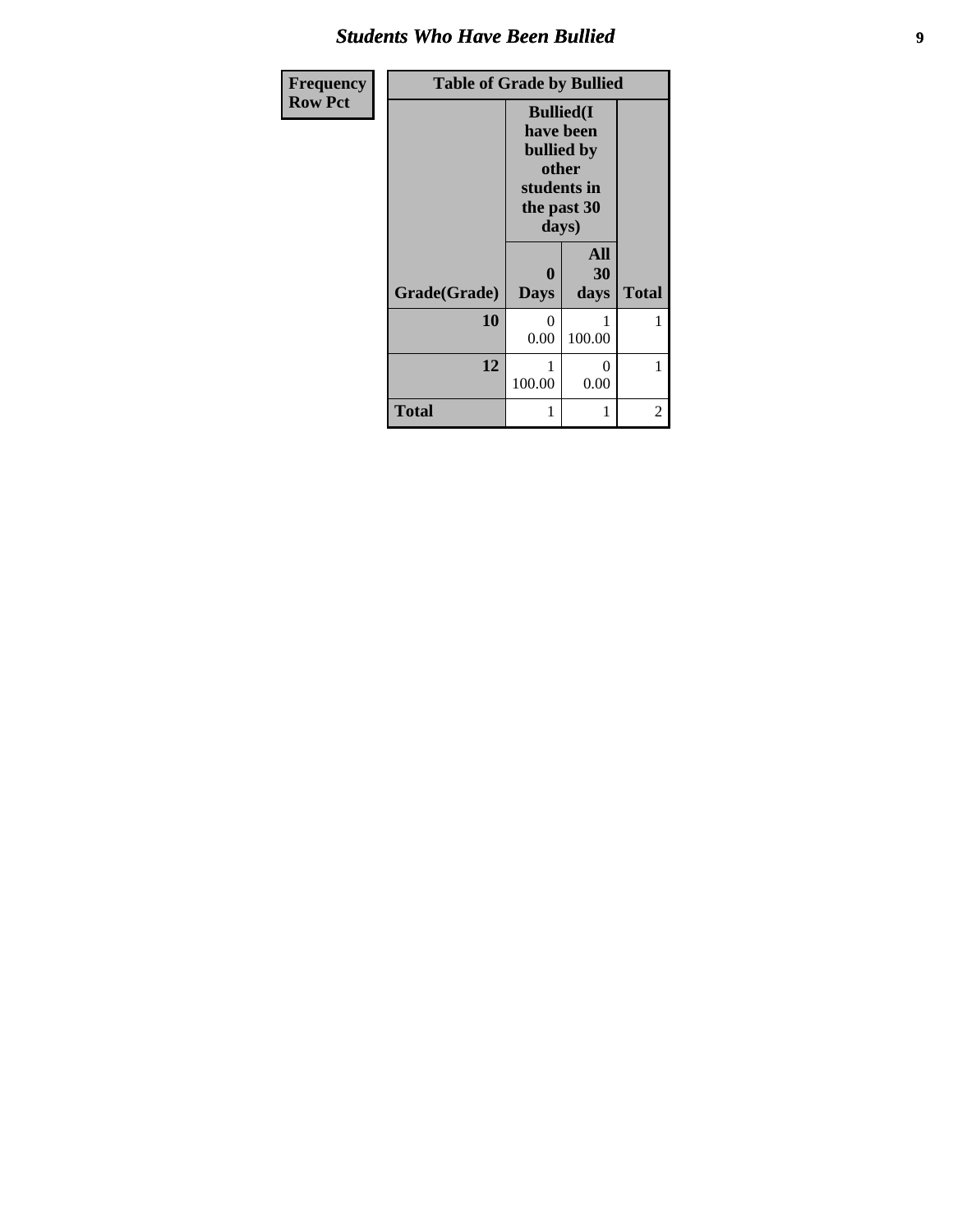| Frequency<br>Row Pct |
|---|

| Table of Grade by Bullied | | | |
|---|---|---|---|
| | Bullied(I have been bullied by other students in the past 30 days) | | |
| Grade(Grade) | 0 Days | All 30 days | Total |
| 10 | 0<br>0.00 | 1<br>100.00 | 1 |
| 12 | 1<br>100.00 | 0<br>0.00 | 1 |
| Total | 1 | 1 | 2 |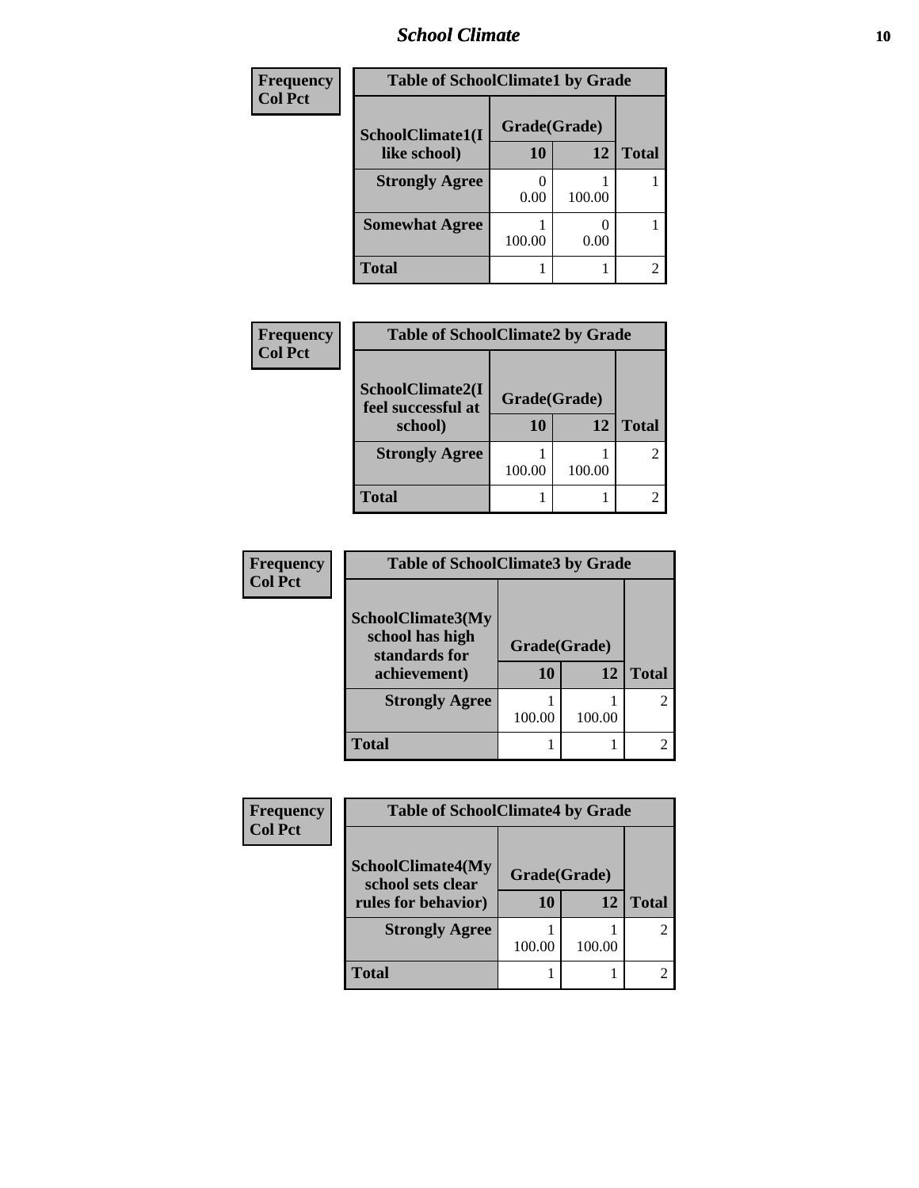## School Climate

| Frequency<br>Col Pct | Table of SchoolClimate1 by Grade | | |
|---|---|---|---|
| SchoolClimate1(I like school) | Grade(Grade) | | |
| | 10 | 12 | Total |
| Strongly Agree | 0<br>0.00 | 1<br>100.00 | 1 |
| Somewhat Agree | 1<br>100.00 | 0<br>0.00 | 1 |
| Total | 1 | 1 | 2 |

| Frequency<br>Col Pct | Table of SchoolClimate2 by Grade | | |
|---|---|---|---|
| SchoolClimate2(I feel successful at school) | Grade(Grade) | | |
| | 10 | 12 | Total |
| Strongly Agree | 1<br>100.00 | 1<br>100.00 | 2 |
| Total | 1 | 1 | 2 |

| Frequency<br>Col Pct | Table of SchoolClimate3 by Grade | | |
|---|---|---|---|
| SchoolClimate3(My school has high standards for achievement) | Grade(Grade) | | |
| | 10 | 12 | Total |
| Strongly Agree | 1<br>100.00 | 1<br>100.00 | 2 |
| Total | 1 | 1 | 2 |

| Frequency<br>Col Pct | Table of SchoolClimate4 by Grade | | |
|---|---|---|---|
| SchoolClimate4(My school sets clear rules for behavior) | Grade(Grade) | | |
| | 10 | 12 | Total |
| Strongly Agree | 1<br>100.00 | 1<br>100.00 | 2 |
| Total | 1 | 1 | 2 |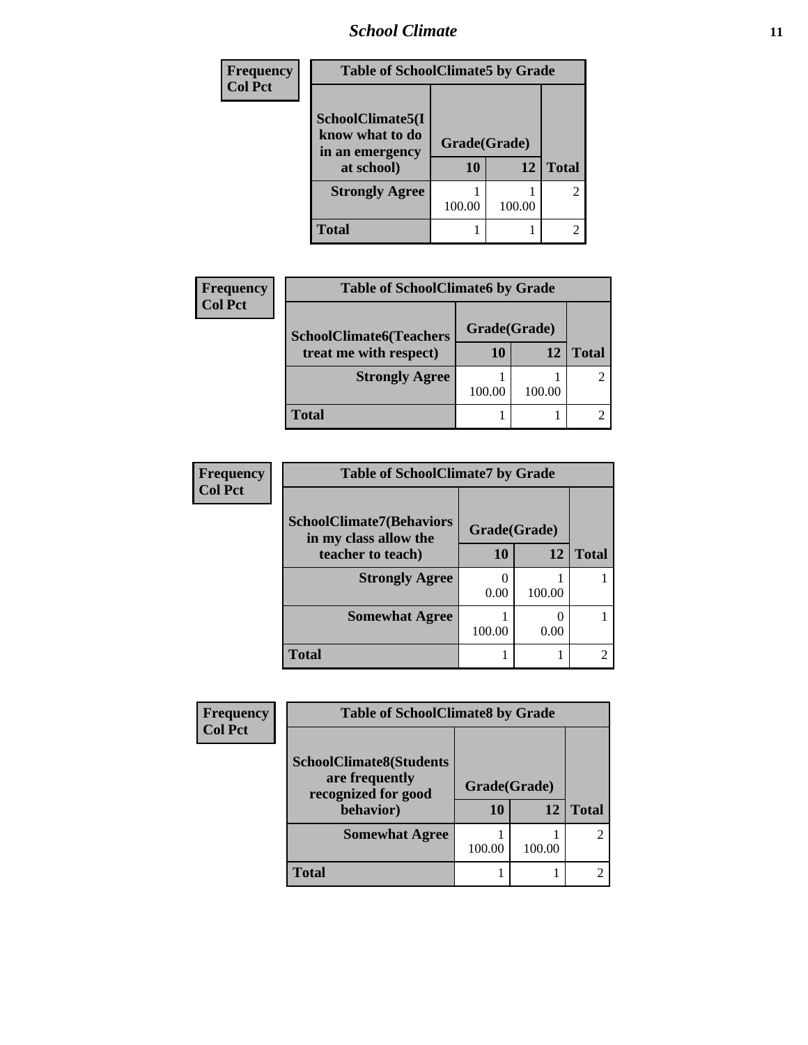| Frequency<br>Col Pct |
|---|

**Table of SchoolClimate5 by Grade**

| SchoolClimate5(I know what to do in an emergency at school) | Grade(Grade) | | |
|---|---|---|---|
| | 10 | 12 | Total |
| Strongly Agree | 1<br>100.00 | 1<br>100.00 | 2 |
| Total | 1 | 1 | 2 |

| Frequency<br>Col Pct |
|---|

**Table of SchoolClimate6 by Grade**

| SchoolClimate6(Teachers treat me with respect) | Grade(Grade) | | |
|---|---|---|---|
| | 10 | 12 | Total |
| Strongly Agree | 1<br>100.00 | 1<br>100.00 | 2 |
| Total | 1 | 1 | 2 |

| Frequency<br>Col Pct |
|---|

**Table of SchoolClimate7 by Grade**

| SchoolClimate7(Behaviors in my class allow the teacher to teach) | Grade(Grade) | | |
|---|---|---|---|
| | 10 | 12 | Total |
| Strongly Agree | 0<br>0.00 | 1<br>100.00 | 1 |
| Somewhat Agree | 1<br>100.00 | 0<br>0.00 | 1 |
| Total | 1 | 1 | 2 |

| Frequency<br>Col Pct |
|---|

**Table of SchoolClimate8 by Grade**

| SchoolClimate8(Students are frequently recognized for good behavior) | Grade(Grade) | | |
|---|---|---|---|
| | 10 | 12 | Total |
| Somewhat Agree | 1<br>100.00 | 1<br>100.00 | 2 |
| Total | 1 | 1 | 2 |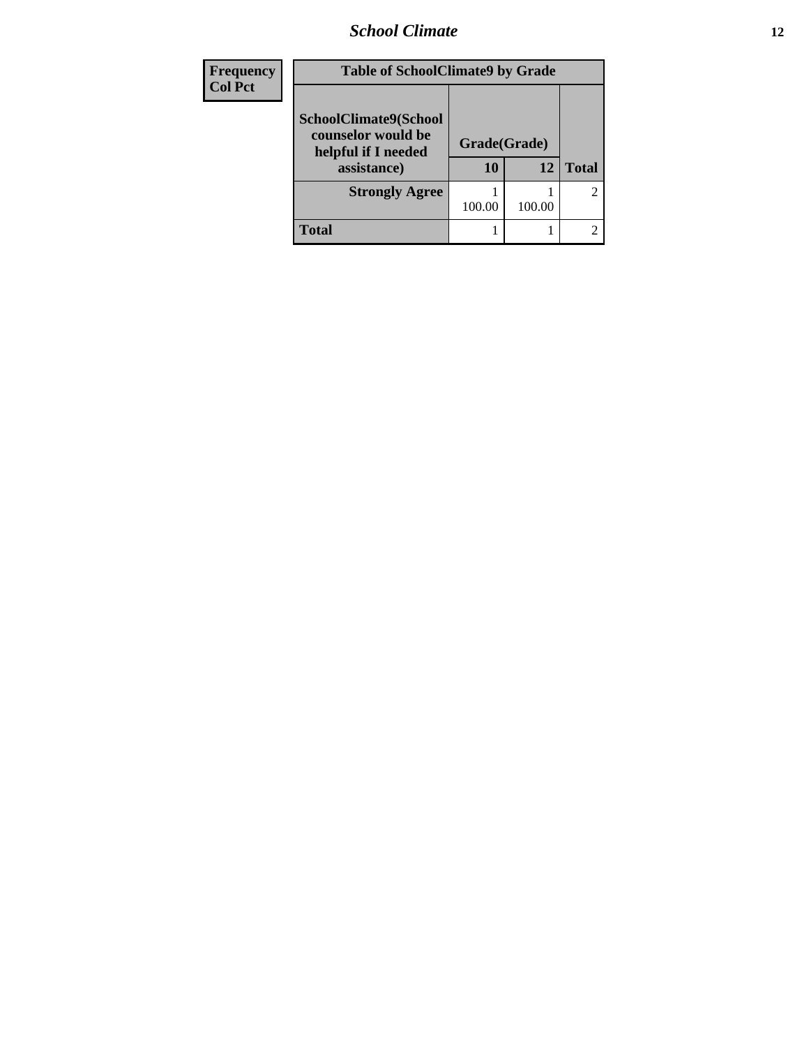| Frequency Col Pct |
|---|

**Table of SchoolClimate9 by Grade**

| SchoolClimate9(School counselor would be helpful if I needed assistance) | Grade(Grade) | | |
|---|---|---|---|
| | 10 | 12 | Total |
| Strongly Agree | 1<br>100.00 | 1<br>100.00 | 2 |
| Total | 1 | 1 | 2 |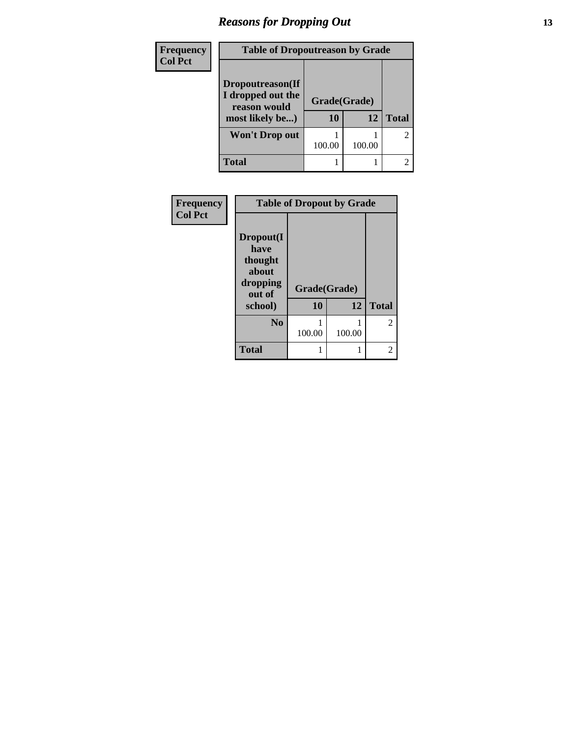# Reasons for Dropping Out

| Frequency<br>Col Pct | Table of Dropoutreason by Grade | | |
|---|---|---|---|
| **Dropoutreason(If I dropped out the reason would most likely be...)** | **Grade(Grade)** | | |
| | **10** | **12** | **Total** |
| **Won't Drop out** | 1<br>100.00 | 1<br>100.00 | 2 |
| **Total** | 1 | 1 | 2 |

| Frequency<br>Col Pct | Table of Dropout by Grade | | |
|---|---|---|---|
| **Dropout(I have thought about dropping out of school)** | **Grade(Grade)** | | |
| | **10** | **12** | **Total** |
| **No** | 1<br>100.00 | 1<br>100.00 | 2 |
| **Total** | 1 | 1 | 2 |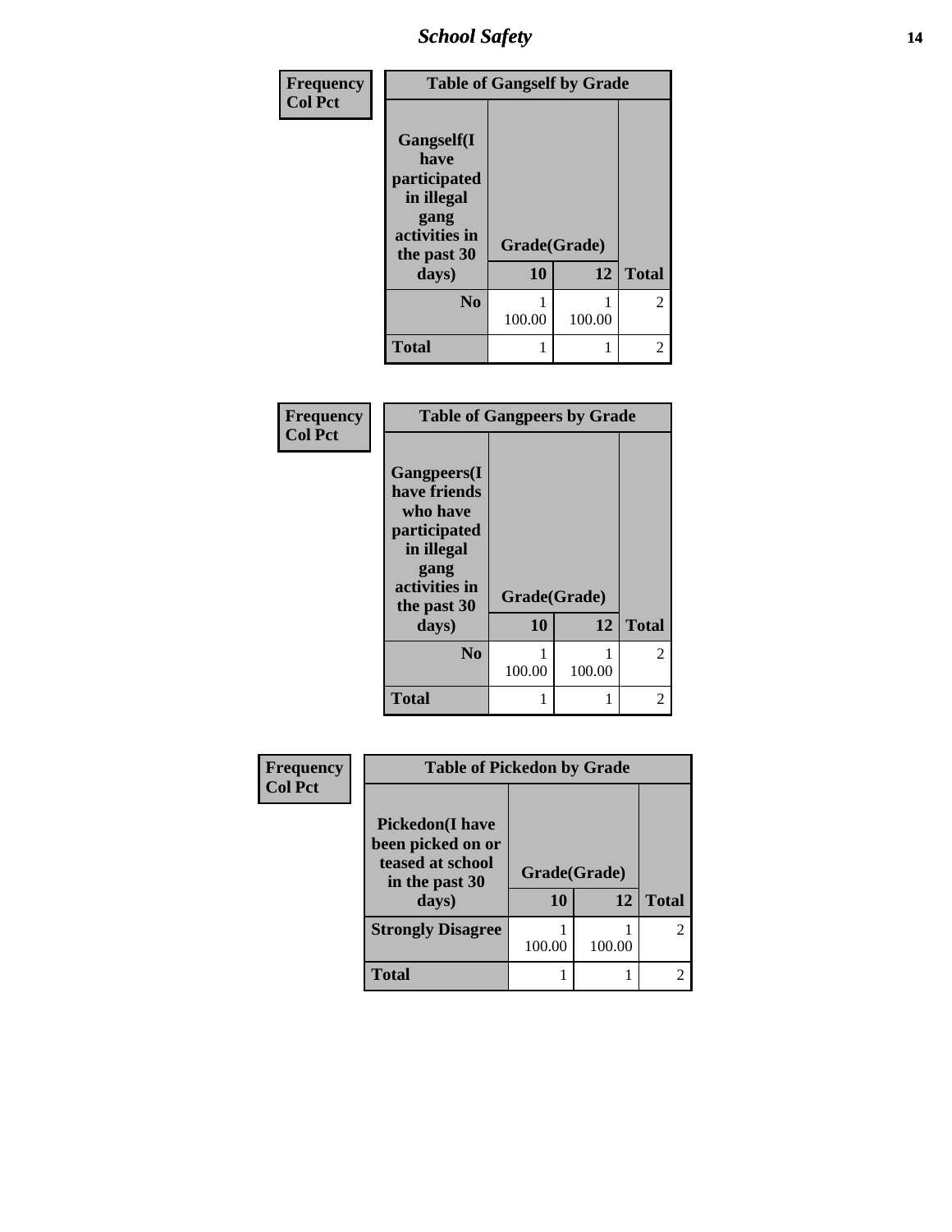| Frequency Col Pct | | | |
|---|---|---|---|
| **Table of Gangself by Grade** | | | |
| **Gangself(I have participated in illegal gang activities in the past 30 days)** | **Grade(Grade)** | | |
| | **10** | **12** | **Total** |
| **No** | 1<br>100.00 | 1<br>100.00 | 2 |
| **Total** | 1 | 1 | 2 |

| Frequency Col Pct | | | |
|---|---|---|---|
| **Table of Gangpeers by Grade** | | | |
| **Gangpeers(I have friends who have participated in illegal gang activities in the past 30 days)** | **Grade(Grade)** | | |
| | **10** | **12** | **Total** |
| **No** | 1<br>100.00 | 1<br>100.00 | 2 |
| **Total** | 1 | 1 | 2 |

| Frequency Col Pct | | | |
|---|---|---|---|
| **Table of Pickedon by Grade** | | | |
| **Pickedon(I have been picked on or teased at school in the past 30 days)** | **Grade(Grade)** | | |
| | **10** | **12** | **Total** |
| **Strongly Disagree** | 1<br>100.00 | 1<br>100.00 | 2 |
| **Total** | 1 | 1 | 2 |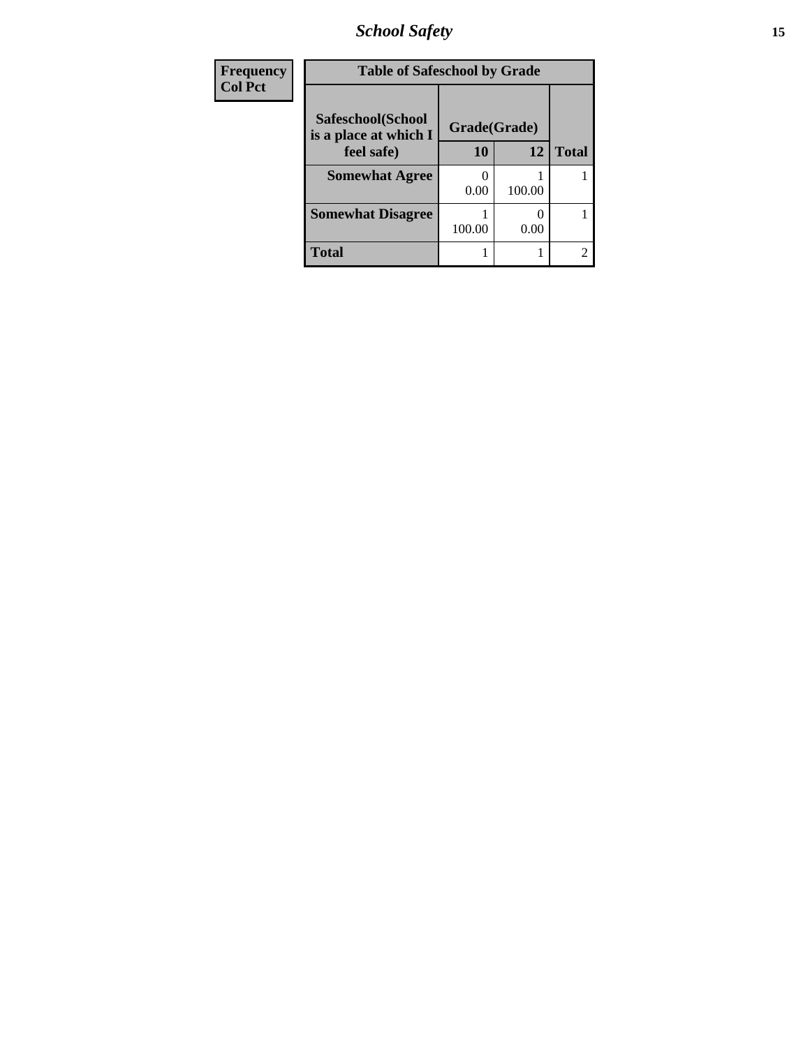| Frequency<br>Col Pct | | | |
|---|---|---|---|

**Table of Safeschool by Grade**

| Safeschool(School is a place at which I feel safe) | Grade(Grade) | | Total |
|---|---|---|---|
| | 10 | 12 | |
| **Somewhat Agree** | 0<br>0.00 | 1<br>100.00 | 1 |
| **Somewhat Disagree** | 1<br>100.00 | 0<br>0.00 | 1 |
| **Total** | 1 | 1 | 2 |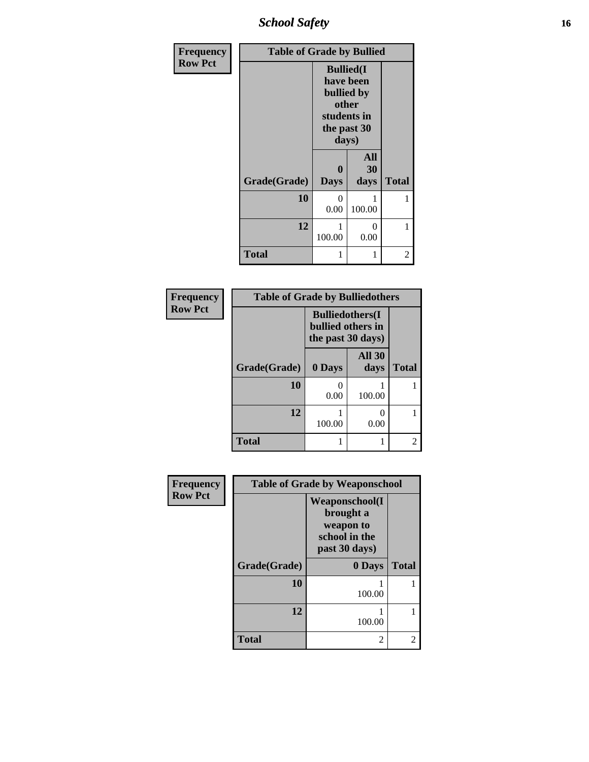| Frequency Row Pct | Table of Grade by Bullied | | |
|---|---|---|---|
| | Bullied(I have been bullied by other students in the past 30 days) | | |
| Grade(Grade) | 0 Days | All 30 days | Total |
| 10 | 0<br>0.00 | 1<br>100.00 | 1 |
| 12 | 1<br>100.00 | 0<br>0.00 | 1 |
| Total | 1 | 1 | 2 |

| Frequency Row Pct | Table of Grade by Bulliedothers | | |
|---|---|---|---|
| | Bulliedothers(I bullied others in the past 30 days) | | |
| Grade(Grade) | 0 Days | All 30 days | Total |
| 10 | 0<br>0.00 | 1<br>100.00 | 1 |
| 12 | 1<br>100.00 | 0<br>0.00 | 1 |
| Total | 1 | 1 | 2 |

| Frequency Row Pct | Table of Grade by Weaponschool | |
|---|---|---|
| | Weaponschool(I brought a weapon to school in the past 30 days) | |
| Grade(Grade) | 0 Days | Total |
| 10 | 1<br>100.00 | 1 |
| 12 | 1<br>100.00 | 1 |
| Total | 2 | 2 |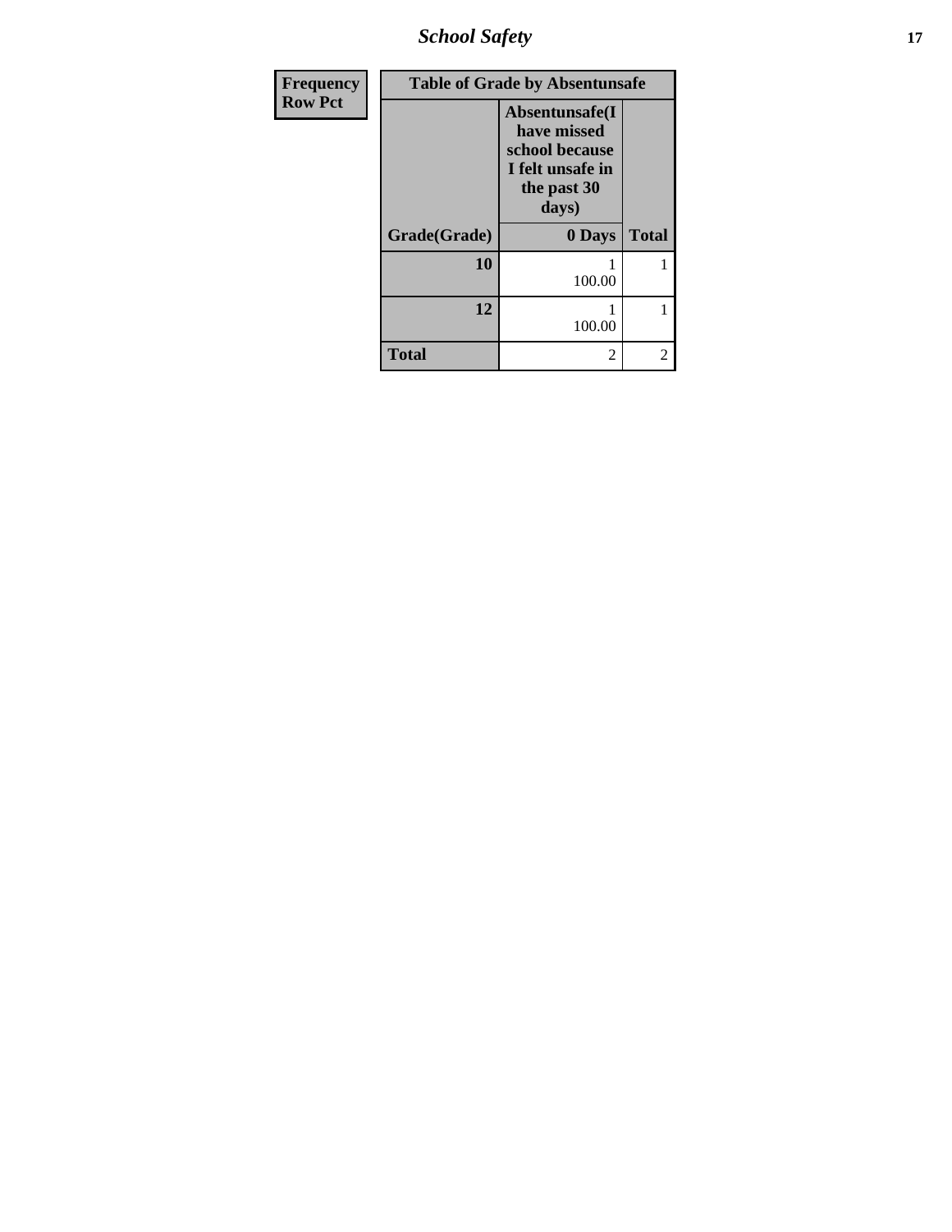| Frequency<br>Row Pct | Table of Grade by Absentunsafe | |
|---|---|---|
| | Absentunsafe(I have missed school because I felt unsafe in the past 30 days) | |
| Grade(Grade) | 0 Days | Total |
| 10 | 1<br>100.00 | 1 |
| 12 | 1<br>100.00 | 1 |
| Total | 2 | 2 |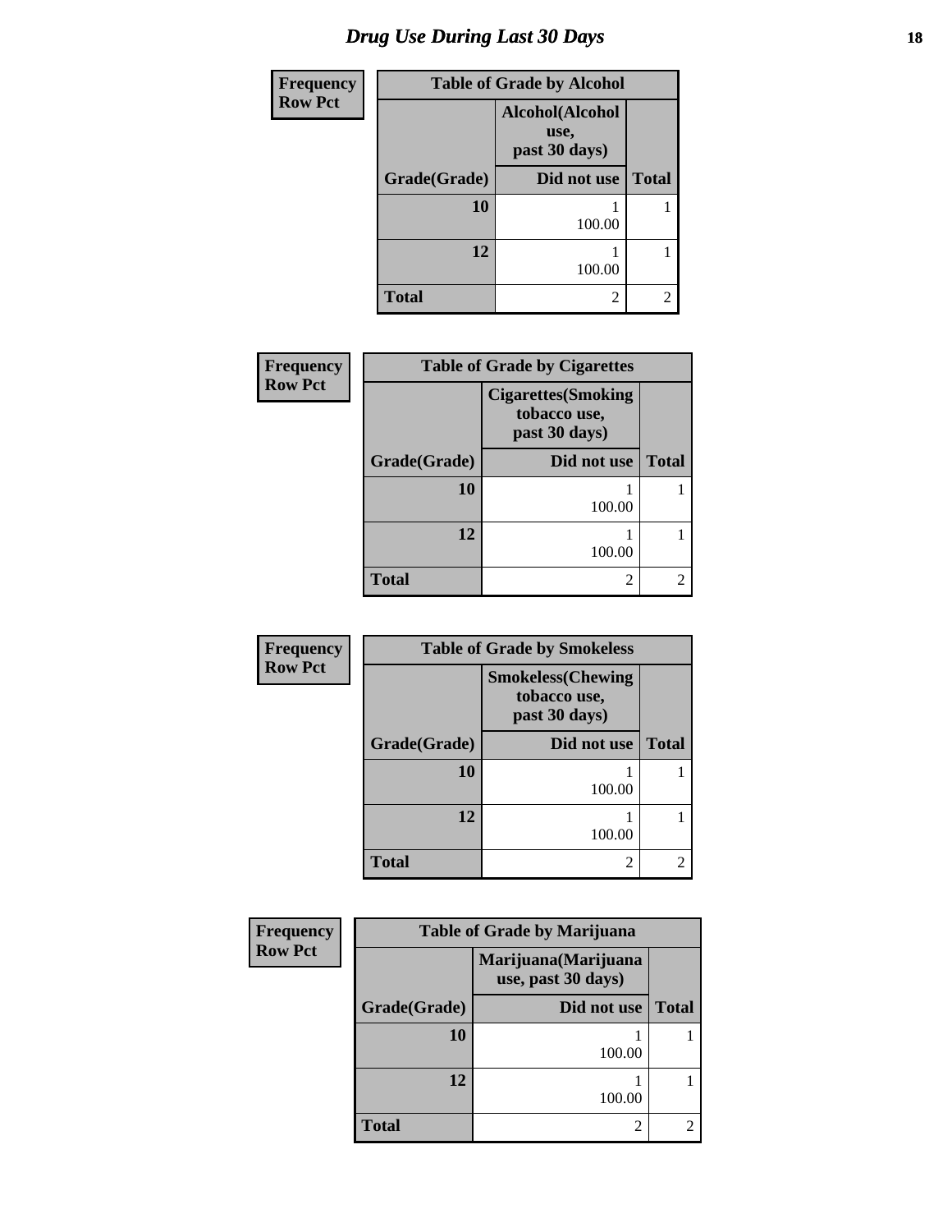# Drug Use During Last 30 Days

**Frequency**
**Row Pct**

| Table of Grade by Alcohol | | |
|---|---|---|
| | Alcohol(Alcohol use, past 30 days) | |
| Grade(Grade) | Did not use | Total |
| 10 | 1<br>100.00 | 1 |
| 12 | 1<br>100.00 | 1 |
| Total | 2 | 2 |

**Frequency**
**Row Pct**

| Table of Grade by Cigarettes | | |
|---|---|---|
| | Cigarettes(Smoking tobacco use, past 30 days) | |
| Grade(Grade) | Did not use | Total |
| 10 | 1<br>100.00 | 1 |
| 12 | 1<br>100.00 | 1 |
| Total | 2 | 2 |

**Frequency**
**Row Pct**

| Table of Grade by Smokeless | | |
|---|---|---|
| | Smokeless(Chewing tobacco use, past 30 days) | |
| Grade(Grade) | Did not use | Total |
| 10 | 1<br>100.00 | 1 |
| 12 | 1<br>100.00 | 1 |
| Total | 2 | 2 |

**Frequency**
**Row Pct**

| Table of Grade by Marijuana | | |
|---|---|---|
| | Marijuana(Marijuana use, past 30 days) | |
| Grade(Grade) | Did not use | Total |
| 10 | 1<br>100.00 | 1 |
| 12 | 1<br>100.00 | 1 |
| Total | 2 | 2 |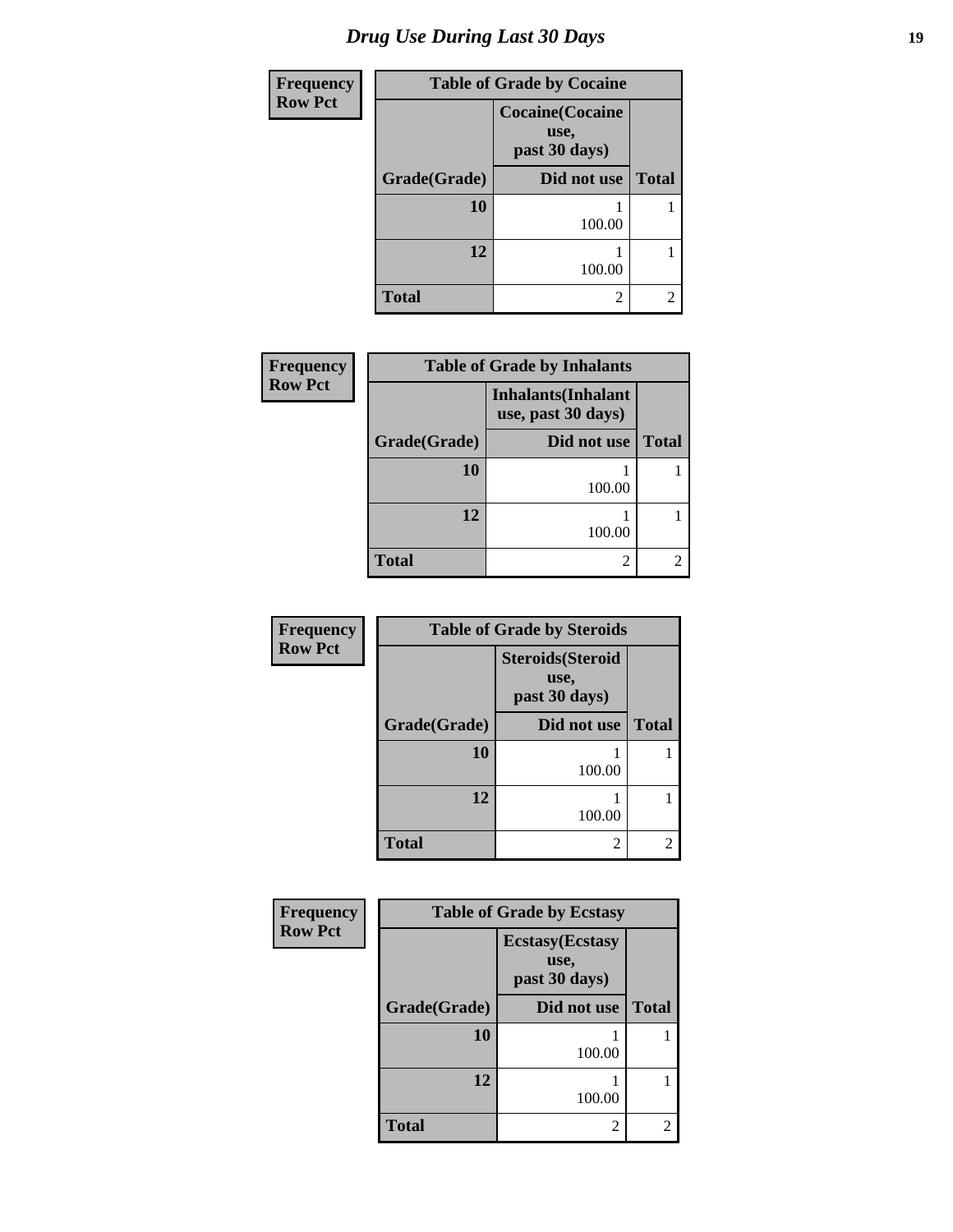# Drug Use During Last 30 Days

| Frequency<br>Row Pct | | |
|---|---|---|
| **Table of Grade by Cocaine** | | |
| | **Cocaine(Cocaine use, past 30 days)** | |
| **Grade(Grade)** | **Did not use** | **Total** |
| **10** | 1<br>100.00 | 1 |
| **12** | 1<br>100.00 | 1 |
| **Total** | 2 | 2 |

| Frequency<br>Row Pct | | |
|---|---|---|
| **Table of Grade by Inhalants** | | |
| | **Inhalants(Inhalant use, past 30 days)** | |
| **Grade(Grade)** | **Did not use** | **Total** |
| **10** | 1<br>100.00 | 1 |
| **12** | 1<br>100.00 | 1 |
| **Total** | 2 | 2 |

| Frequency<br>Row Pct | | |
|---|---|---|
| **Table of Grade by Steroids** | | |
| | **Steroids(Steroid use, past 30 days)** | |
| **Grade(Grade)** | **Did not use** | **Total** |
| **10** | 1<br>100.00 | 1 |
| **12** | 1<br>100.00 | 1 |
| **Total** | 2 | 2 |

| Frequency<br>Row Pct | | |
|---|---|---|
| **Table of Grade by Ecstasy** | | |
| | **Ecstasy(Ecstasy use, past 30 days)** | |
| **Grade(Grade)** | **Did not use** | **Total** |
| **10** | 1<br>100.00 | 1 |
| **12** | 1<br>100.00 | 1 |
| **Total** | 2 | 2 |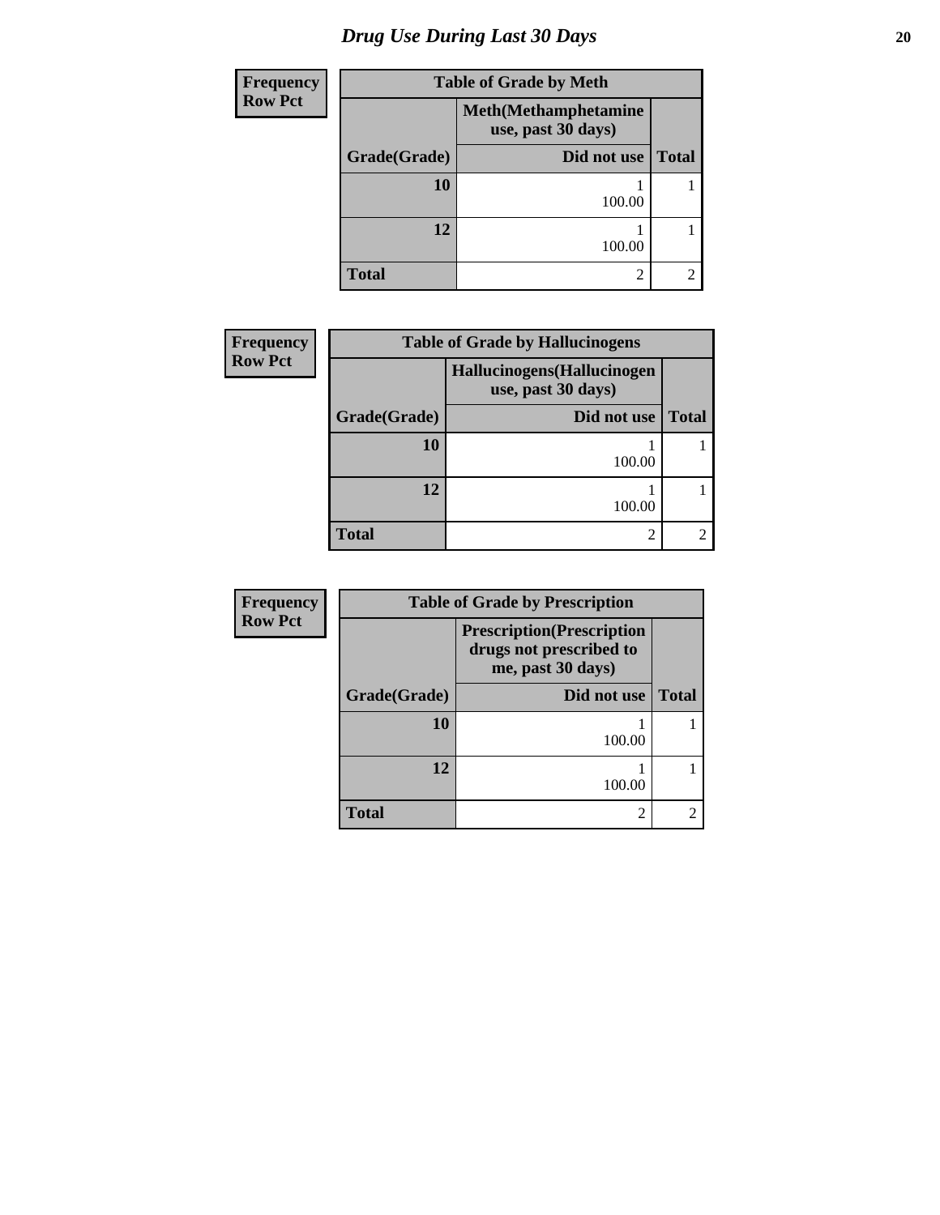# Drug Use During Last 30 Days

| Frequency Row Pct | | |
|---|---|---|
| **Table of Grade by Meth** | | |
| | **Meth(Methamphetamine use, past 30 days)** | |
| **Grade(Grade)** | **Did not use** | **Total** |
| **10** | 1<br>100.00 | 1 |
| **12** | 1<br>100.00 | 1 |
| **Total** | 2 | 2 |

| Frequency Row Pct | | |
|---|---|---|
| **Table of Grade by Hallucinogens** | | |
| | **Hallucinogens(Hallucinogen use, past 30 days)** | |
| **Grade(Grade)** | **Did not use** | **Total** |
| **10** | 1<br>100.00 | 1 |
| **12** | 1<br>100.00 | 1 |
| **Total** | 2 | 2 |

| Frequency Row Pct | | |
|---|---|---|
| **Table of Grade by Prescription** | | |
| | **Prescription(Prescription drugs not prescribed to me, past 30 days)** | |
| **Grade(Grade)** | **Did not use** | **Total** |
| **10** | 1<br>100.00 | 1 |
| **12** | 1<br>100.00 | 1 |
| **Total** | 2 | 2 |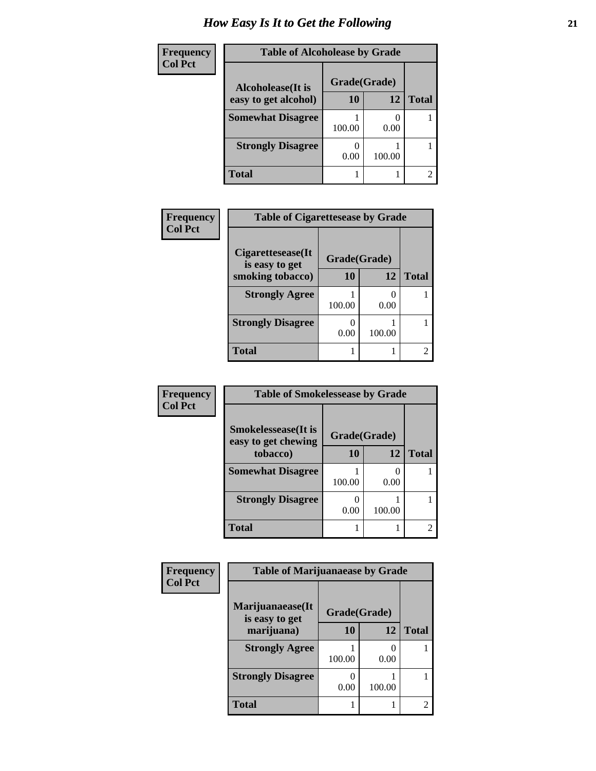# How Easy Is It to Get the Following

**Frequency**
**Col Pct**

| Table of Alcoholease by Grade | | | |
|---|---|---|---|
| **Alcoholease(It is easy to get alcohol)** | **Grade(Grade)** | | |
| | **10** | **12** | **Total** |
| **Somewhat Disagree** | 1<br>100.00 | 0<br>0.00 | 1 |
| **Strongly Disagree** | 0<br>0.00 | 1<br>100.00 | 1 |
| **Total** | 1 | 1 | 2 |

**Frequency**
**Col Pct**

| Table of Cigarettesease by Grade | | | |
|---|---|---|---|
| **Cigarettesease(It is easy to get smoking tobacco)** | **Grade(Grade)** | | |
| | **10** | **12** | **Total** |
| **Strongly Agree** | 1<br>100.00 | 0<br>0.00 | 1 |
| **Strongly Disagree** | 0<br>0.00 | 1<br>100.00 | 1 |
| **Total** | 1 | 1 | 2 |

**Frequency**
**Col Pct**

| Table of Smokelessease by Grade | | | |
|---|---|---|---|
| **Smokelessease(It is easy to get chewing tobacco)** | **Grade(Grade)** | | |
| | **10** | **12** | **Total** |
| **Somewhat Disagree** | 1<br>100.00 | 0<br>0.00 | 1 |
| **Strongly Disagree** | 0<br>0.00 | 1<br>100.00 | 1 |
| **Total** | 1 | 1 | 2 |

**Frequency**
**Col Pct**

| Table of Marijuanaease by Grade | | | |
|---|---|---|---|
| **Marijuanaease(It is easy to get marijuana)** | **Grade(Grade)** | | |
| | **10** | **12** | **Total** |
| **Strongly Agree** | 1<br>100.00 | 0<br>0.00 | 1 |
| **Strongly Disagree** | 0<br>0.00 | 1<br>100.00 | 1 |
| **Total** | 1 | 1 | 2 |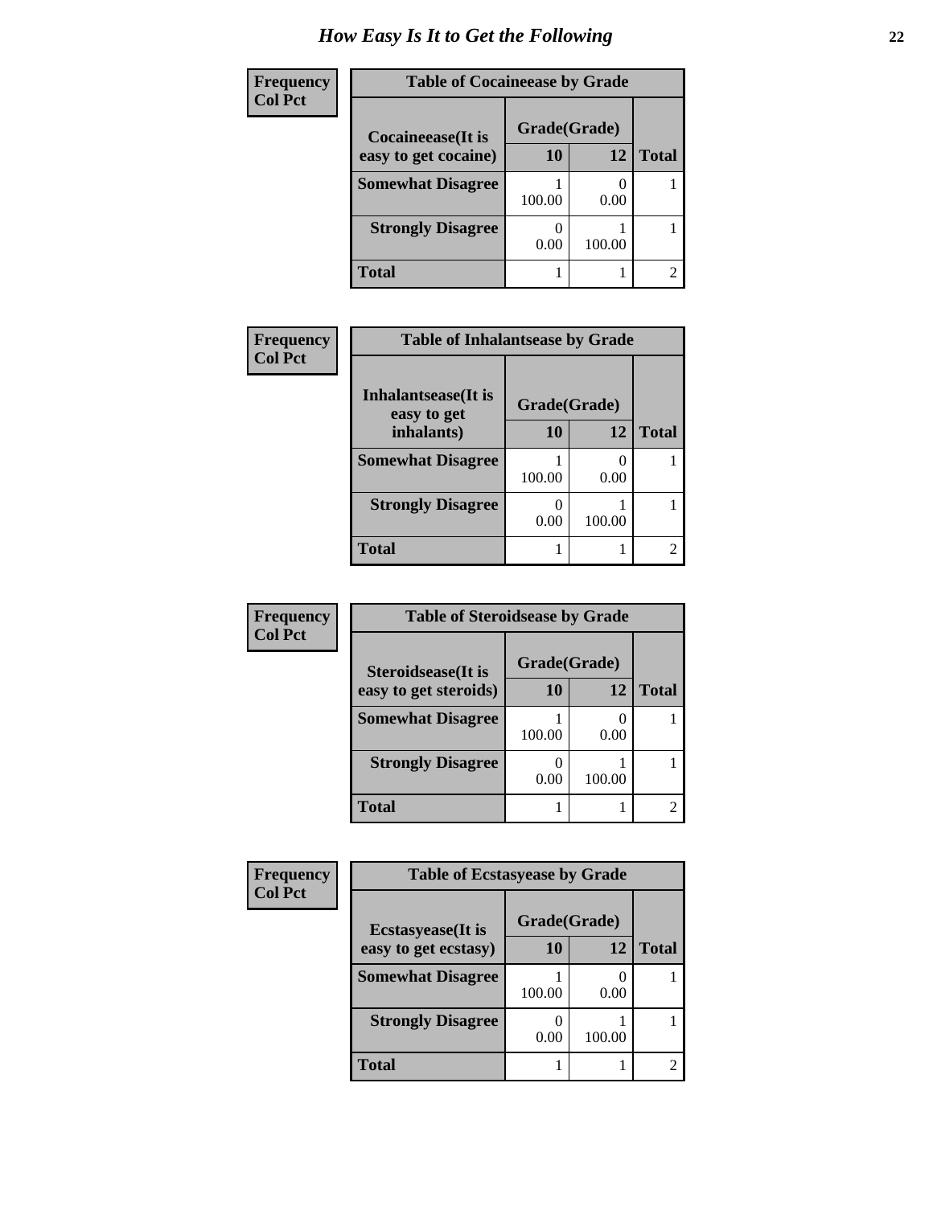# How Easy Is It to Get the Following

**Frequency**
**Col Pct**

| Table of Cocaineease by Grade | | | |
|---|---|---|---|
| Cocaineease(It is easy to get cocaine) | Grade(Grade) | | Total |
| | 10 | 12 | |
| Somewhat Disagree | 1<br>100.00 | 0<br>0.00 | 1 |
| Strongly Disagree | 0<br>0.00 | 1<br>100.00 | 1 |
| Total | 1 | 1 | 2 |

**Frequency**
**Col Pct**

| Table of Inhalantsease by Grade | | | |
|---|---|---|---|
| Inhalantsease(It is easy to get inhalants) | Grade(Grade) | | Total |
| | 10 | 12 | |
| Somewhat Disagree | 1<br>100.00 | 0<br>0.00 | 1 |
| Strongly Disagree | 0<br>0.00 | 1<br>100.00 | 1 |
| Total | 1 | 1 | 2 |

**Frequency**
**Col Pct**

| Table of Steroidsease by Grade | | | |
|---|---|---|---|
| Steroidsease(It is easy to get steroids) | Grade(Grade) | | Total |
| | 10 | 12 | |
| Somewhat Disagree | 1<br>100.00 | 0<br>0.00 | 1 |
| Strongly Disagree | 0<br>0.00 | 1<br>100.00 | 1 |
| Total | 1 | 1 | 2 |

**Frequency**
**Col Pct**

| Table of Ecstasyease by Grade | | | |
|---|---|---|---|
| Ecstasyease(It is easy to get ecstasy) | Grade(Grade) | | Total |
| | 10 | 12 | |
| Somewhat Disagree | 1<br>100.00 | 0<br>0.00 | 1 |
| Strongly Disagree | 0<br>0.00 | 1<br>100.00 | 1 |
| Total | 1 | 1 | 2 |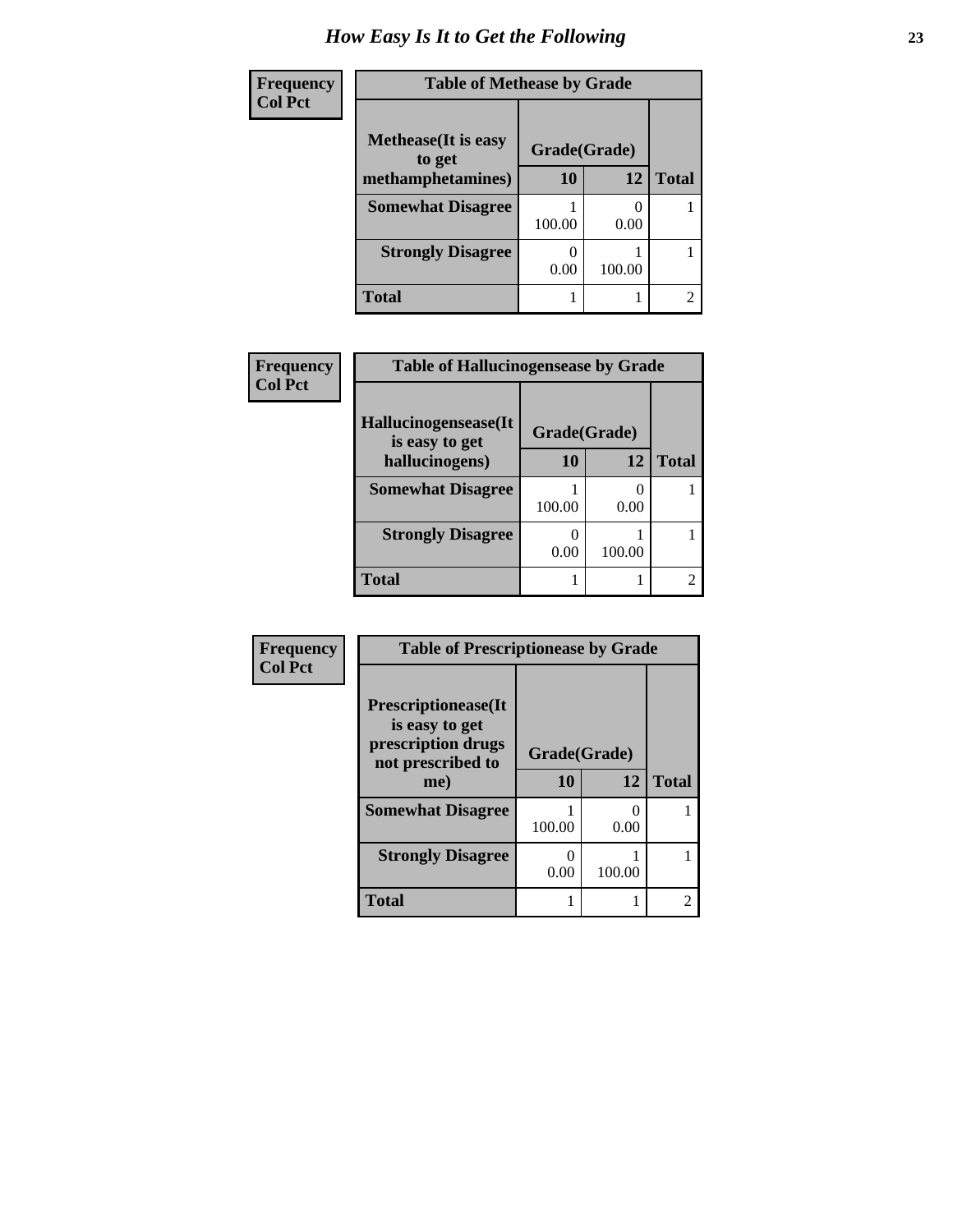# How Easy Is It to Get the Following

**Frequency**
**Col Pct**

| Table of Methease by Grade | | | |
|---|---|---|---|
| **Methease(It is easy to get methamphetamines)** | **Grade(Grade)** | | |
| | **10** | **12** | **Total** |
| **Somewhat Disagree** | 1<br>100.00 | 0<br>0.00 | 1 |
| **Strongly Disagree** | 0<br>0.00 | 1<br>100.00 | 1 |
| **Total** | 1 | 1 | 2 |

**Frequency**
**Col Pct**

| Table of Hallucinogensease by Grade | | | |
|---|---|---|---|
| **Hallucinogensease(It is easy to get hallucinogens)** | **Grade(Grade)** | | |
| | **10** | **12** | **Total** |
| **Somewhat Disagree** | 1<br>100.00 | 0<br>0.00 | 1 |
| **Strongly Disagree** | 0<br>0.00 | 1<br>100.00 | 1 |
| **Total** | 1 | 1 | 2 |

**Frequency**
**Col Pct**

| Table of Prescriptionease by Grade | | | |
|---|---|---|---|
| **Prescriptionease(It is easy to get prescription drugs not prescribed to me)** | **Grade(Grade)** | | |
| | **10** | **12** | **Total** |
| **Somewhat Disagree** | 1<br>100.00 | 0<br>0.00 | 1 |
| **Strongly Disagree** | 0<br>0.00 | 1<br>100.00 | 1 |
| **Total** | 1 | 1 | 2 |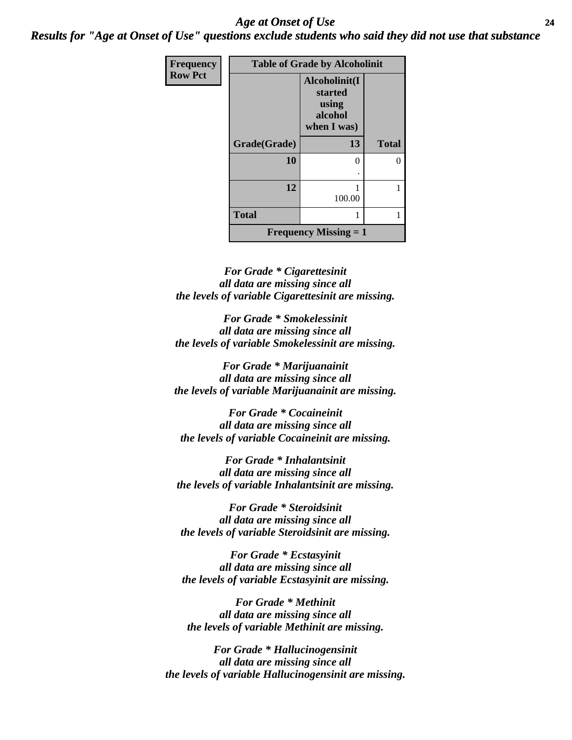# *Age at Onset of Use*

## *Results for "Age at Onset of Use" questions exclude students who said they did not use that substance*

| Frequency<br>Row Pct | Table of Grade by Alcoholinit | |
|---|---|---|
| | Alcoholinit(I started using alcohol when I was) | |
| Grade(Grade) | 13 | Total |
| 10 | 0<br>. | 0 |
| 12 | 1<br>100.00 | 1 |
| Total | 1 | 1 |
| Frequency Missing = 1 | | |

*For Grade * Cigarettesinit all data are missing since all the levels of variable Cigarettesinit are missing.*

*For Grade * Smokelessinit all data are missing since all the levels of variable Smokelessinit are missing.*

*For Grade * Marijuanainit all data are missing since all the levels of variable Marijuanainit are missing.*

*For Grade * Cocaineinit all data are missing since all the levels of variable Cocaineinit are missing.*

*For Grade * Inhalantsinit all data are missing since all the levels of variable Inhalantsinit are missing.*

*For Grade * Steroidsinit all data are missing since all the levels of variable Steroidsinit are missing.*

*For Grade * Ecstasyinit all data are missing since all the levels of variable Ecstasyinit are missing.*

*For Grade * Methinit all data are missing since all the levels of variable Methinit are missing.*

*For Grade * Hallucinogensinit all data are missing since all the levels of variable Hallucinogensinit are missing.*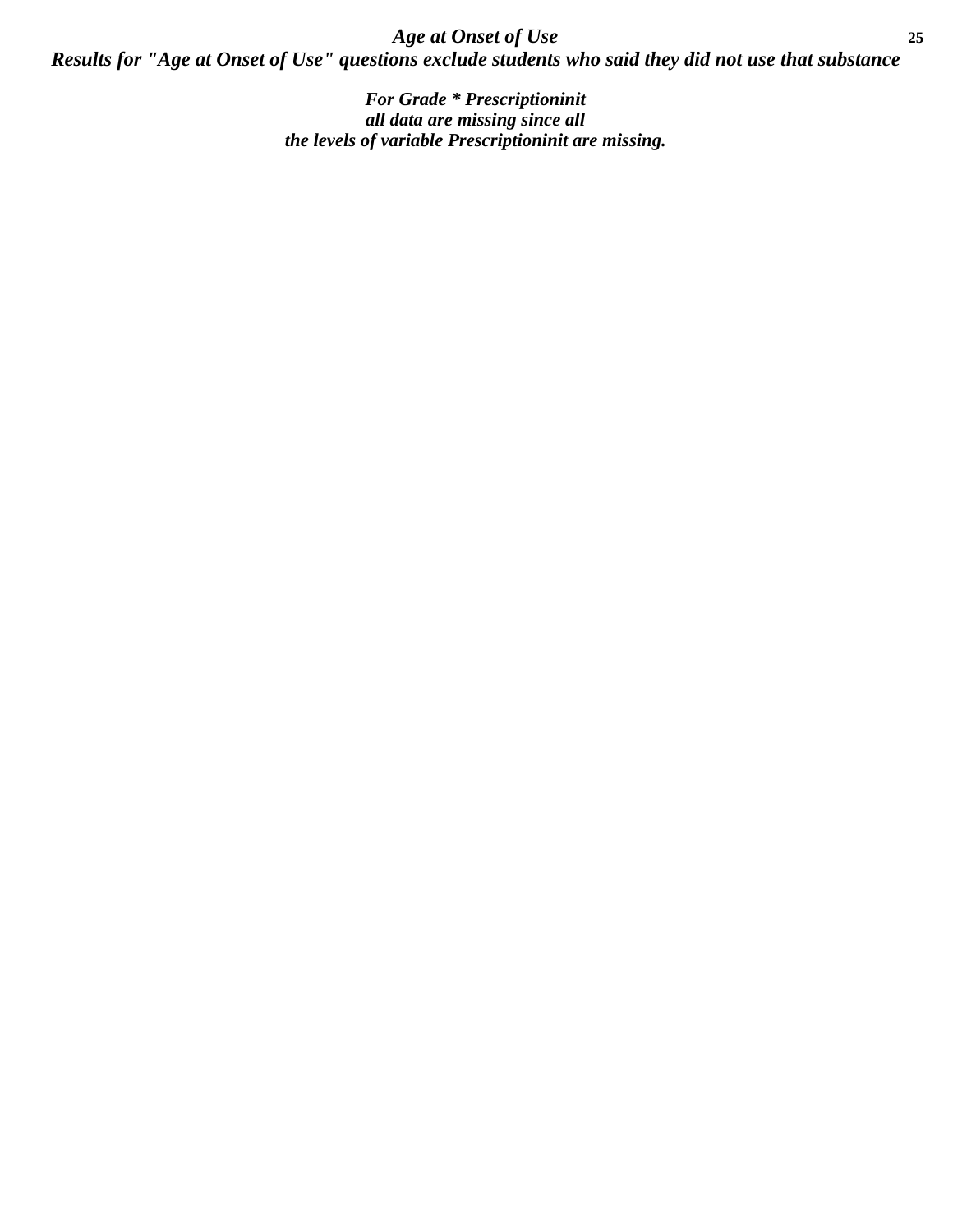## *Age at Onset of Use*

***Results for "Age at Onset of Use" questions exclude students who said they did not use that substance***

***For Grade * Prescriptioninit***
***all data are missing since all***
***the levels of variable Prescriptioninit are missing.***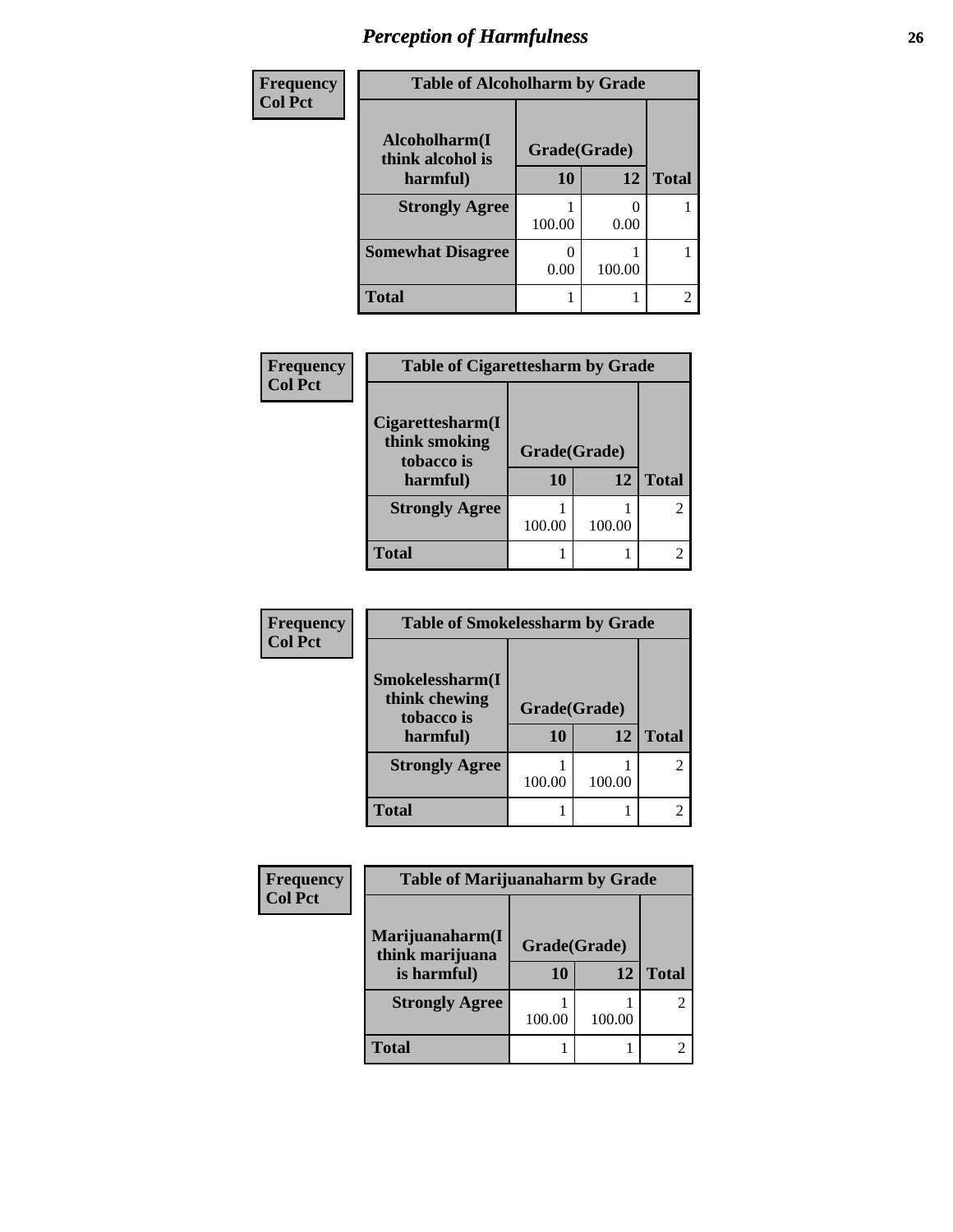# Perception of Harmfulness

**Frequency**
**Col Pct**

| Table of Alcoholharm by Grade | | | |
|---|---|---|---|
| Alcoholharm(I think alcohol is harmful) | Grade(Grade) | | |
| | 10 | 12 | Total |
| Strongly Agree | 1<br>100.00 | 0<br>0.00 | 1 |
| Somewhat Disagree | 0<br>0.00 | 1<br>100.00 | 1 |
| Total | 1 | 1 | 2 |

**Frequency**
**Col Pct**

| Table of Cigarettesharm by Grade | | | |
|---|---|---|---|
| Cigarettesharm(I think smoking tobacco is harmful) | Grade(Grade) | | |
| | 10 | 12 | Total |
| Strongly Agree | 1<br>100.00 | 1<br>100.00 | 2 |
| Total | 1 | 1 | 2 |

**Frequency**
**Col Pct**

| Table of Smokelessharm by Grade | | | |
|---|---|---|---|
| Smokelessharm(I think chewing tobacco is harmful) | Grade(Grade) | | |
| | 10 | 12 | Total |
| Strongly Agree | 1<br>100.00 | 1<br>100.00 | 2 |
| Total | 1 | 1 | 2 |

**Frequency**
**Col Pct**

| Table of Marijuanaharm by Grade | | | |
|---|---|---|---|
| Marijuanaharm(I think marijuana is harmful) | Grade(Grade) | | |
| | 10 | 12 | Total |
| Strongly Agree | 1<br>100.00 | 1<br>100.00 | 2 |
| Total | 1 | 1 | 2 |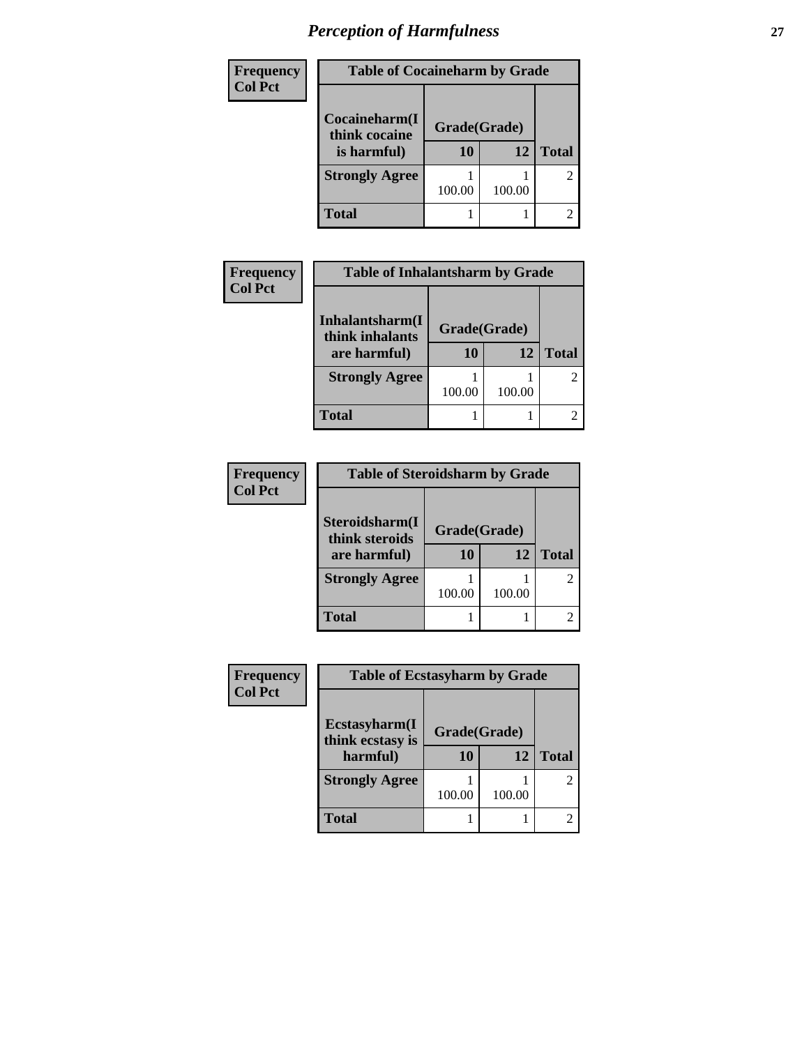# Perception of Harmfulness

Frequency
Col Pct

| Table of Cocaineharm by Grade | | | |
|---|---|---|---|
| Cocaineharm(I think cocaine is harmful) | Grade(Grade) | | |
| | 10 | 12 | Total |
| Strongly Agree | 1<br>100.00 | 1<br>100.00 | 2 |
| Total | 1 | 1 | 2 |

Frequency
Col Pct

| Table of Inhalantsharm by Grade | | | |
|---|---|---|---|
| Inhalantsharm(I think inhalants are harmful) | Grade(Grade) | | |
| | 10 | 12 | Total |
| Strongly Agree | 1<br>100.00 | 1<br>100.00 | 2 |
| Total | 1 | 1 | 2 |

Frequency
Col Pct

| Table of Steroidsharm by Grade | | | |
|---|---|---|---|
| Steroidsharm(I think steroids are harmful) | Grade(Grade) | | |
| | 10 | 12 | Total |
| Strongly Agree | 1<br>100.00 | 1<br>100.00 | 2 |
| Total | 1 | 1 | 2 |

Frequency
Col Pct

| Table of Ecstasyharm by Grade | | | |
|---|---|---|---|
| Ecstasyharm(I think ecstasy is harmful) | Grade(Grade) | | |
| | 10 | 12 | Total |
| Strongly Agree | 1<br>100.00 | 1<br>100.00 | 2 |
| Total | 1 | 1 | 2 |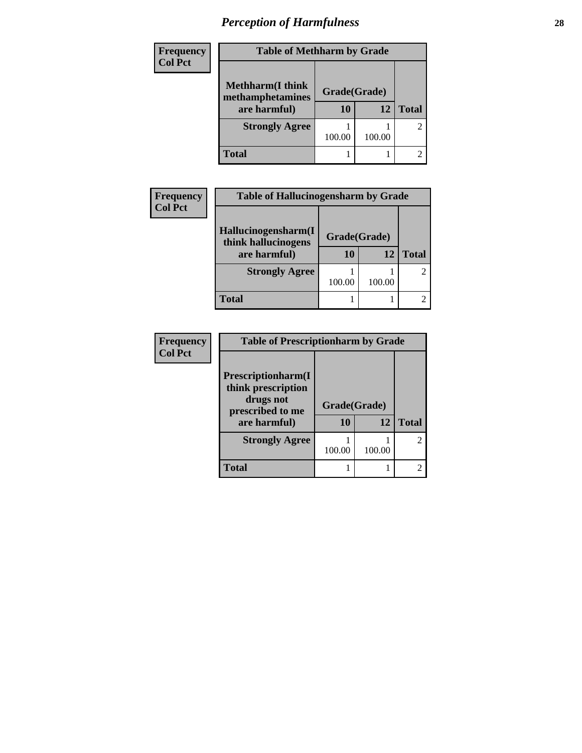# *Perception of Harmfulness*

| Frequency<br>Col Pct | Table of Methharm by Grade | | |
|---|---|---|---|
| Methharm(I think methamphetamines are harmful) | Grade(Grade) | | |
| | 10 | 12 | Total |
| Strongly Agree | 1<br>100.00 | 1<br>100.00 | 2 |
| Total | 1 | 1 | 2 |

| Frequency<br>Col Pct | Table of Hallucinogensharm by Grade | | |
|---|---|---|---|
| Hallucinogensharm(I think hallucinogens are harmful) | Grade(Grade) | | |
| | 10 | 12 | Total |
| Strongly Agree | 1<br>100.00 | 1<br>100.00 | 2 |
| Total | 1 | 1 | 2 |

| Frequency<br>Col Pct | Table of Prescriptionharm by Grade | | |
|---|---|---|---|
| Prescriptionharm(I think prescription drugs not prescribed to me are harmful) | Grade(Grade) | | |
| | 10 | 12 | Total |
| Strongly Agree | 1<br>100.00 | 1<br>100.00 | 2 |
| Total | 1 | 1 | 2 |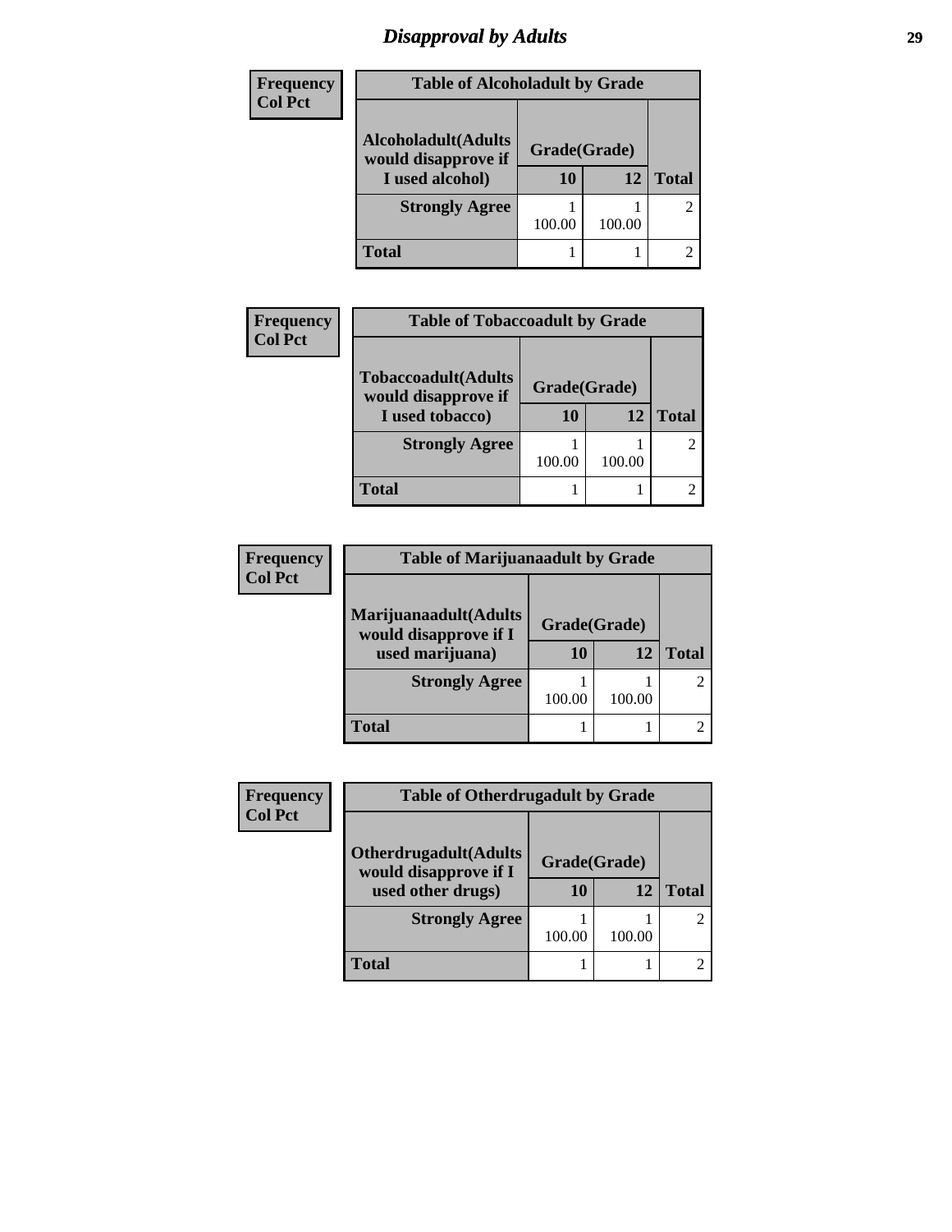# Disapproval by Adults

| Frequency<br>Col Pct | | | |
|---|---|---|---|
| **Table of Alcoholadult by Grade** | | | |
| **Alcoholadult(Adults would disapprove if I used alcohol)** | **Grade(Grade)** | | |
| | **10** | **12** | **Total** |
| **Strongly Agree** | 1<br>100.00 | 1<br>100.00 | 2 |
| **Total** | 1 | 1 | 2 |

| Frequency<br>Col Pct | | | |
|---|---|---|---|
| **Table of Tobaccoadult by Grade** | | | |
| **Tobaccoadult(Adults would disapprove if I used tobacco)** | **Grade(Grade)** | | |
| | **10** | **12** | **Total** |
| **Strongly Agree** | 1<br>100.00 | 1<br>100.00 | 2 |
| **Total** | 1 | 1 | 2 |

| Frequency<br>Col Pct | | | |
|---|---|---|---|
| **Table of Marijuanaadult by Grade** | | | |
| **Marijuanaadult(Adults would disapprove if I used marijuana)** | **Grade(Grade)** | | |
| | **10** | **12** | **Total** |
| **Strongly Agree** | 1<br>100.00 | 1<br>100.00 | 2 |
| **Total** | 1 | 1 | 2 |

| Frequency<br>Col Pct | | | |
|---|---|---|---|
| **Table of Otherdrugadult by Grade** | | | |
| **Otherdrugadult(Adults would disapprove if I used other drugs)** | **Grade(Grade)** | | |
| | **10** | **12** | **Total** |
| **Strongly Agree** | 1<br>100.00 | 1<br>100.00 | 2 |
| **Total** | 1 | 1 | 2 |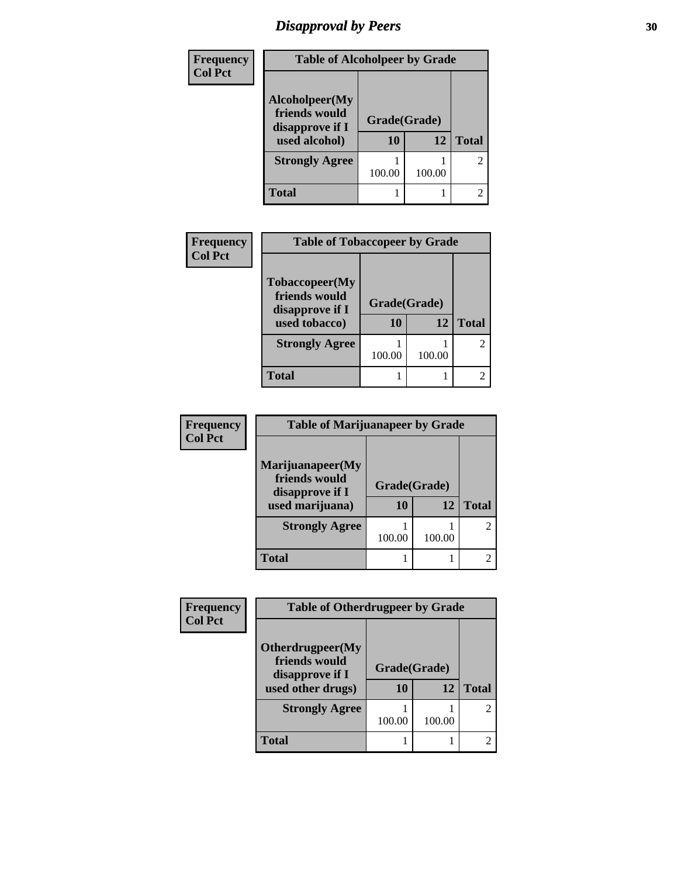## Disapproval by Peers

| Frequency<br>Col Pct |
|---|

**Table of Alcoholpeer by Grade**

| Alcoholpeer(My friends would disapprove if I used alcohol) | Grade(Grade) | | |
|---|---|---|---|
| | 10 | 12 | Total |
| Strongly Agree | 1<br>100.00 | 1<br>100.00 | 2 |
| Total | 1 | 1 | 2 |

| Frequency<br>Col Pct |
|---|

**Table of Tobaccopeer by Grade**

| Tobaccopeer(My friends would disapprove if I used tobacco) | Grade(Grade) | | |
|---|---|---|---|
| | 10 | 12 | Total |
| Strongly Agree | 1<br>100.00 | 1<br>100.00 | 2 |
| Total | 1 | 1 | 2 |

| Frequency<br>Col Pct |
|---|

**Table of Marijuanapeer by Grade**

| Marijuanapeer(My friends would disapprove if I used marijuana) | Grade(Grade) | | |
|---|---|---|---|
| | 10 | 12 | Total |
| Strongly Agree | 1<br>100.00 | 1<br>100.00 | 2 |
| Total | 1 | 1 | 2 |

| Frequency<br>Col Pct |
|---|

**Table of Otherdrugpeer by Grade**

| Otherdrugpeer(My friends would disapprove if I used other drugs) | Grade(Grade) | | |
|---|---|---|---|
| | 10 | 12 | Total |
| Strongly Agree | 1<br>100.00 | 1<br>100.00 | 2 |
| Total | 1 | 1 | 2 |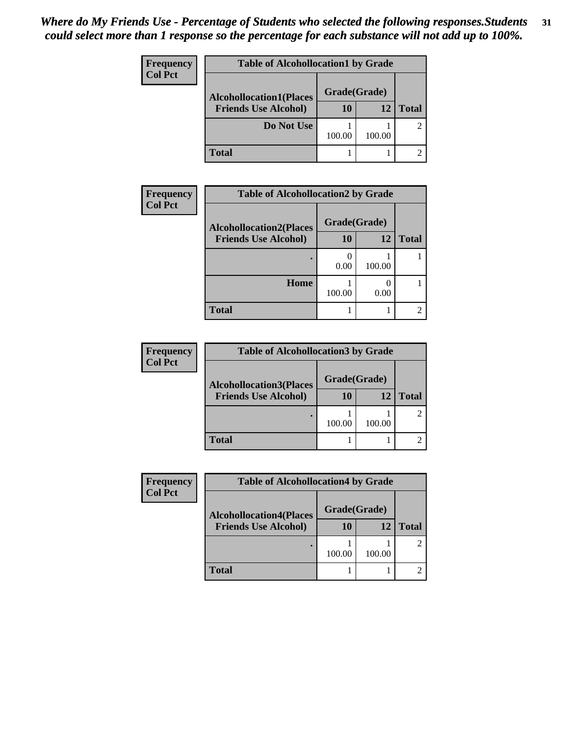*Where do My Friends Use - Percentage of Students who selected the following responses.Students could select more than 1 response so the percentage for each substance will not add up to 100%.*

**Table of Alcohollocation1 by Grade**

Frequency / Col Pct

| Alcohollocation1(Places Friends Use Alcohol) | Grade(Grade) 10 | 12 | Total |
|---|---|---|---|
| Do Not Use | 1<br>100.00 | 1<br>100.00 | 2 |
| Total | 1 | 1 | 2 |

**Table of Alcohollocation2 by Grade**

Frequency / Col Pct

| Alcohollocation2(Places Friends Use Alcohol) | Grade(Grade) 10 | 12 | Total |
|---|---|---|---|
| . | 0<br>0.00 | 1<br>100.00 | 1 |
| Home | 1<br>100.00 | 0<br>0.00 | 1 |
| Total | 1 | 1 | 2 |

**Table of Alcohollocation3 by Grade**

Frequency / Col Pct

| Alcohollocation3(Places Friends Use Alcohol) | Grade(Grade) 10 | 12 | Total |
|---|---|---|---|
| . | 1<br>100.00 | 1<br>100.00 | 2 |
| Total | 1 | 1 | 2 |

**Table of Alcohollocation4 by Grade**

Frequency / Col Pct

| Alcohollocation4(Places Friends Use Alcohol) | Grade(Grade) 10 | 12 | Total |
|---|---|---|---|
| . | 1<br>100.00 | 1<br>100.00 | 2 |
| Total | 1 | 1 | 2 |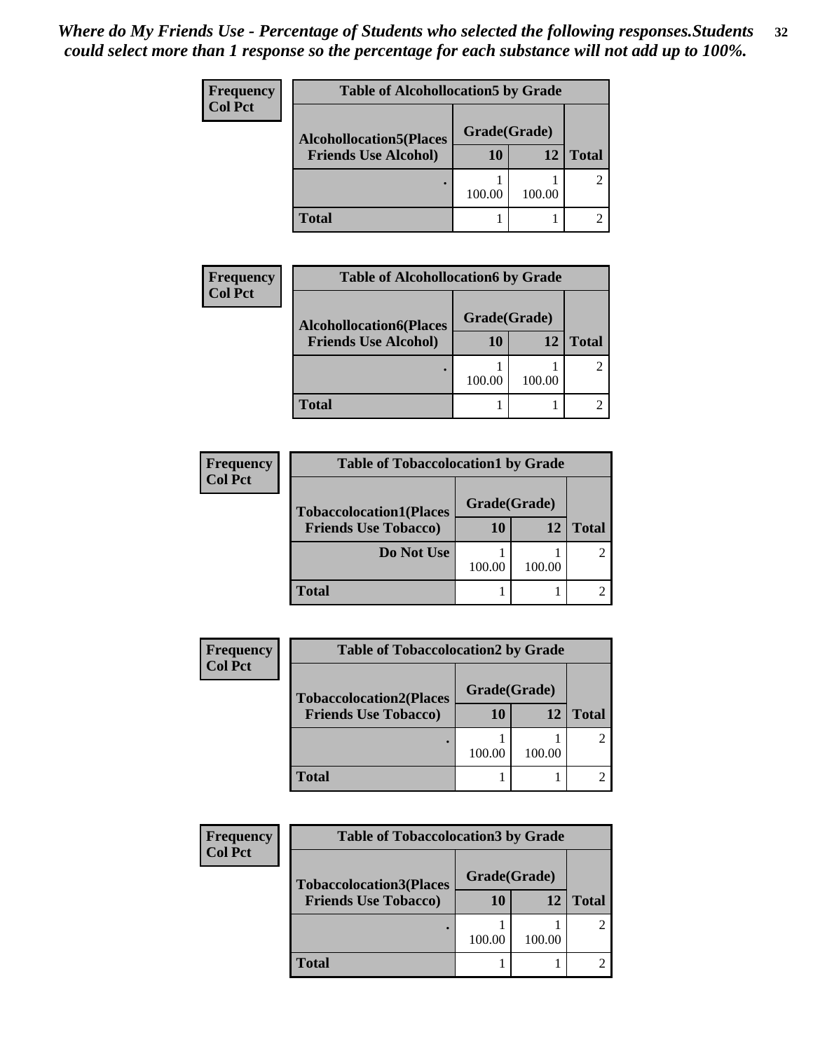*Where do My Friends Use - Percentage of Students who selected the following responses.Students could select more than 1 response so the percentage for each substance will not add up to 100%.*

Frequency
Col Pct

| Table of Alcohollocation5 by Grade | | | |
|---|---|---|---|
| Alcohollocation5(Places Friends Use Alcohol) | Grade(Grade) | | |
| | 10 | 12 | Total |
| . | 1<br>100.00 | 1<br>100.00 | 2 |
| Total | 1 | 1 | 2 |

Frequency
Col Pct

| Table of Alcohollocation6 by Grade | | | |
|---|---|---|---|
| Alcohollocation6(Places Friends Use Alcohol) | Grade(Grade) | | |
| | 10 | 12 | Total |
| . | 1<br>100.00 | 1<br>100.00 | 2 |
| Total | 1 | 1 | 2 |

Frequency
Col Pct

| Table of Tobaccolocation1 by Grade | | | |
|---|---|---|---|
| Tobaccolocation1(Places Friends Use Tobacco) | Grade(Grade) | | |
| | 10 | 12 | Total |
| Do Not Use | 1<br>100.00 | 1<br>100.00 | 2 |
| Total | 1 | 1 | 2 |

Frequency
Col Pct

| Table of Tobaccolocation2 by Grade | | | |
|---|---|---|---|
| Tobaccolocation2(Places Friends Use Tobacco) | Grade(Grade) | | |
| | 10 | 12 | Total |
| . | 1<br>100.00 | 1<br>100.00 | 2 |
| Total | 1 | 1 | 2 |

Frequency
Col Pct

| Table of Tobaccolocation3 by Grade | | | |
|---|---|---|---|
| Tobaccolocation3(Places Friends Use Tobacco) | Grade(Grade) | | |
| | 10 | 12 | Total |
| . | 1<br>100.00 | 1<br>100.00 | 2 |
| Total | 1 | 1 | 2 |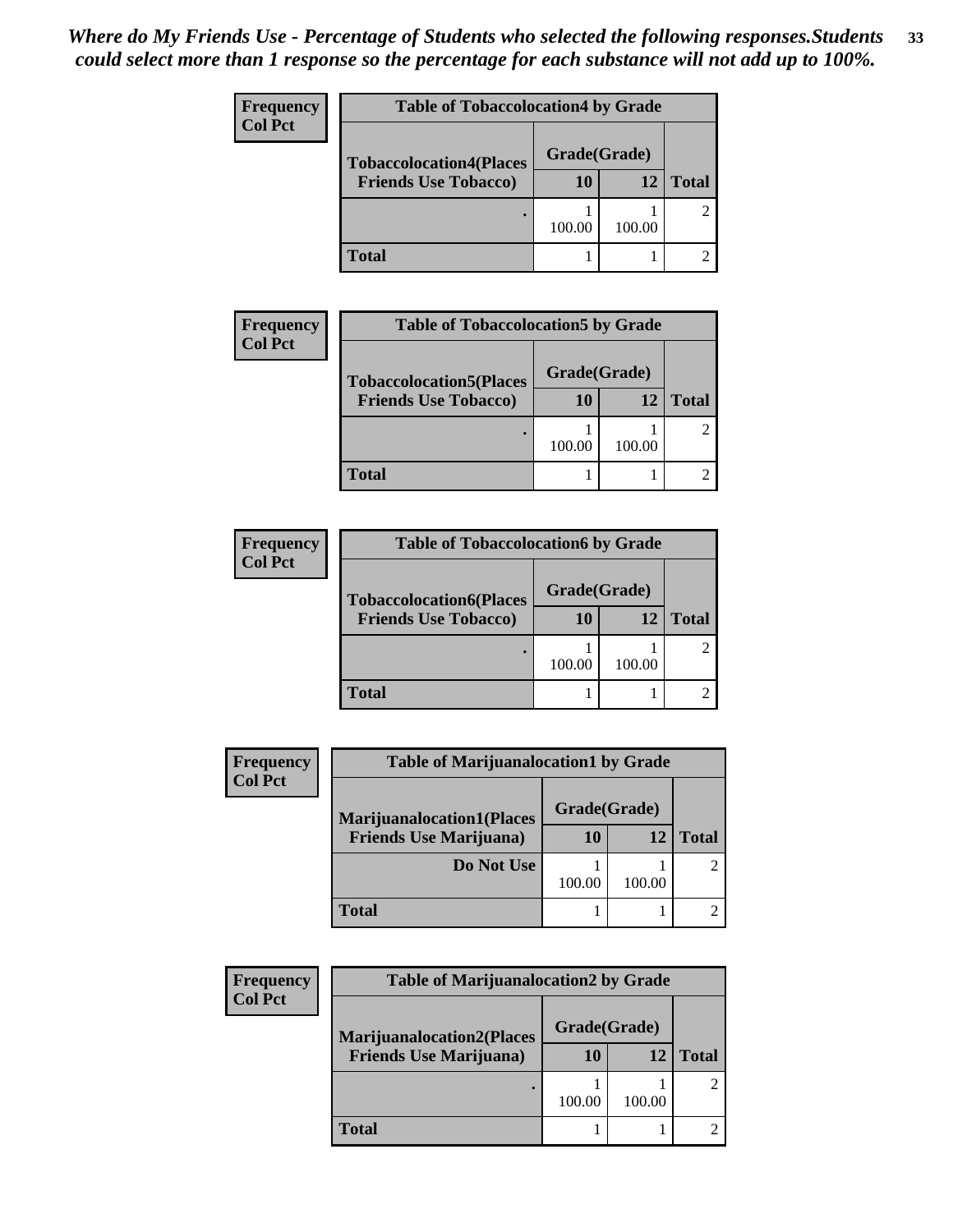*Where do My Friends Use - Percentage of Students who selected the following responses.Students could select more than 1 response so the percentage for each substance will not add up to 100%.*

**Frequency**
**Col Pct**

| Table of Tobaccolocation4 by Grade | | | |
|---|---|---|---|
| Tobaccolocation4(Places Friends Use Tobacco) | Grade(Grade) | | |
| | 10 | 12 | Total |
| . | 1<br>100.00 | 1<br>100.00 | 2 |
| Total | 1 | 1 | 2 |

**Frequency**
**Col Pct**

| Table of Tobaccolocation5 by Grade | | | |
|---|---|---|---|
| Tobaccolocation5(Places Friends Use Tobacco) | Grade(Grade) | | |
| | 10 | 12 | Total |
| . | 1<br>100.00 | 1<br>100.00 | 2 |
| Total | 1 | 1 | 2 |

**Frequency**
**Col Pct**

| Table of Tobaccolocation6 by Grade | | | |
|---|---|---|---|
| Tobaccolocation6(Places Friends Use Tobacco) | Grade(Grade) | | |
| | 10 | 12 | Total |
| . | 1<br>100.00 | 1<br>100.00 | 2 |
| Total | 1 | 1 | 2 |

**Frequency**
**Col Pct**

| Table of Marijuanalocation1 by Grade | | | |
|---|---|---|---|
| Marijuanalocation1(Places Friends Use Marijuana) | Grade(Grade) | | |
| | 10 | 12 | Total |
| Do Not Use | 1<br>100.00 | 1<br>100.00 | 2 |
| Total | 1 | 1 | 2 |

**Frequency**
**Col Pct**

| Table of Marijuanalocation2 by Grade | | | |
|---|---|---|---|
| Marijuanalocation2(Places Friends Use Marijuana) | Grade(Grade) | | |
| | 10 | 12 | Total |
| . | 1<br>100.00 | 1<br>100.00 | 2 |
| Total | 1 | 1 | 2 |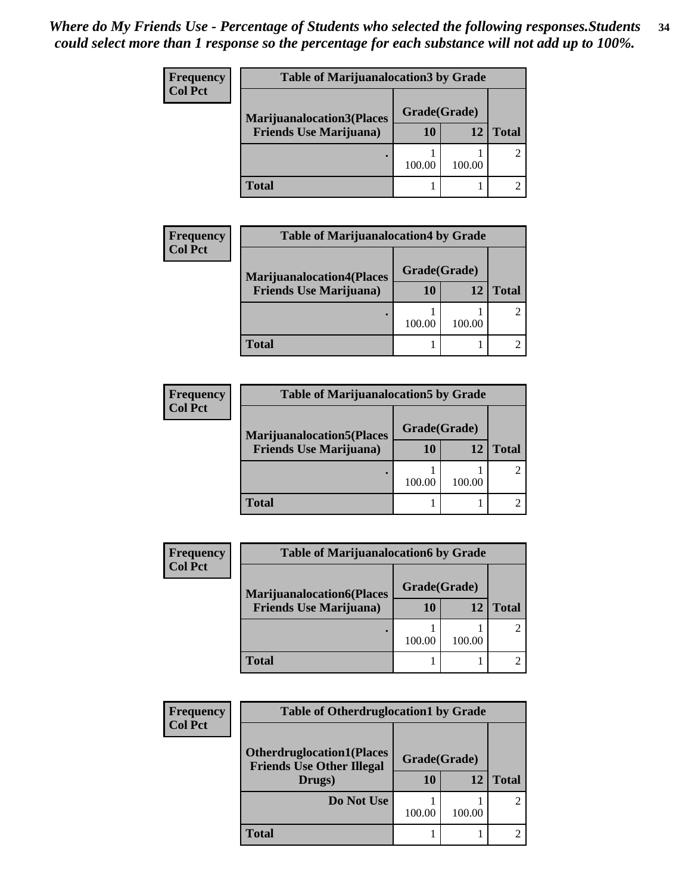*Where do My Friends Use - Percentage of Students who selected the following responses.Students could select more than 1 response so the percentage for each substance will not add up to 100%.*

**Frequency**
**Col Pct**

| Table of Marijuanalocation3 by Grade | | | |
|---|---|---|---|
| Marijuanalocation3(Places Friends Use Marijuana) | Grade(Grade) | | Total |
| | 10 | 12 | |
| . | 1<br>100.00 | 1<br>100.00 | 2 |
| Total | 1 | 1 | 2 |

**Frequency**
**Col Pct**

| Table of Marijuanalocation4 by Grade | | | |
|---|---|---|---|
| Marijuanalocation4(Places Friends Use Marijuana) | Grade(Grade) | | Total |
| | 10 | 12 | |
| . | 1<br>100.00 | 1<br>100.00 | 2 |
| Total | 1 | 1 | 2 |

**Frequency**
**Col Pct**

| Table of Marijuanalocation5 by Grade | | | |
|---|---|---|---|
| Marijuanalocation5(Places Friends Use Marijuana) | Grade(Grade) | | Total |
| | 10 | 12 | |
| . | 1<br>100.00 | 1<br>100.00 | 2 |
| Total | 1 | 1 | 2 |

**Frequency**
**Col Pct**

| Table of Marijuanalocation6 by Grade | | | |
|---|---|---|---|
| Marijuanalocation6(Places Friends Use Marijuana) | Grade(Grade) | | Total |
| | 10 | 12 | |
| . | 1<br>100.00 | 1<br>100.00 | 2 |
| Total | 1 | 1 | 2 |

**Frequency**
**Col Pct**

| Table of Otherdruglocation1 by Grade | | | |
|---|---|---|---|
| Otherdruglocation1(Places Friends Use Other Illegal Drugs) | Grade(Grade) | | Total |
| | 10 | 12 | |
| Do Not Use | 1<br>100.00 | 1<br>100.00 | 2 |
| Total | 1 | 1 | 2 |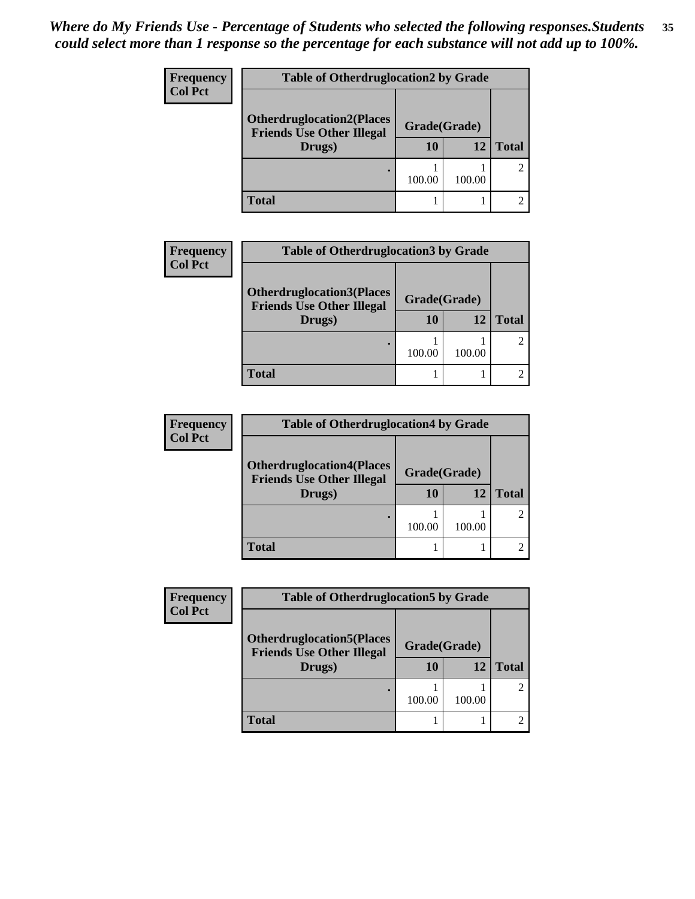*Where do My Friends Use - Percentage of Students who selected the following responses.Students could select more than 1 response so the percentage for each substance will not add up to 100%.*

| Frequency Col Pct | Table of Otherdruglocation2 by Grade | | |
|---|---|---|---|
| Otherdruglocation2(Places Friends Use Other Illegal Drugs) | Grade(Grade) | | |
| | 10 | 12 | Total |
| . | 1<br>100.00 | 1<br>100.00 | 2 |
| Total | 1 | 1 | 2 |

| Frequency Col Pct | Table of Otherdruglocation3 by Grade | | |
|---|---|---|---|
| Otherdruglocation3(Places Friends Use Other Illegal Drugs) | Grade(Grade) | | |
| | 10 | 12 | Total |
| . | 1<br>100.00 | 1<br>100.00 | 2 |
| Total | 1 | 1 | 2 |

| Frequency Col Pct | Table of Otherdruglocation4 by Grade | | |
|---|---|---|---|
| Otherdruglocation4(Places Friends Use Other Illegal Drugs) | Grade(Grade) | | |
| | 10 | 12 | Total |
| . | 1<br>100.00 | 1<br>100.00 | 2 |
| Total | 1 | 1 | 2 |

| Frequency Col Pct | Table of Otherdruglocation5 by Grade | | |
|---|---|---|---|
| Otherdruglocation5(Places Friends Use Other Illegal Drugs) | Grade(Grade) | | |
| | 10 | 12 | Total |
| . | 1<br>100.00 | 1<br>100.00 | 2 |
| Total | 1 | 1 | 2 |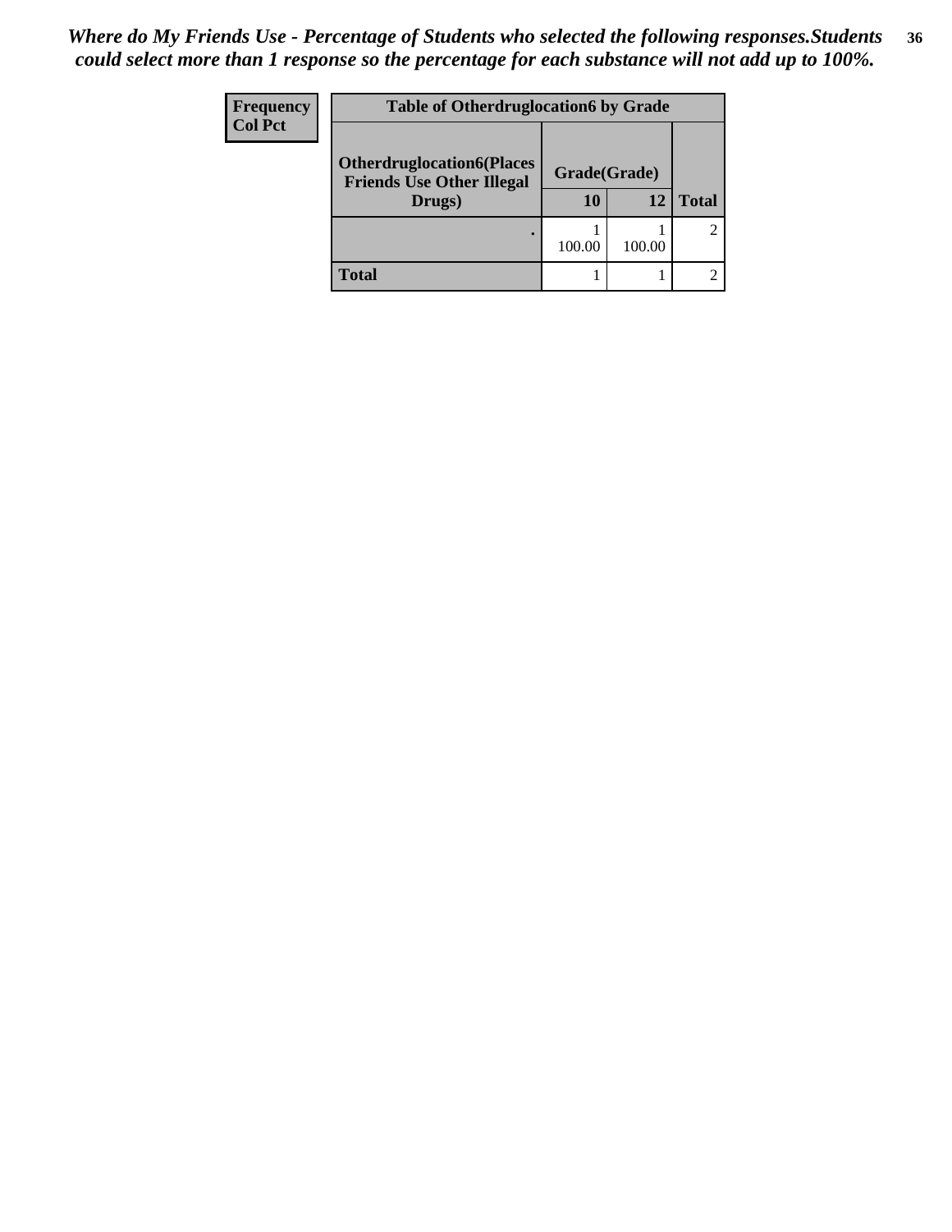*Where do My Friends Use - Percentage of Students who selected the following responses.Students could select more than 1 response so the percentage for each substance will not add up to 100%.*

| Frequency Col Pct | Table of Otherdruglocation6 by Grade | | |
|---|---|---|---|
| Otherdruglocation6(Places Friends Use Other Illegal Drugs) | Grade(Grade) | | |
| | 10 | 12 | Total |
| . | 1<br>100.00 | 1<br>100.00 | 2 |
| Total | 1 | 1 | 2 |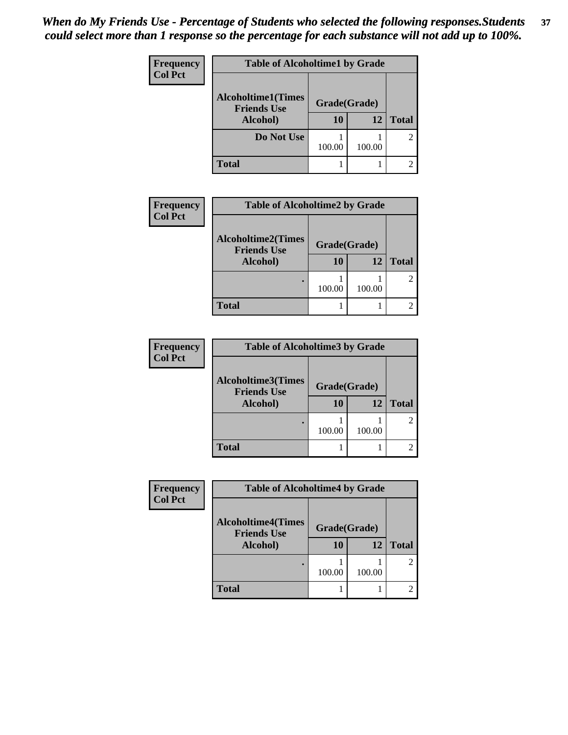*When do My Friends Use - Percentage of Students who selected the following responses.Students could select more than 1 response so the percentage for each substance will not add up to 100%.*

**Frequency**
**Col Pct**

| Table of Alcoholtime1 by Grade | | | |
|---|---|---|---|
| **Alcoholtime1(Times Friends Use Alcohol)** | **Grade(Grade)** | | |
| | **10** | **12** | **Total** |
| **Do Not Use** | 1<br>100.00 | 1<br>100.00 | 2 |
| **Total** | 1 | 1 | 2 |

**Frequency**
**Col Pct**

| Table of Alcoholtime2 by Grade | | | |
|---|---|---|---|
| **Alcoholtime2(Times Friends Use Alcohol)** | **Grade(Grade)** | | |
| | **10** | **12** | **Total** |
| **.** | 1<br>100.00 | 1<br>100.00 | 2 |
| **Total** | 1 | 1 | 2 |

**Frequency**
**Col Pct**

| Table of Alcoholtime3 by Grade | | | |
|---|---|---|---|
| **Alcoholtime3(Times Friends Use Alcohol)** | **Grade(Grade)** | | |
| | **10** | **12** | **Total** |
| **.** | 1<br>100.00 | 1<br>100.00 | 2 |
| **Total** | 1 | 1 | 2 |

**Frequency**
**Col Pct**

| Table of Alcoholtime4 by Grade | | | |
|---|---|---|---|
| **Alcoholtime4(Times Friends Use Alcohol)** | **Grade(Grade)** | | |
| | **10** | **12** | **Total** |
| **.** | 1<br>100.00 | 1<br>100.00 | 2 |
| **Total** | 1 | 1 | 2 |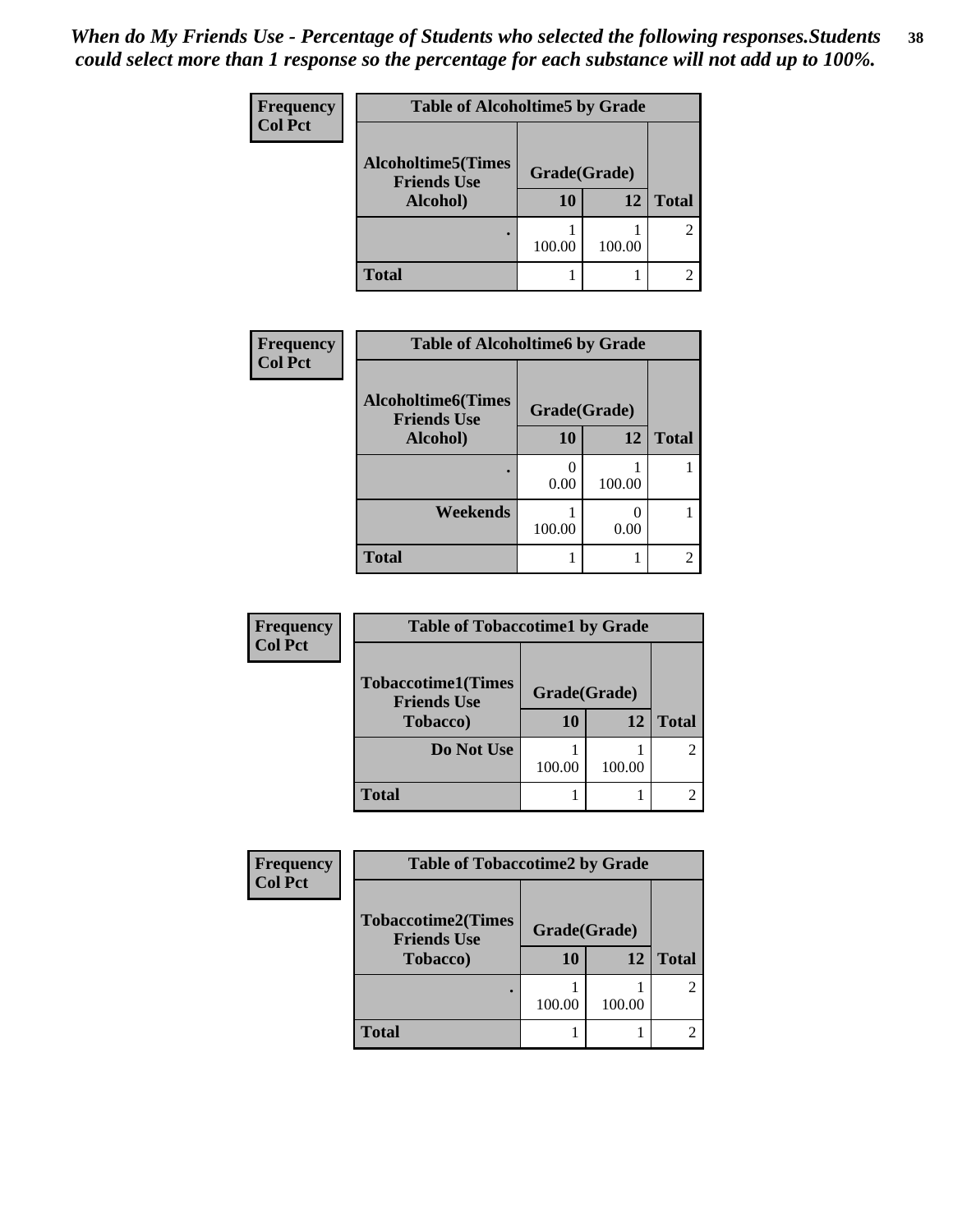*When do My Friends Use - Percentage of Students who selected the following responses.Students could select more than 1 response so the percentage for each substance will not add up to 100%.*

**Frequency / Col Pct**

| Table of Alcoholtime5 by Grade | | | |
|---|---|---|---|
| Alcoholtime5(Times Friends Use Alcohol) | Grade(Grade) | | |
| | 10 | 12 | Total |
| . | 1<br>100.00 | 1<br>100.00 | 2 |
| Total | 1 | 1 | 2 |

**Frequency / Col Pct**

| Table of Alcoholtime6 by Grade | | | |
|---|---|---|---|
| Alcoholtime6(Times Friends Use Alcohol) | Grade(Grade) | | |
| | 10 | 12 | Total |
| . | 0<br>0.00 | 1<br>100.00 | 1 |
| Weekends | 1<br>100.00 | 0<br>0.00 | 1 |
| Total | 1 | 1 | 2 |

**Frequency / Col Pct**

| Table of Tobaccotime1 by Grade | | | |
|---|---|---|---|
| Tobaccotime1(Times Friends Use Tobacco) | Grade(Grade) | | |
| | 10 | 12 | Total |
| Do Not Use | 1<br>100.00 | 1<br>100.00 | 2 |
| Total | 1 | 1 | 2 |

**Frequency / Col Pct**

| Table of Tobaccotime2 by Grade | | | |
|---|---|---|---|
| Tobaccotime2(Times Friends Use Tobacco) | Grade(Grade) | | |
| | 10 | 12 | Total |
| . | 1<br>100.00 | 1<br>100.00 | 2 |
| Total | 1 | 1 | 2 |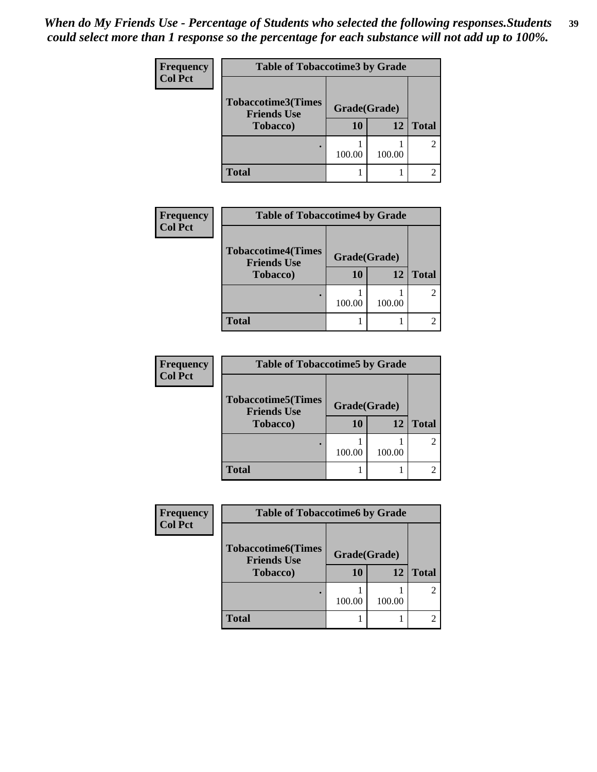*When do My Friends Use - Percentage of Students who selected the following responses.Students could select more than 1 response so the percentage for each substance will not add up to 100%.*

**Frequency**
**Col Pct**

| Table of Tobaccotime3 by Grade | | | |
|---|---|---|---|
| **Tobaccotime3(Times Friends Use Tobacco)** | **Grade(Grade)** | | **Total** |
| | **10** | **12** | |
| **.** | 1<br>100.00 | 1<br>100.00 | 2 |
| **Total** | 1 | 1 | 2 |

**Frequency**
**Col Pct**

| Table of Tobaccotime4 by Grade | | | |
|---|---|---|---|
| **Tobaccotime4(Times Friends Use Tobacco)** | **Grade(Grade)** | | **Total** |
| | **10** | **12** | |
| **.** | 1<br>100.00 | 1<br>100.00 | 2 |
| **Total** | 1 | 1 | 2 |

**Frequency**
**Col Pct**

| Table of Tobaccotime5 by Grade | | | |
|---|---|---|---|
| **Tobaccotime5(Times Friends Use Tobacco)** | **Grade(Grade)** | | **Total** |
| | **10** | **12** | |
| **.** | 1<br>100.00 | 1<br>100.00 | 2 |
| **Total** | 1 | 1 | 2 |

**Frequency**
**Col Pct**

| Table of Tobaccotime6 by Grade | | | |
|---|---|---|---|
| **Tobaccotime6(Times Friends Use Tobacco)** | **Grade(Grade)** | | **Total** |
| | **10** | **12** | |
| **.** | 1<br>100.00 | 1<br>100.00 | 2 |
| **Total** | 1 | 1 | 2 |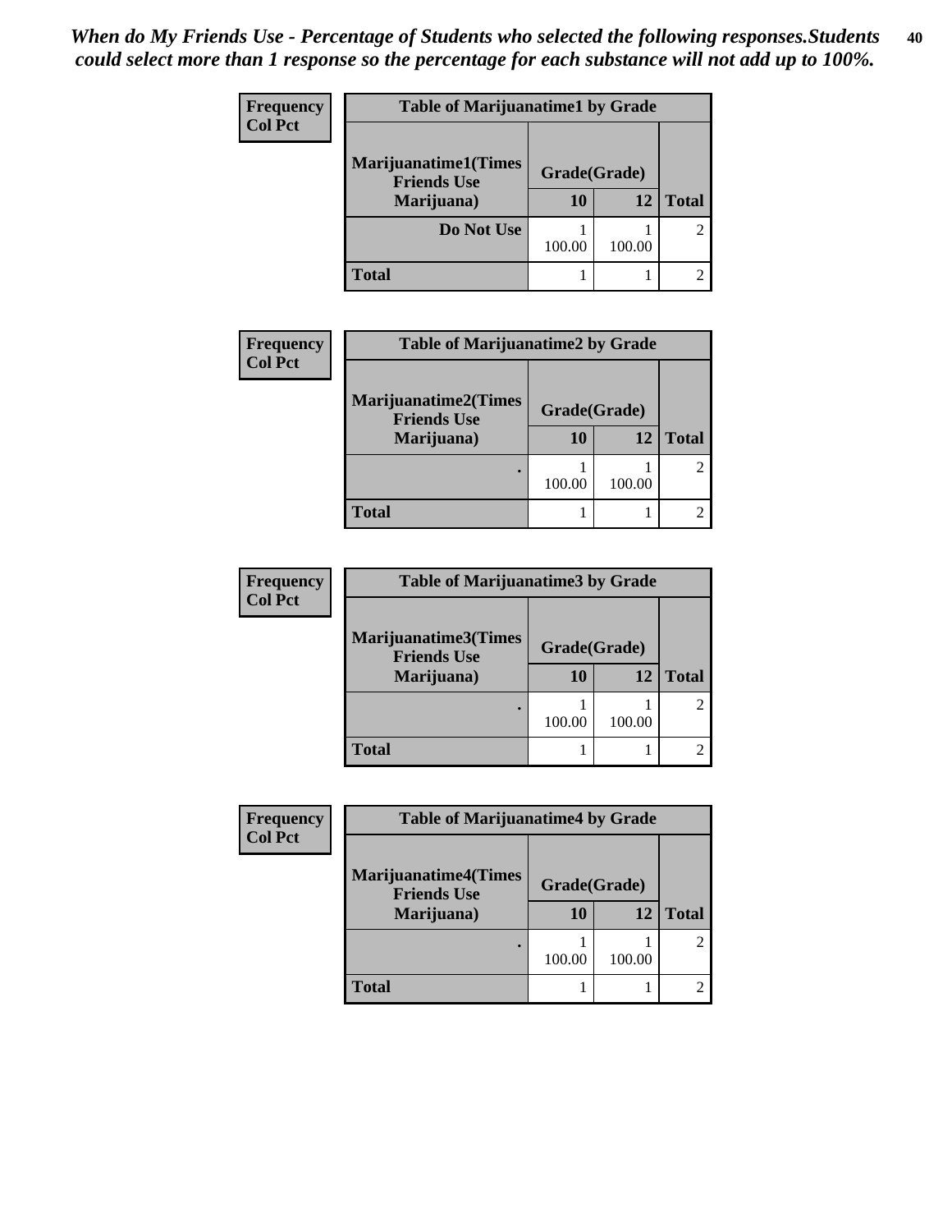*When do My Friends Use - Percentage of Students who selected the following responses.Students could select more than 1 response so the percentage for each substance will not add up to 100%.*

**Frequency**
**Col Pct**

| Table of Marijuanatime1 by Grade | | | |
|---|---|---|---|
| Marijuanatime1(Times Friends Use Marijuana) | Grade(Grade) | | |
| | 10 | 12 | Total |
| Do Not Use | 1<br>100.00 | 1<br>100.00 | 2 |
| Total | 1 | 1 | 2 |

**Frequency**
**Col Pct**

| Table of Marijuanatime2 by Grade | | | |
|---|---|---|---|
| Marijuanatime2(Times Friends Use Marijuana) | Grade(Grade) | | |
| | 10 | 12 | Total |
| . | 1<br>100.00 | 1<br>100.00 | 2 |
| Total | 1 | 1 | 2 |

**Frequency**
**Col Pct**

| Table of Marijuanatime3 by Grade | | | |
|---|---|---|---|
| Marijuanatime3(Times Friends Use Marijuana) | Grade(Grade) | | |
| | 10 | 12 | Total |
| . | 1<br>100.00 | 1<br>100.00 | 2 |
| Total | 1 | 1 | 2 |

**Frequency**
**Col Pct**

| Table of Marijuanatime4 by Grade | | | |
|---|---|---|---|
| Marijuanatime4(Times Friends Use Marijuana) | Grade(Grade) | | |
| | 10 | 12 | Total |
| . | 1<br>100.00 | 1<br>100.00 | 2 |
| Total | 1 | 1 | 2 |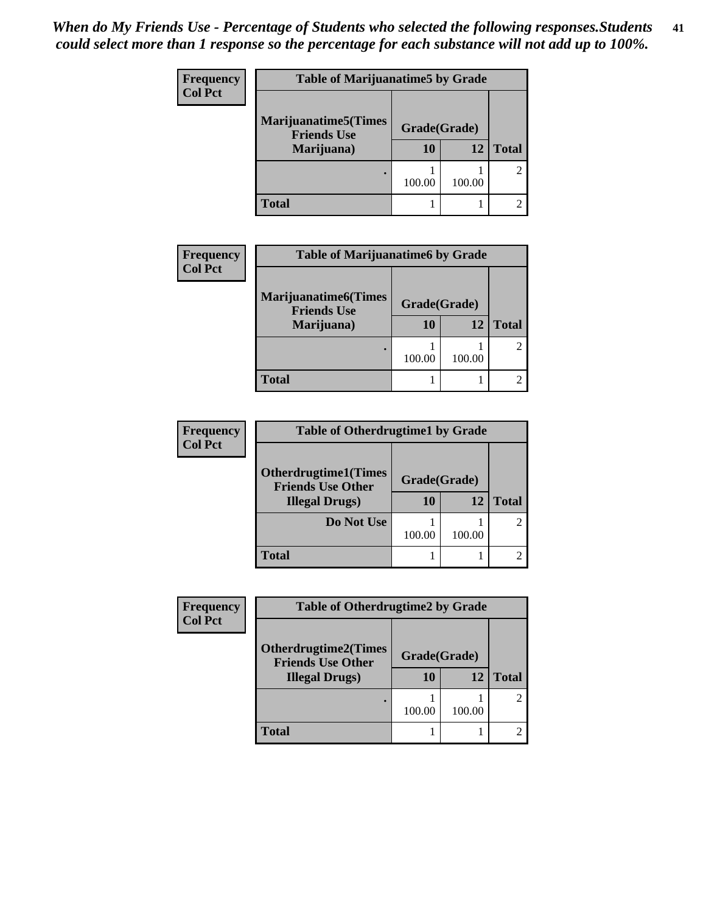*When do My Friends Use - Percentage of Students who selected the following responses.Students could select more than 1 response so the percentage for each substance will not add up to 100%.*

**Frequency**
**Col Pct**

| Table of Marijuanatime5 by Grade | | | |
|---|---|---|---|
| **Marijuanatime5(Times Friends Use Marijuana)** | **Grade(Grade)** | | |
| | **10** | **12** | **Total** |
| **.** | 1<br>100.00 | 1<br>100.00 | 2 |
| **Total** | 1 | 1 | 2 |

**Frequency**
**Col Pct**

| Table of Marijuanatime6 by Grade | | | |
|---|---|---|---|
| **Marijuanatime6(Times Friends Use Marijuana)** | **Grade(Grade)** | | |
| | **10** | **12** | **Total** |
| **.** | 1<br>100.00 | 1<br>100.00 | 2 |
| **Total** | 1 | 1 | 2 |

**Frequency**
**Col Pct**

| Table of Otherdrugtime1 by Grade | | | |
|---|---|---|---|
| **Otherdrugtime1(Times Friends Use Other Illegal Drugs)** | **Grade(Grade)** | | |
| | **10** | **12** | **Total** |
| **Do Not Use** | 1<br>100.00 | 1<br>100.00 | 2 |
| **Total** | 1 | 1 | 2 |

**Frequency**
**Col Pct**

| Table of Otherdrugtime2 by Grade | | | |
|---|---|---|---|
| **Otherdrugtime2(Times Friends Use Other Illegal Drugs)** | **Grade(Grade)** | | |
| | **10** | **12** | **Total** |
| **.** | 1<br>100.00 | 1<br>100.00 | 2 |
| **Total** | 1 | 1 | 2 |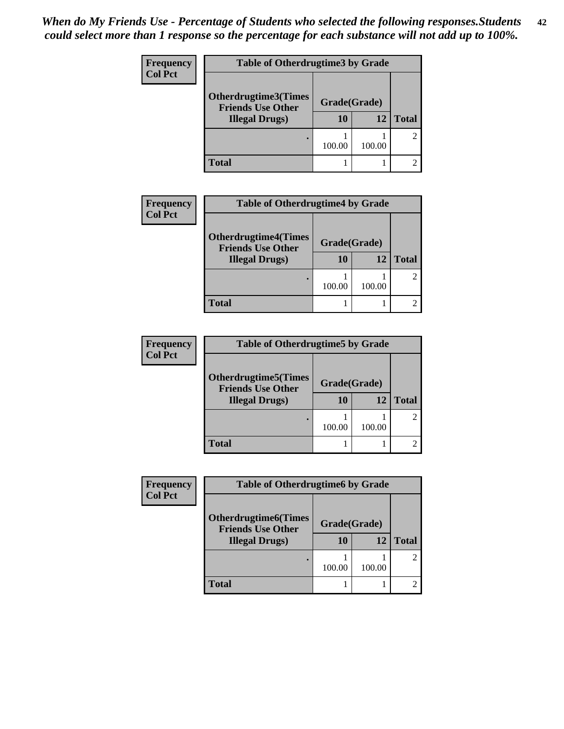*When do My Friends Use - Percentage of Students who selected the following responses.Students could select more than 1 response so the percentage for each substance will not add up to 100%.*

**Frequency**
**Col Pct**

| Table of Otherdrugtime3 by Grade | | | |
|---|---|---|---|
| **Otherdrugtime3(Times Friends Use Other Illegal Drugs)** | **Grade(Grade)** | | |
| | **10** | **12** | **Total** |
| . | 1<br>100.00 | 1<br>100.00 | 2 |
| **Total** | 1 | 1 | 2 |

**Frequency**
**Col Pct**

| Table of Otherdrugtime4 by Grade | | | |
|---|---|---|---|
| **Otherdrugtime4(Times Friends Use Other Illegal Drugs)** | **Grade(Grade)** | | |
| | **10** | **12** | **Total** |
| . | 1<br>100.00 | 1<br>100.00 | 2 |
| **Total** | 1 | 1 | 2 |

**Frequency**
**Col Pct**

| Table of Otherdrugtime5 by Grade | | | |
|---|---|---|---|
| **Otherdrugtime5(Times Friends Use Other Illegal Drugs)** | **Grade(Grade)** | | |
| | **10** | **12** | **Total** |
| . | 1<br>100.00 | 1<br>100.00 | 2 |
| **Total** | 1 | 1 | 2 |

**Frequency**
**Col Pct**

| Table of Otherdrugtime6 by Grade | | | |
|---|---|---|---|
| **Otherdrugtime6(Times Friends Use Other Illegal Drugs)** | **Grade(Grade)** | | |
| | **10** | **12** | **Total** |
| . | 1<br>100.00 | 1<br>100.00 | 2 |
| **Total** | 1 | 1 | 2 |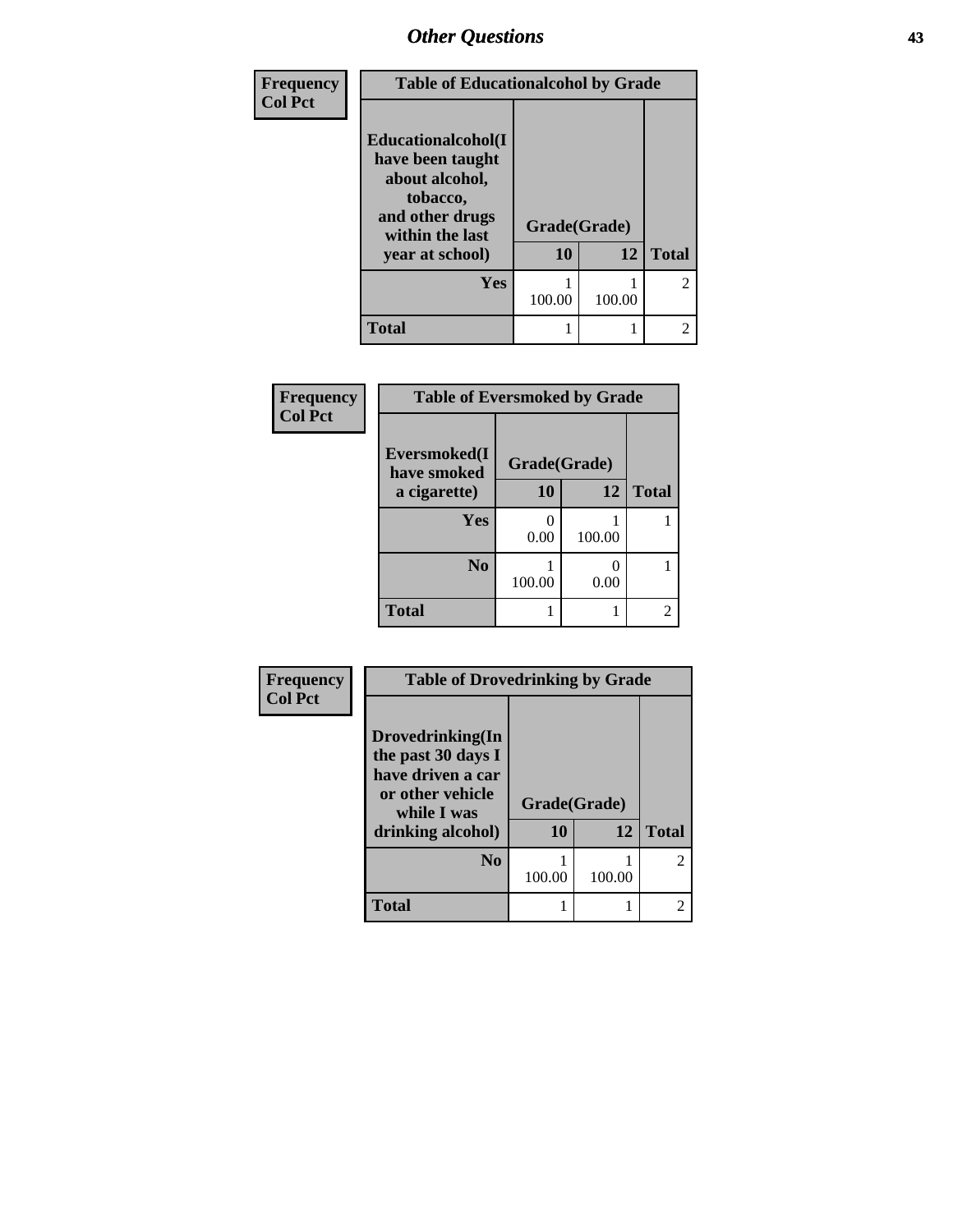| Frequency<br>Col Pct | Table of Educationalcohol by Grade | | |
|---|---|---|---|
| Educationalcohol(I have been taught about alcohol, tobacco, and other drugs within the last year at school) | Grade(Grade) | | |
| | 10 | 12 | Total |
| Yes | 1<br>100.00 | 1<br>100.00 | 2 |
| Total | 1 | 1 | 2 |

| Frequency<br>Col Pct | Table of Eversmoked by Grade | | |
|---|---|---|---|
| Eversmoked(I have smoked a cigarette) | Grade(Grade) | | |
| | 10 | 12 | Total |
| Yes | 0<br>0.00 | 1<br>100.00 | 1 |
| No | 1<br>100.00 | 0<br>0.00 | 1 |
| Total | 1 | 1 | 2 |

| Frequency<br>Col Pct | Table of Drovedrinking by Grade | | |
|---|---|---|---|
| Drovedrinking(In the past 30 days I have driven a car or other vehicle while I was drinking alcohol) | Grade(Grade) | | |
| | 10 | 12 | Total |
| No | 1<br>100.00 | 1<br>100.00 | 2 |
| Total | 1 | 1 | 2 |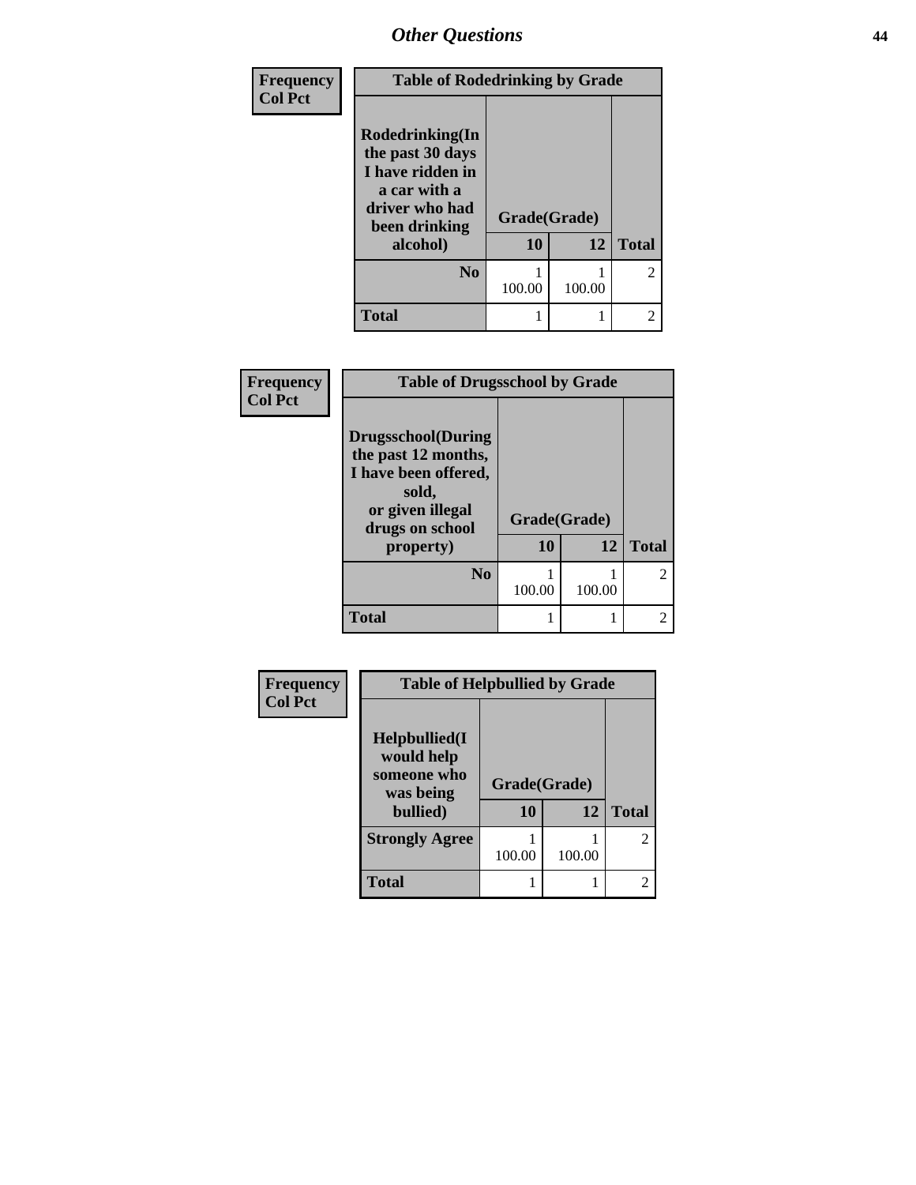| Frequency Col Pct |
|---|

| Table of Rodedrinking by Grade | | | |
|---|---|---|---|
| Rodedrinking(In the past 30 days I have ridden in a car with a driver who had been drinking alcohol) | Grade(Grade) | | |
| | 10 | 12 | Total |
| No | 1<br>100.00 | 1<br>100.00 | 2 |
| Total | 1 | 1 | 2 |

| Frequency Col Pct |
|---|

| Table of Drugsschool by Grade | | | |
|---|---|---|---|
| Drugsschool(During the past 12 months, I have been offered, sold, or given illegal drugs on school property) | Grade(Grade) | | |
| | 10 | 12 | Total |
| No | 1<br>100.00 | 1<br>100.00 | 2 |
| Total | 1 | 1 | 2 |

| Frequency Col Pct |
|---|

| Table of Helpbullied by Grade | | | |
|---|---|---|---|
| Helpbullied(I would help someone who was being bullied) | Grade(Grade) | | |
| | 10 | 12 | Total |
| Strongly Agree | 1<br>100.00 | 1<br>100.00 | 2 |
| Total | 1 | 1 | 2 |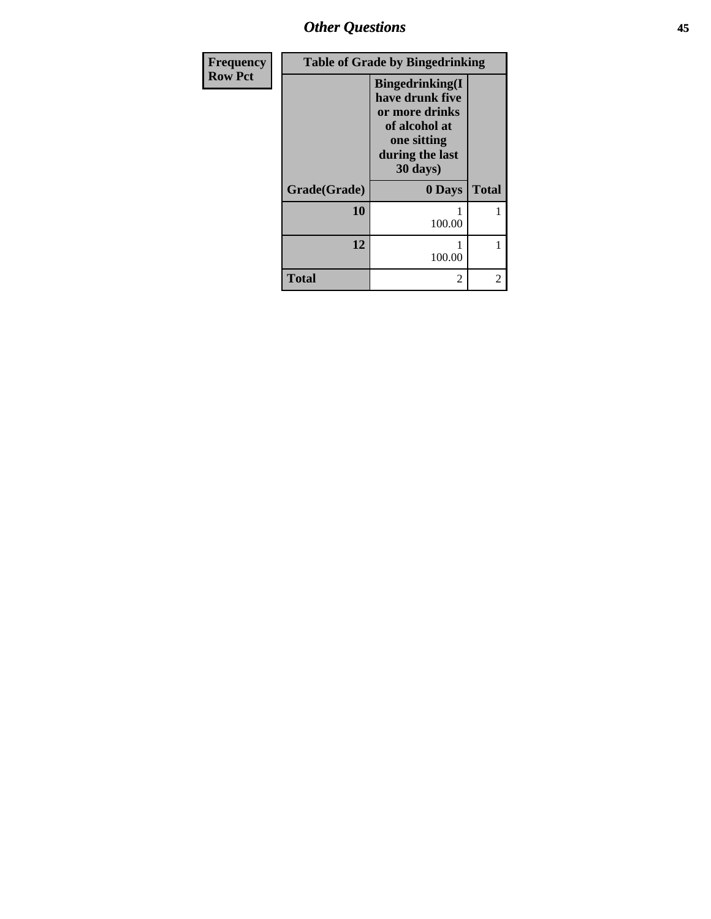## Other Questions

| Frequency<br>Row Pct | | |
|---|---|---|

| Table of Grade by Bingedrinking | | |
|---|---|---|
| | Bingedrinking(I have drunk five or more drinks of alcohol at one sitting during the last 30 days) | |
| Grade(Grade) | 0 Days | Total |
| 10 | 1<br>100.00 | 1 |
| 12 | 1<br>100.00 | 1 |
| Total | 2 | 2 |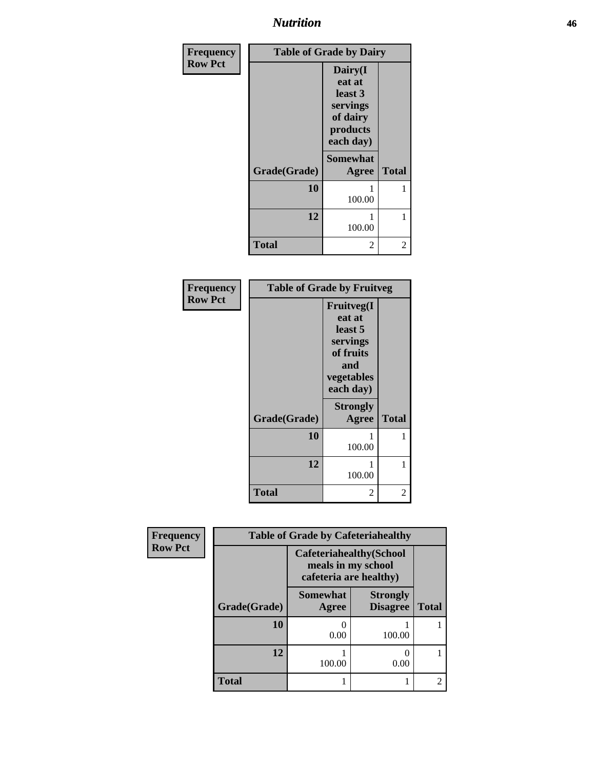| Frequency Row Pct | Table of Grade by Dairy | |
|---|---|---|
| | Dairy(I eat at least 3 servings of dairy products each day) | |
| Grade(Grade) | Somewhat Agree | Total |
| 10 | 1<br>100.00 | 1 |
| 12 | 1<br>100.00 | 1 |
| Total | 2 | 2 |

| Frequency Row Pct | Table of Grade by Fruitveg | |
|---|---|---|
| | Fruitveg(I eat at least 5 servings of fruits and vegetables each day) | |
| Grade(Grade) | Strongly Agree | Total |
| 10 | 1<br>100.00 | 1 |
| 12 | 1<br>100.00 | 1 |
| Total | 2 | 2 |

| Frequency Row Pct | Table of Grade by Cafeteriahealthy | | |
|---|---|---|---|
| | Cafeteriahealthy(School meals in my school cafeteria are healthy) | | |
| Grade(Grade) | Somewhat Agree | Strongly Disagree | Total |
| 10 | 0<br>0.00 | 1<br>100.00 | 1 |
| 12 | 1<br>100.00 | 0<br>0.00 | 1 |
| Total | 1 | 1 | 2 |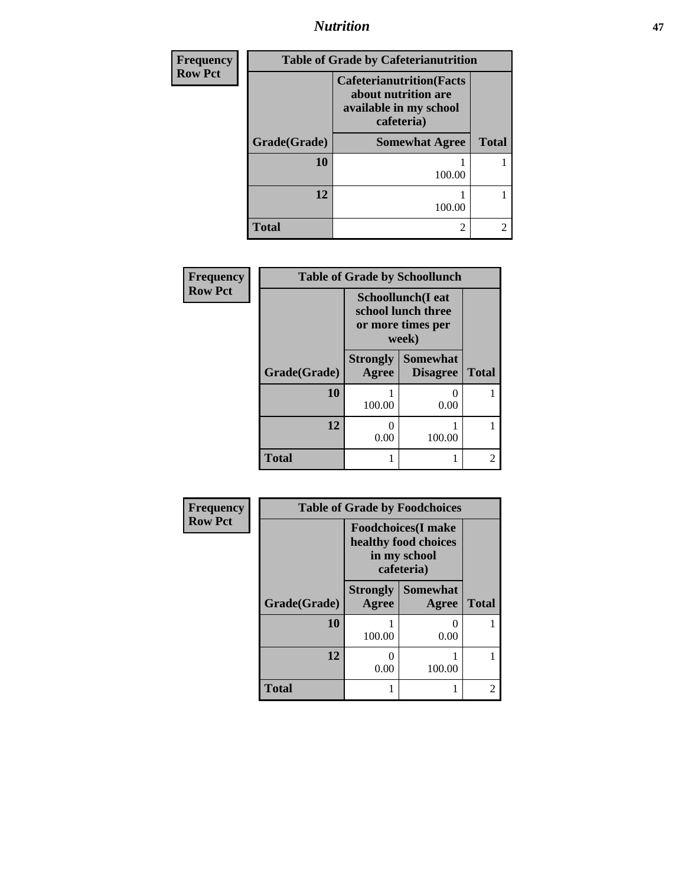| Frequency Row Pct | Table of Grade by Cafeterianutrition | |
|---|---|---|
| | Cafeterianutrition(Facts about nutrition are available in my school cafeteria) | |
| Grade(Grade) | Somewhat Agree | Total |
| 10 | 1<br>100.00 | 1 |
| 12 | 1<br>100.00 | 1 |
| Total | 2 | 2 |

| Frequency Row Pct | Table of Grade by Schoollunch | | |
|---|---|---|---|
| | Schoollunch(I eat school lunch three or more times per week) | | |
| Grade(Grade) | Strongly Agree | Somewhat Disagree | Total |
| 10 | 1<br>100.00 | 0<br>0.00 | 1 |
| 12 | 0<br>0.00 | 1<br>100.00 | 1 |
| Total | 1 | 1 | 2 |

| Frequency Row Pct | Table of Grade by Foodchoices | | |
|---|---|---|---|
| | Foodchoices(I make healthy food choices in my school cafeteria) | | |
| Grade(Grade) | Strongly Agree | Somewhat Agree | Total |
| 10 | 1<br>100.00 | 0<br>0.00 | 1 |
| 12 | 0<br>0.00 | 1<br>100.00 | 1 |
| Total | 1 | 1 | 2 |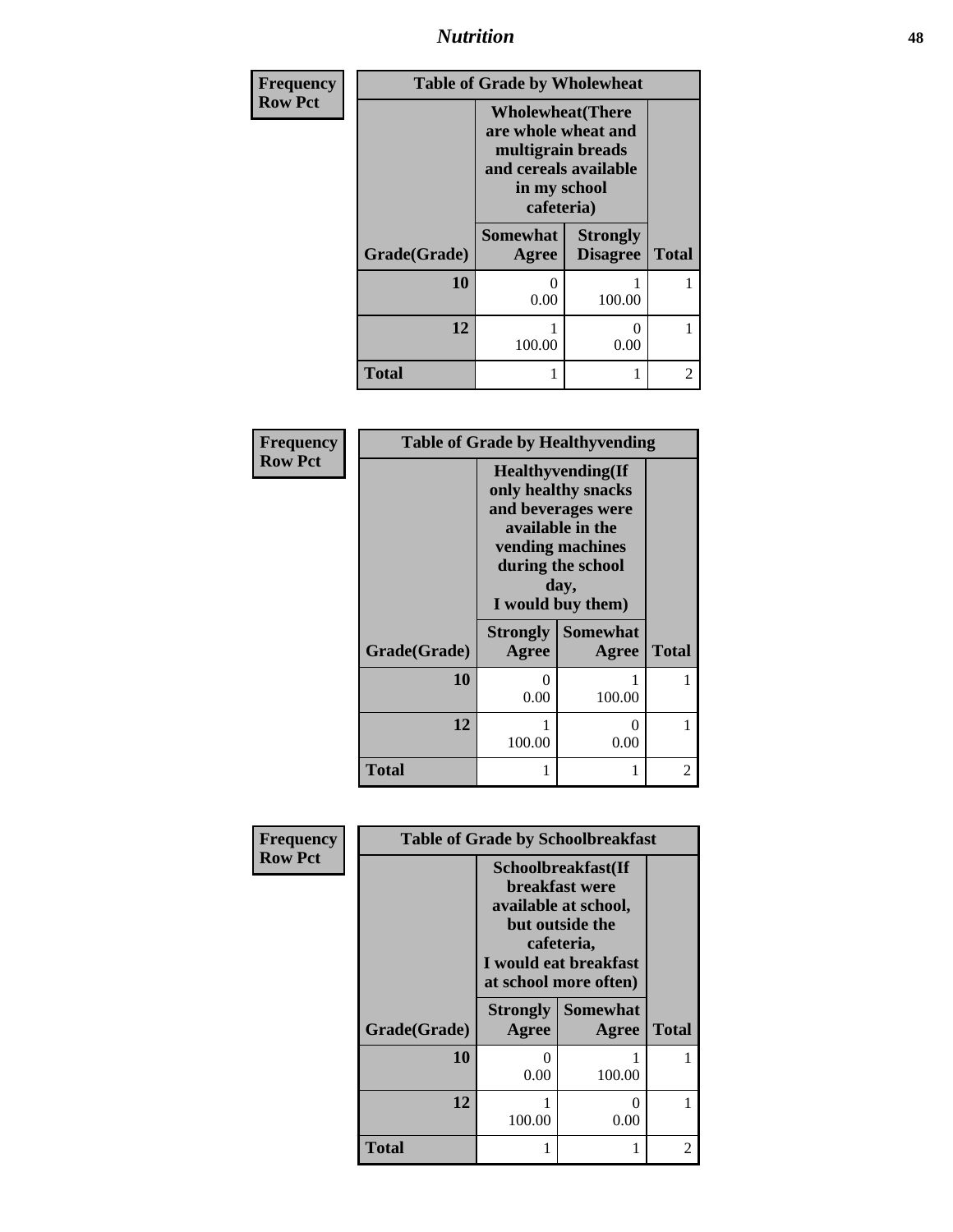| Frequency<br>Row Pct | Table of Grade by Wholewheat | | |
|---|---|---|---|
| | Wholewheat(There are whole wheat and multigrain breads and cereals available in my school cafeteria) | | |
| Grade(Grade) | Somewhat Agree | Strongly Disagree | Total |
| 10 | 0<br>0.00 | 1<br>100.00 | 1 |
| 12 | 1<br>100.00 | 0<br>0.00 | 1 |
| Total | 1 | 1 | 2 |

| Frequency<br>Row Pct | Table of Grade by Healthyvending | | |
|---|---|---|---|
| | Healthyvending(If only healthy snacks and beverages were available in the vending machines during the school day, I would buy them) | | |
| Grade(Grade) | Strongly Agree | Somewhat Agree | Total |
| 10 | 0<br>0.00 | 1<br>100.00 | 1 |
| 12 | 1<br>100.00 | 0<br>0.00 | 1 |
| Total | 1 | 1 | 2 |

| Frequency<br>Row Pct | Table of Grade by Schoolbreakfast | | |
|---|---|---|---|
| | Schoolbreakfast(If breakfast were available at school, but outside the cafeteria, I would eat breakfast at school more often) | | |
| Grade(Grade) | Strongly Agree | Somewhat Agree | Total |
| 10 | 0<br>0.00 | 1<br>100.00 | 1 |
| 12 | 1<br>100.00 | 0<br>0.00 | 1 |
| Total | 1 | 1 | 2 |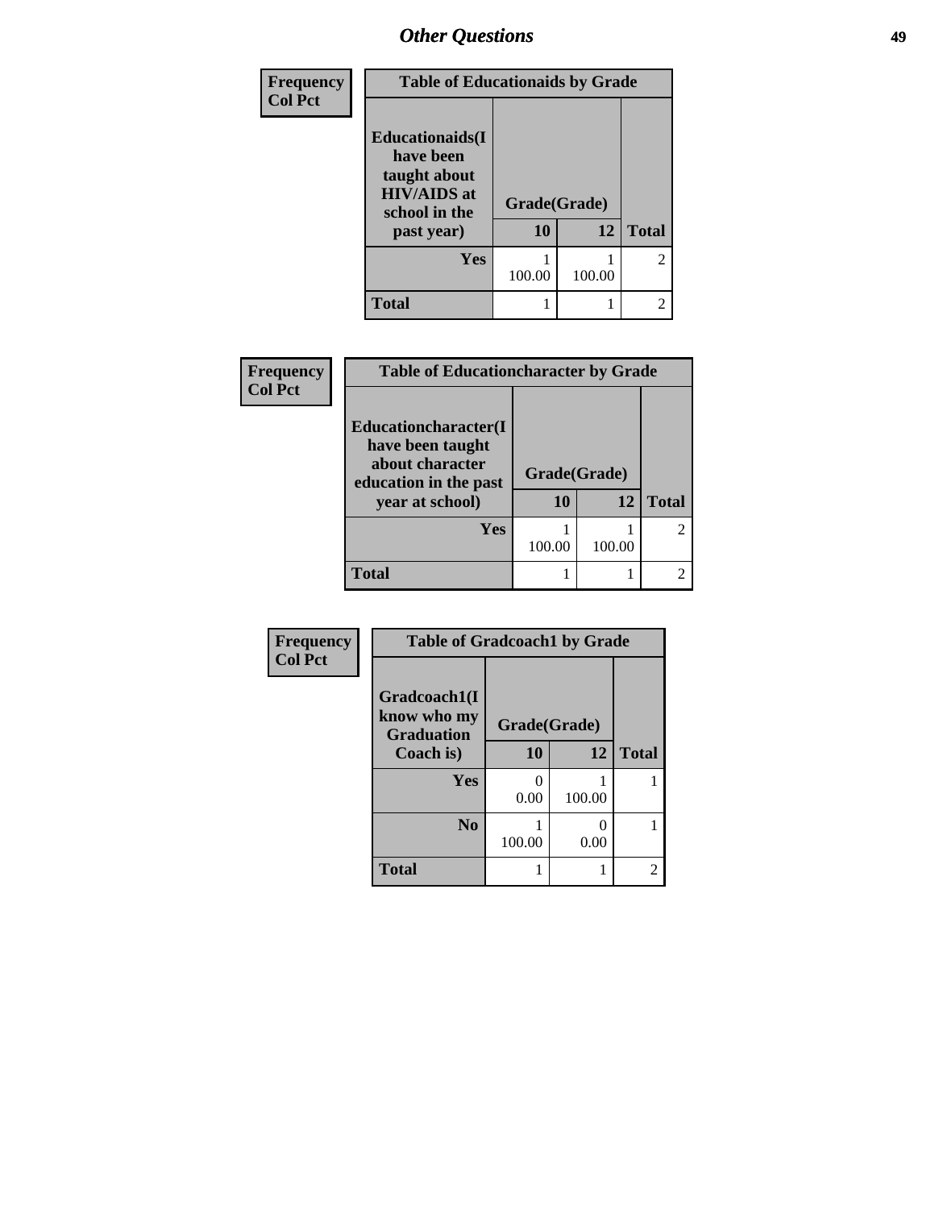## Other Questions

| Frequency Col Pct |
|---|

| Table of Educationaids by Grade | | | |
|---|---|---|---|
| Educationaids(I have been taught about HIV/AIDS at school in the past year) | Grade(Grade) | | |
| | 10 | 12 | Total |
| Yes | 1<br>100.00 | 1<br>100.00 | 2 |
| Total | 1 | 1 | 2 |

| Frequency Col Pct |
|---|

| Table of Educationcharacter by Grade | | | |
|---|---|---|---|
| Educationcharacter(I have been taught about character education in the past year at school) | Grade(Grade) | | |
| | 10 | 12 | Total |
| Yes | 1<br>100.00 | 1<br>100.00 | 2 |
| Total | 1 | 1 | 2 |

| Frequency Col Pct |
|---|

| Table of Gradcoach1 by Grade | | | |
|---|---|---|---|
| Gradcoach1(I know who my Graduation Coach is) | Grade(Grade) | | |
| | 10 | 12 | Total |
| Yes | 0<br>0.00 | 1<br>100.00 | 1 |
| No | 1<br>100.00 | 0<br>0.00 | 1 |
| Total | 1 | 1 | 2 |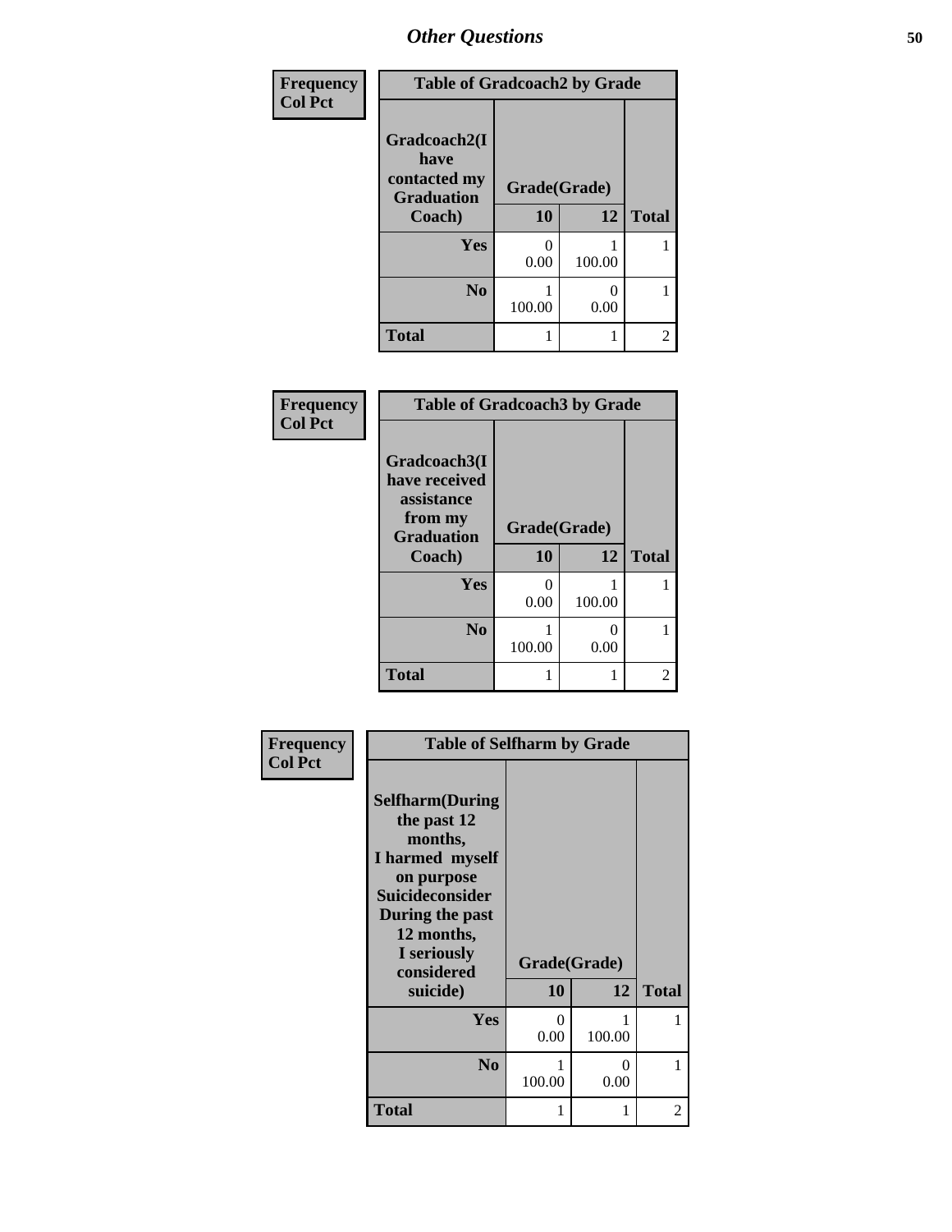| Frequency<br>Col Pct | Table of Gradcoach2 by Grade | | |
|---|---|---|---|
| Gradcoach2(I have contacted my Graduation Coach) | Grade(Grade) | | |
| | 10 | 12 | Total |
| Yes | 0<br>0.00 | 1<br>100.00 | 1 |
| No | 1<br>100.00 | 0<br>0.00 | 1 |
| Total | 1 | 1 | 2 |

| Frequency<br>Col Pct | Table of Gradcoach3 by Grade | | |
|---|---|---|---|
| Gradcoach3(I have received assistance from my Graduation Coach) | Grade(Grade) | | |
| | 10 | 12 | Total |
| Yes | 0<br>0.00 | 1<br>100.00 | 1 |
| No | 1<br>100.00 | 0<br>0.00 | 1 |
| Total | 1 | 1 | 2 |

| Frequency<br>Col Pct | Table of Selfharm by Grade | | |
|---|---|---|---|
| Selfharm(During the past 12 months, I harmed myself on purpose Suicideconsider During the past 12 months, I seriously considered suicide) | Grade(Grade) | | |
| | 10 | 12 | Total |
| Yes | 0<br>0.00 | 1<br>100.00 | 1 |
| No | 1<br>100.00 | 0<br>0.00 | 1 |
| Total | 1 | 1 | 2 |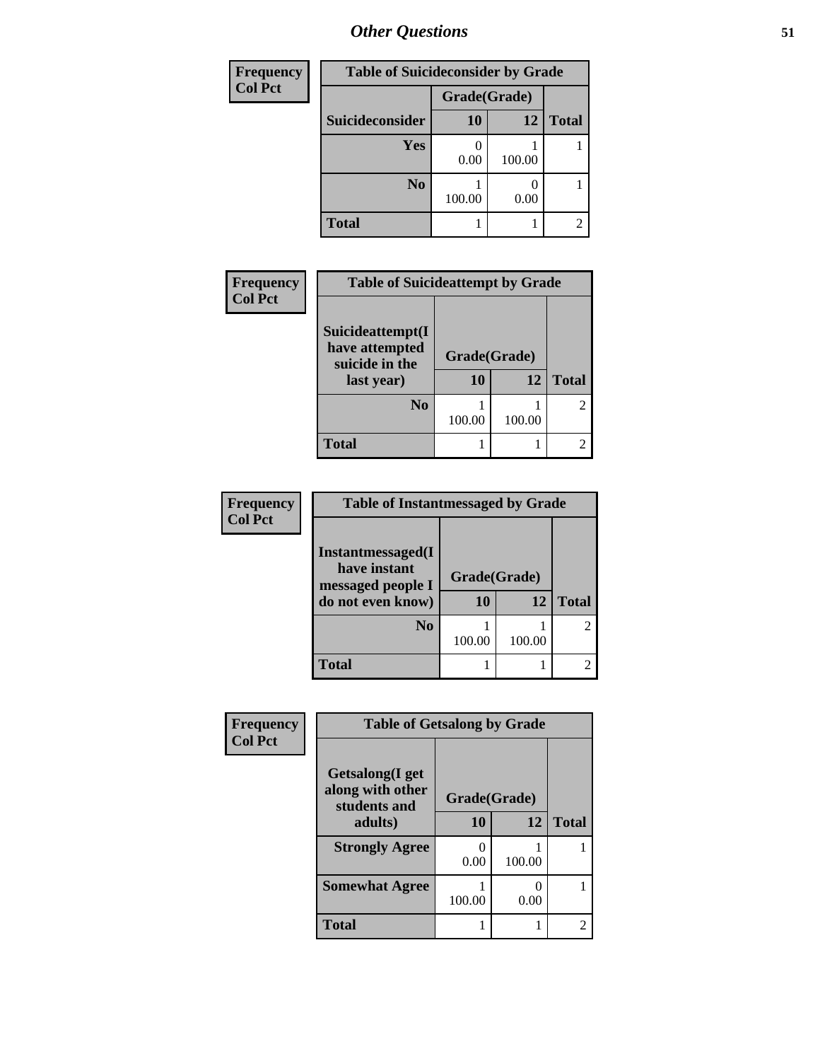| Frequency<br>Col Pct | Table of Suicideconsider by Grade | | |
|---|---|---|---|
| | Grade(Grade) | | |
| Suicideconsider | 10 | 12 | Total |
| Yes | 0<br>0.00 | 1<br>100.00 | 1 |
| No | 1<br>100.00 | 0<br>0.00 | 1 |
| Total | 1 | 1 | 2 |

| Frequency<br>Col Pct | Table of Suicideattempt by Grade | | |
|---|---|---|---|
| Suicideattempt(I have attempted suicide in the last year) | Grade(Grade) | | |
| | 10 | 12 | Total |
| No | 1<br>100.00 | 1<br>100.00 | 2 |
| Total | 1 | 1 | 2 |

| Frequency<br>Col Pct | Table of Instantmessaged by Grade | | |
|---|---|---|---|
| Instantmessaged(I have instant messaged people I do not even know) | Grade(Grade) | | |
| | 10 | 12 | Total |
| No | 1<br>100.00 | 1<br>100.00 | 2 |
| Total | 1 | 1 | 2 |

| Frequency<br>Col Pct | Table of Getsalong by Grade | | |
|---|---|---|---|
| Getsalong(I get along with other students and adults) | Grade(Grade) | | |
| | 10 | 12 | Total |
| Strongly Agree | 0<br>0.00 | 1<br>100.00 | 1 |
| Somewhat Agree | 1<br>100.00 | 0<br>0.00 | 1 |
| Total | 1 | 1 | 2 |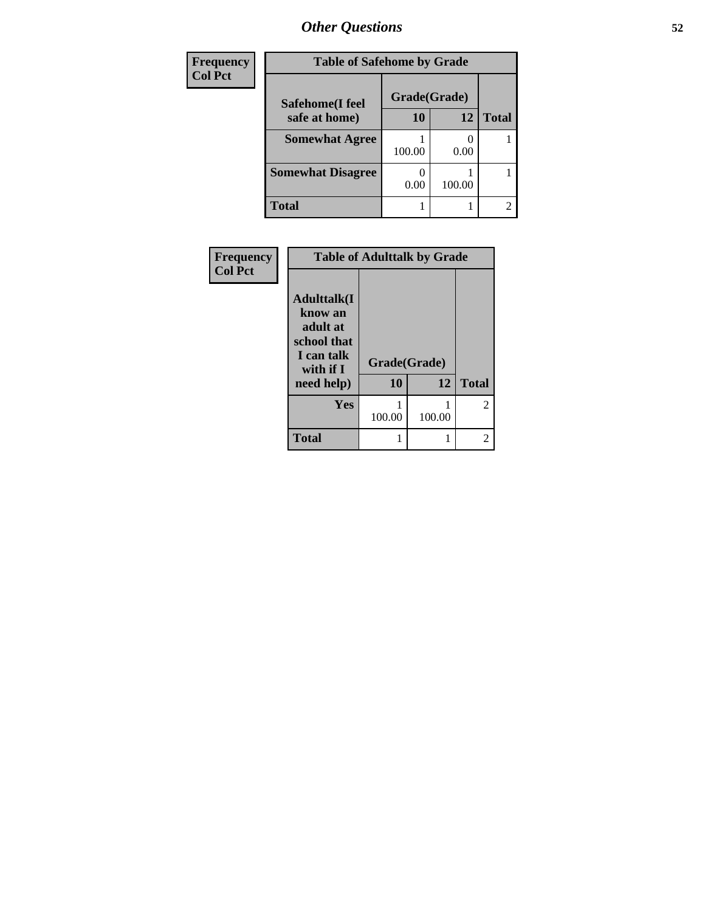# Other Questions

Frequency
Col Pct

**Table of Safehome by Grade**

| Safehome(I feel safe at home) | Grade(Grade) | | Total |
|---|---|---|---|
| | 10 | 12 | |
| **Somewhat Agree** | 1<br>100.00 | 0<br>0.00 | 1 |
| **Somewhat Disagree** | 0<br>0.00 | 1<br>100.00 | 1 |
| **Total** | 1 | 1 | 2 |

Frequency
Col Pct

**Table of Adulttalk by Grade**

| Adulttalk(I know an adult at school that I can talk with if I need help) | Grade(Grade) | | Total |
|---|---|---|---|
| | 10 | 12 | |
| **Yes** | 1<br>100.00 | 1<br>100.00 | 2 |
| **Total** | 1 | 1 | 2 |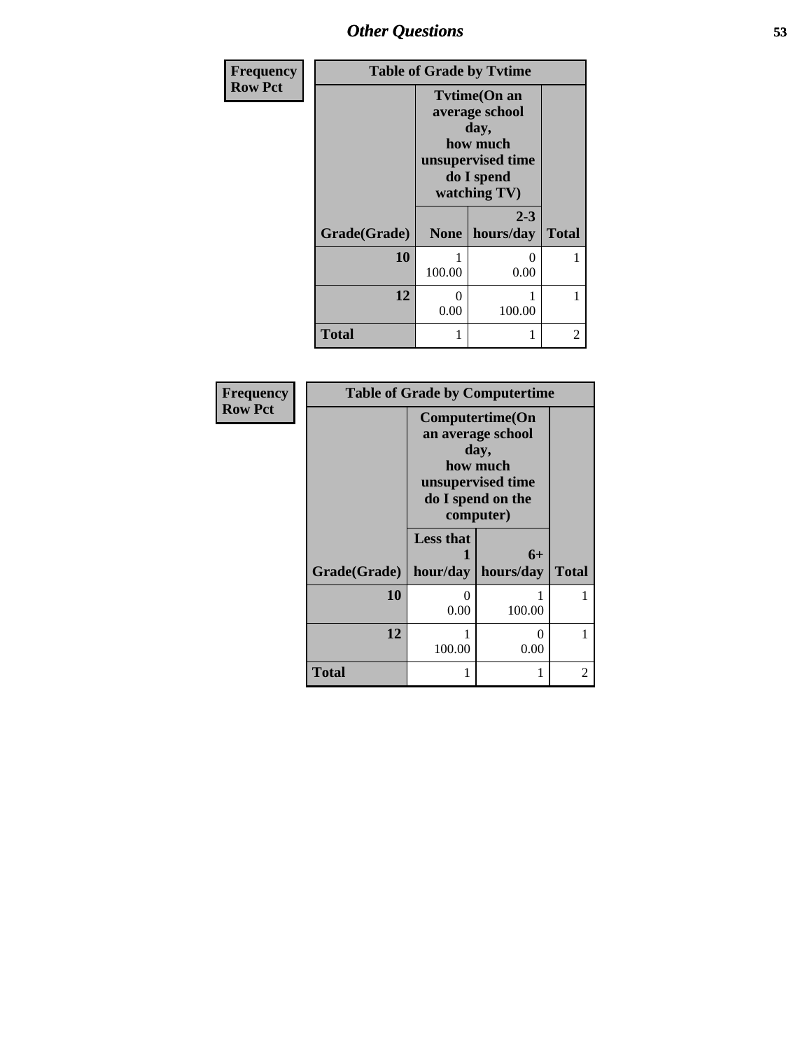## Other Questions

| Frequency<br>Row Pct | Table of Grade by Tvtime | | |
|---|---|---|---|
| | Tvtime(On an average school day, how much unsupervised time do I spend watching TV) | | |
| Grade(Grade) | None | 2-3 hours/day | Total |
| 10 | 1<br>100.00 | 0<br>0.00 | 1 |
| 12 | 0<br>0.00 | 1<br>100.00 | 1 |
| Total | 1 | 1 | 2 |

| Frequency<br>Row Pct | Table of Grade by Computertime | | |
|---|---|---|---|
| | Computertime(On an average school day, how much unsupervised time do I spend on the computer) | | |
| Grade(Grade) | Less that 1 hour/day | 6+ hours/day | Total |
| 10 | 0<br>0.00 | 1<br>100.00 | 1 |
| 12 | 1<br>100.00 | 0<br>0.00 | 1 |
| Total | 1 | 1 | 2 |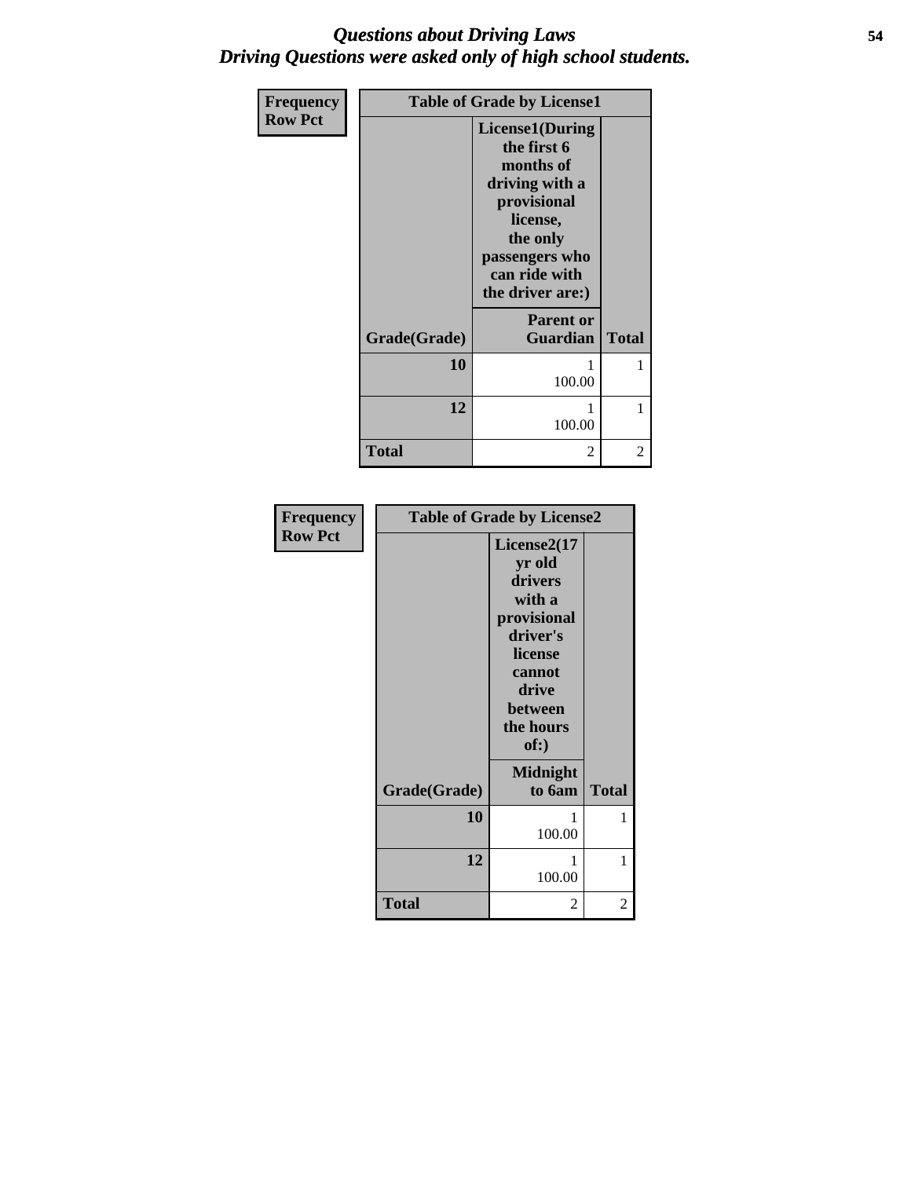# *Questions about Driving Laws*
## *Driving Questions were asked only of high school students.*

| Frequency<br>Row Pct | | |
|---|---|---|
| **Table of Grade by License1** | | |
| | **License1(During the first 6 months of driving with a provisional license, the only passengers who can ride with the driver are:)** | |
| **Grade(Grade)** | **Parent or Guardian** | **Total** |
| **10** | 1<br>100.00 | 1 |
| **12** | 1<br>100.00 | 1 |
| **Total** | 2 | 2 |

| Frequency<br>Row Pct | | |
|---|---|---|
| **Table of Grade by License2** | | |
| | **License2(17 yr old drivers with a provisional driver's license cannot drive between the hours of:)** | |
| **Grade(Grade)** | **Midnight to 6am** | **Total** |
| **10** | 1<br>100.00 | 1 |
| **12** | 1<br>100.00 | 1 |
| **Total** | 2 | 2 |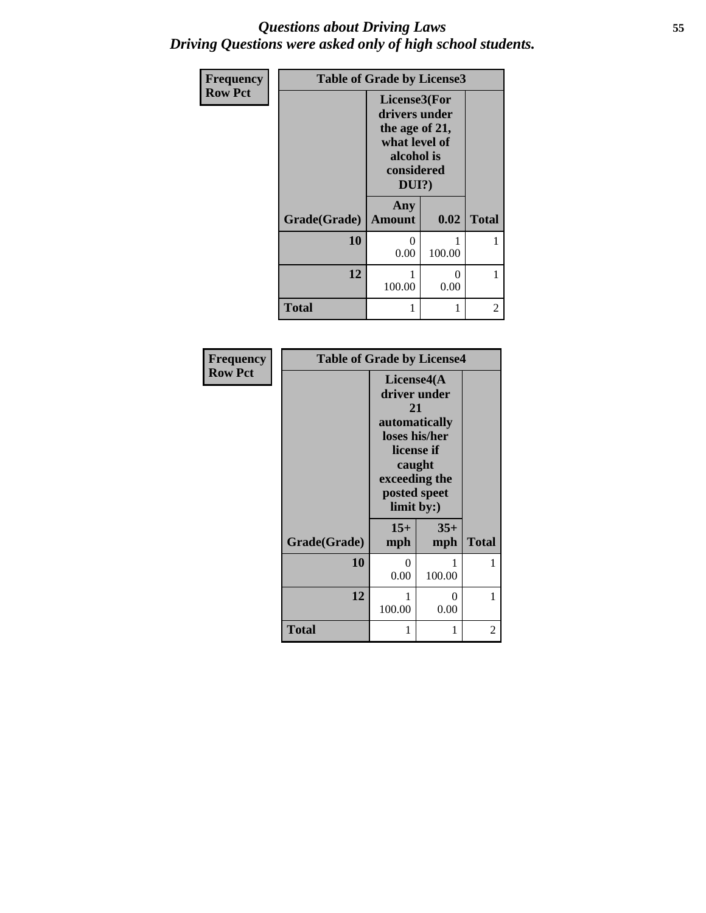# *Questions about Driving Laws*
# *Driving Questions were asked only of high school students.*

**Frequency**
**Row Pct**

**Table of Grade by License3**

| Grade(Grade) | License3(For drivers under the age of 21, what level of alcohol is considered DUI?) Any Amount | 0.02 | Total |
|---|---|---|---|
| **10** | 0<br>0.00 | 1<br>100.00 | 1 |
| **12** | 1<br>100.00 | 0<br>0.00 | 1 |
| **Total** | 1 | 1 | 2 |

**Frequency**
**Row Pct**

**Table of Grade by License4**

| Grade(Grade) | License4(A driver under 21 automatically loses his/her license if caught exceeding the posted speet limit by:) 15+ mph | 35+ mph | Total |
|---|---|---|---|
| **10** | 0<br>0.00 | 1<br>100.00 | 1 |
| **12** | 1<br>100.00 | 0<br>0.00 | 1 |
| **Total** | 1 | 1 | 2 |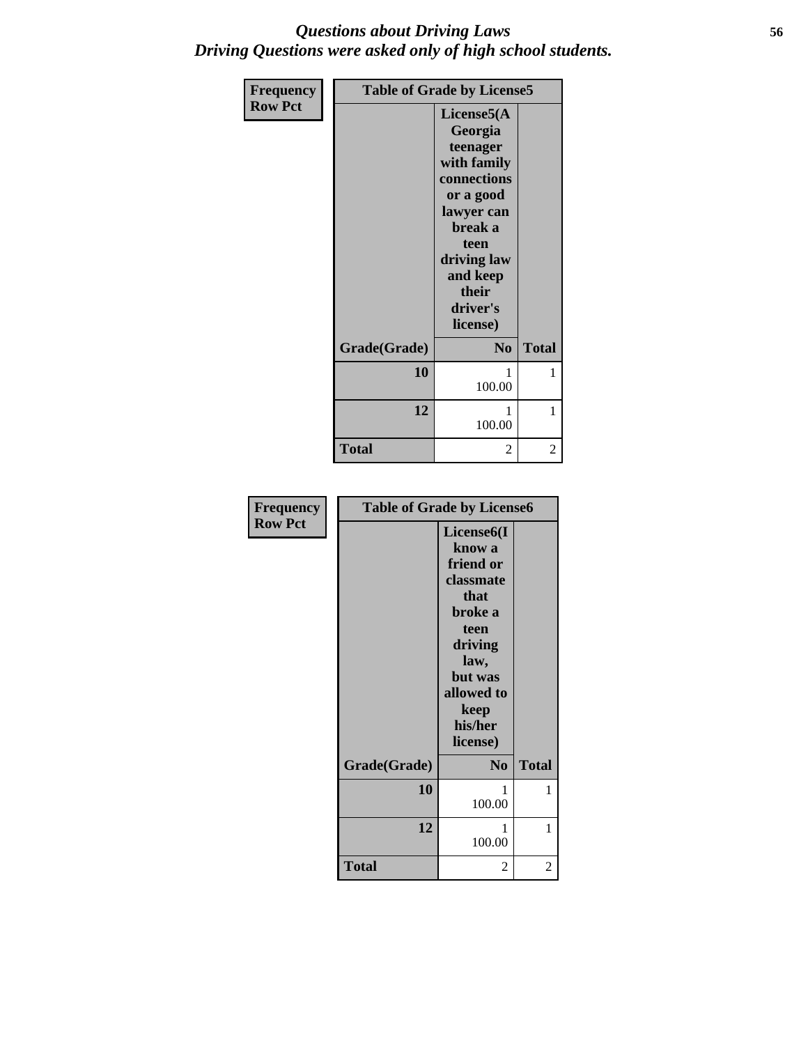# Questions about Driving Laws
## Driving Questions were asked only of high school students.

**Frequency**
**Row Pct**

**Table of Grade by License5**

| Grade(Grade) | License5(A Georgia teenager with family connections or a good lawyer can break a teen driving law and keep their driver's license) No | Total |
|---|---|---|
| **10** | 1<br>100.00 | 1 |
| **12** | 1<br>100.00 | 1 |
| **Total** | 2 | 2 |

**Frequency**
**Row Pct**

**Table of Grade by License6**

| Grade(Grade) | License6(I know a friend or classmate that broke a teen driving law, but was allowed to keep his/her license) No | Total |
|---|---|---|
| **10** | 1<br>100.00 | 1 |
| **12** | 1<br>100.00 | 1 |
| **Total** | 2 | 2 |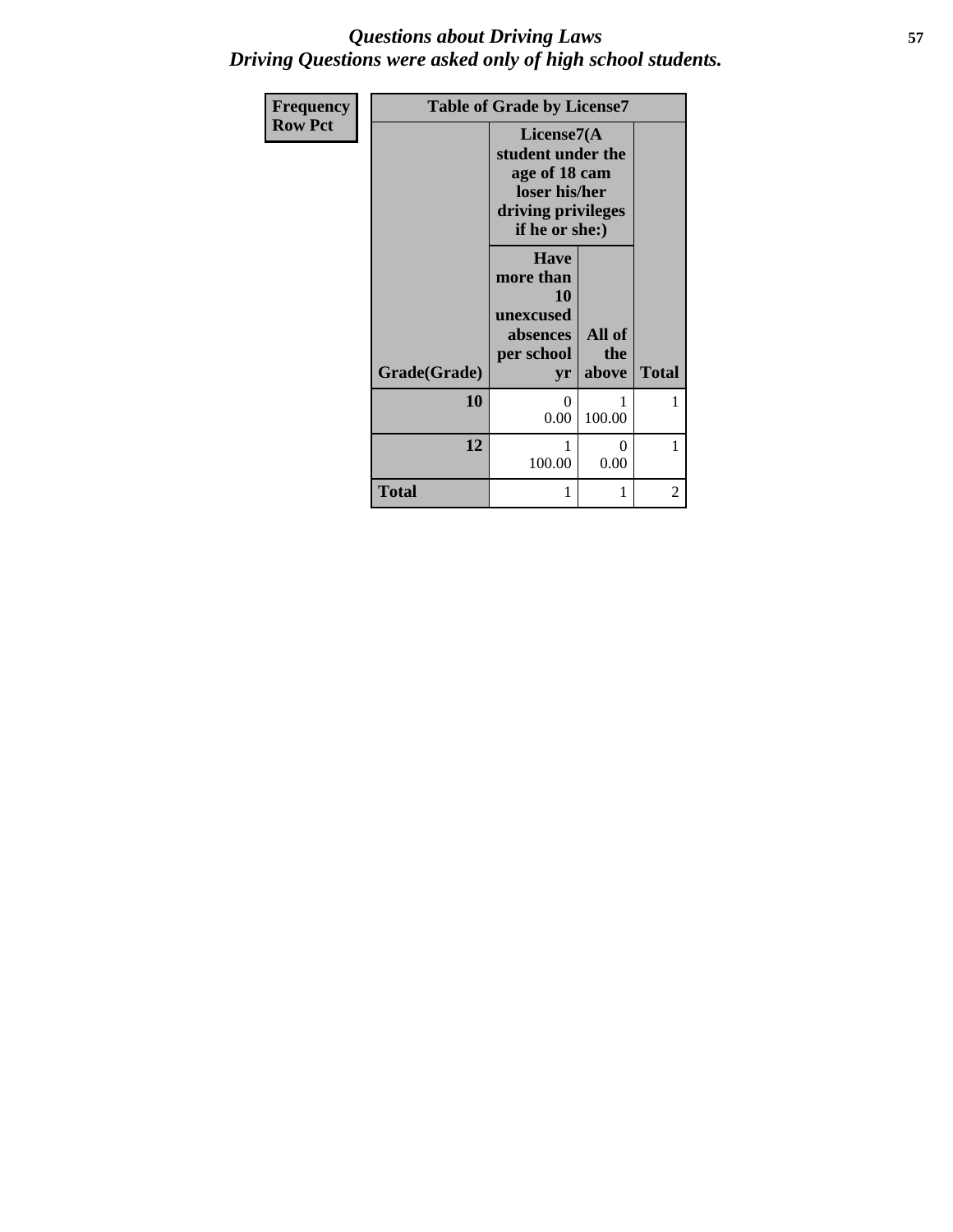*Questions about Driving Laws*
*Driving Questions were asked only of high school students.*

| Frequency Row Pct | Table of Grade by License7 | | |
|---|---|---|---|
| | License7(A student under the age of 18 cam loser his/her driving privileges if he or she:) | | |
| Grade(Grade) | Have more than 10 unexcused absences per school yr | All of the above | Total |
| 10 | 0<br>0.00 | 1<br>100.00 | 1 |
| 12 | 1<br>100.00 | 0<br>0.00 | 1 |
| Total | 1 | 1 | 2 |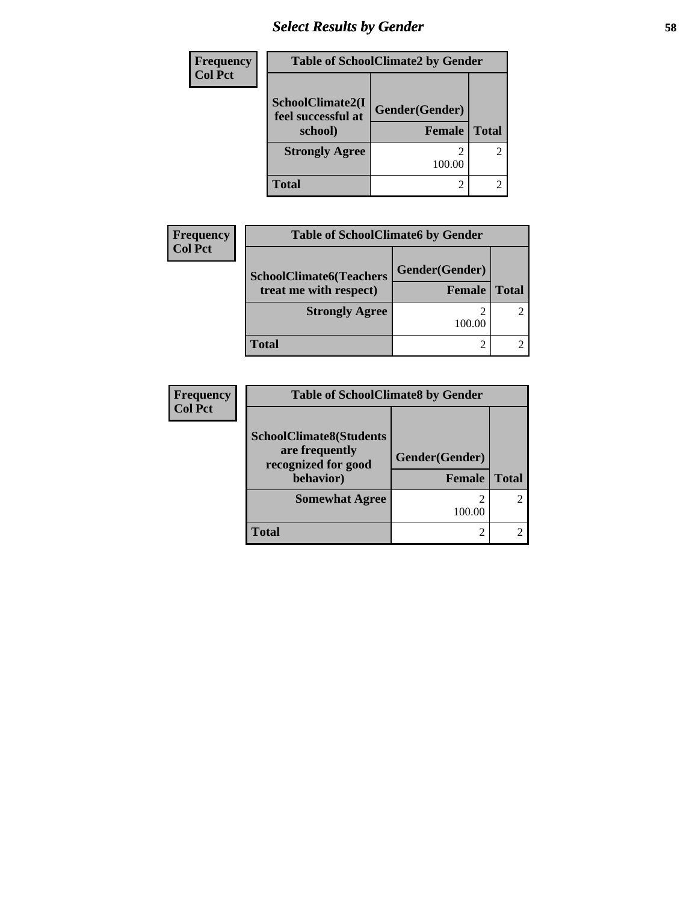## Select Results by Gender

Frequency
Col Pct

| Table of SchoolClimate2 by Gender | | |
|---|---|---|
| SchoolClimate2(I feel successful at school) | Gender(Gender) | |
| | Female | Total |
| Strongly Agree | 2<br>100.00 | 2 |
| Total | 2 | 2 |

Frequency
Col Pct

| Table of SchoolClimate6 by Gender | | |
|---|---|---|
| SchoolClimate6(Teachers treat me with respect) | Gender(Gender) | |
| | Female | Total |
| Strongly Agree | 2<br>100.00 | 2 |
| Total | 2 | 2 |

Frequency
Col Pct

| Table of SchoolClimate8 by Gender | | |
|---|---|---|
| SchoolClimate8(Students are frequently recognized for good behavior) | Gender(Gender) | |
| | Female | Total |
| Somewhat Agree | 2<br>100.00 | 2 |
| Total | 2 | 2 |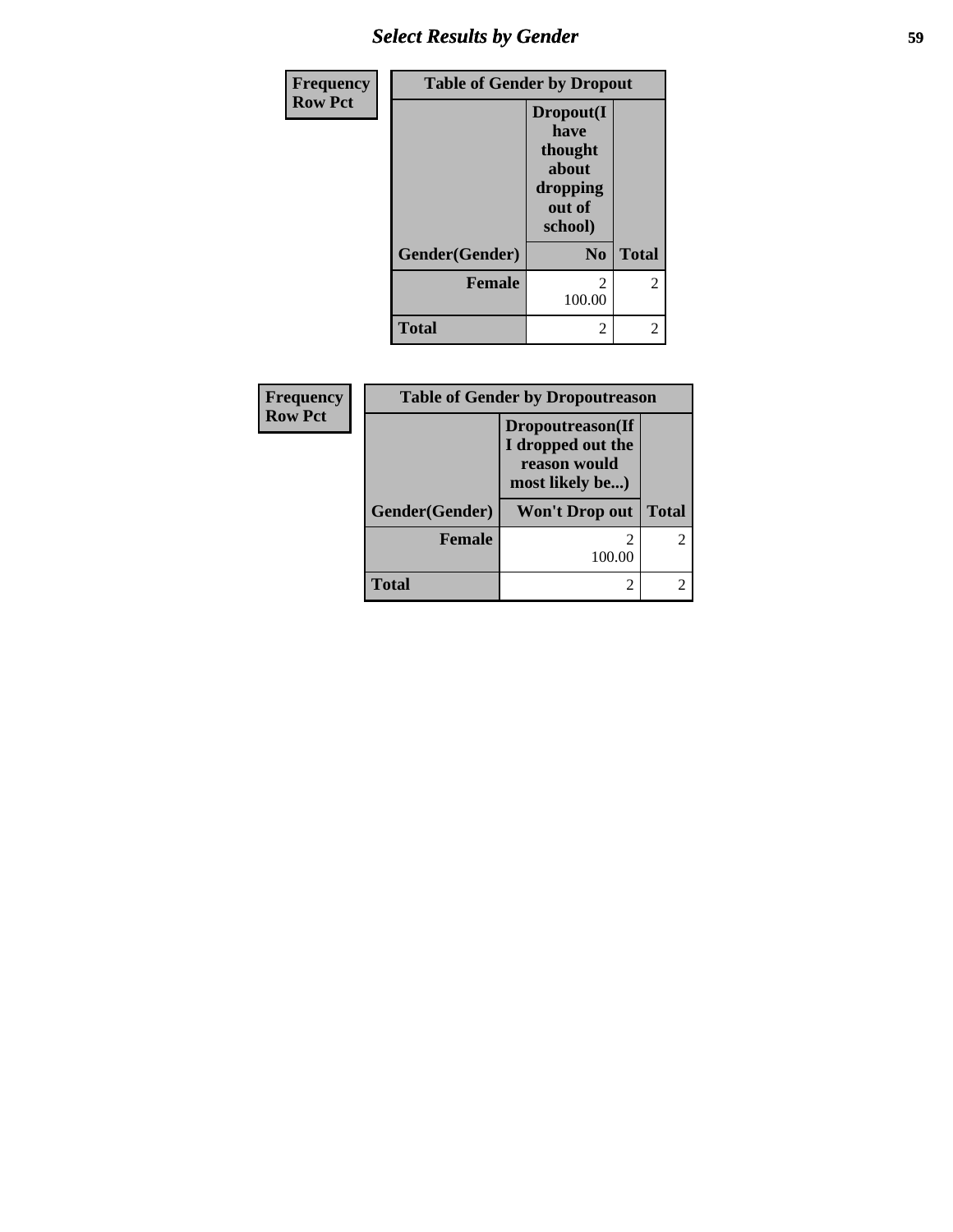## Select Results by Gender

| Frequency<br>Row Pct | Table of Gender by Dropout | |
|---|---|---|
| | Dropout(I have thought about dropping out of school) | |
| Gender(Gender) | No | Total |
| Female | 2<br>100.00 | 2 |
| Total | 2 | 2 |

| Frequency<br>Row Pct | Table of Gender by Dropoutreason | |
|---|---|---|
| | Dropoutreason(If I dropped out the reason would most likely be...) | |
| Gender(Gender) | Won't Drop out | Total |
| Female | 2<br>100.00 | 2 |
| Total | 2 | 2 |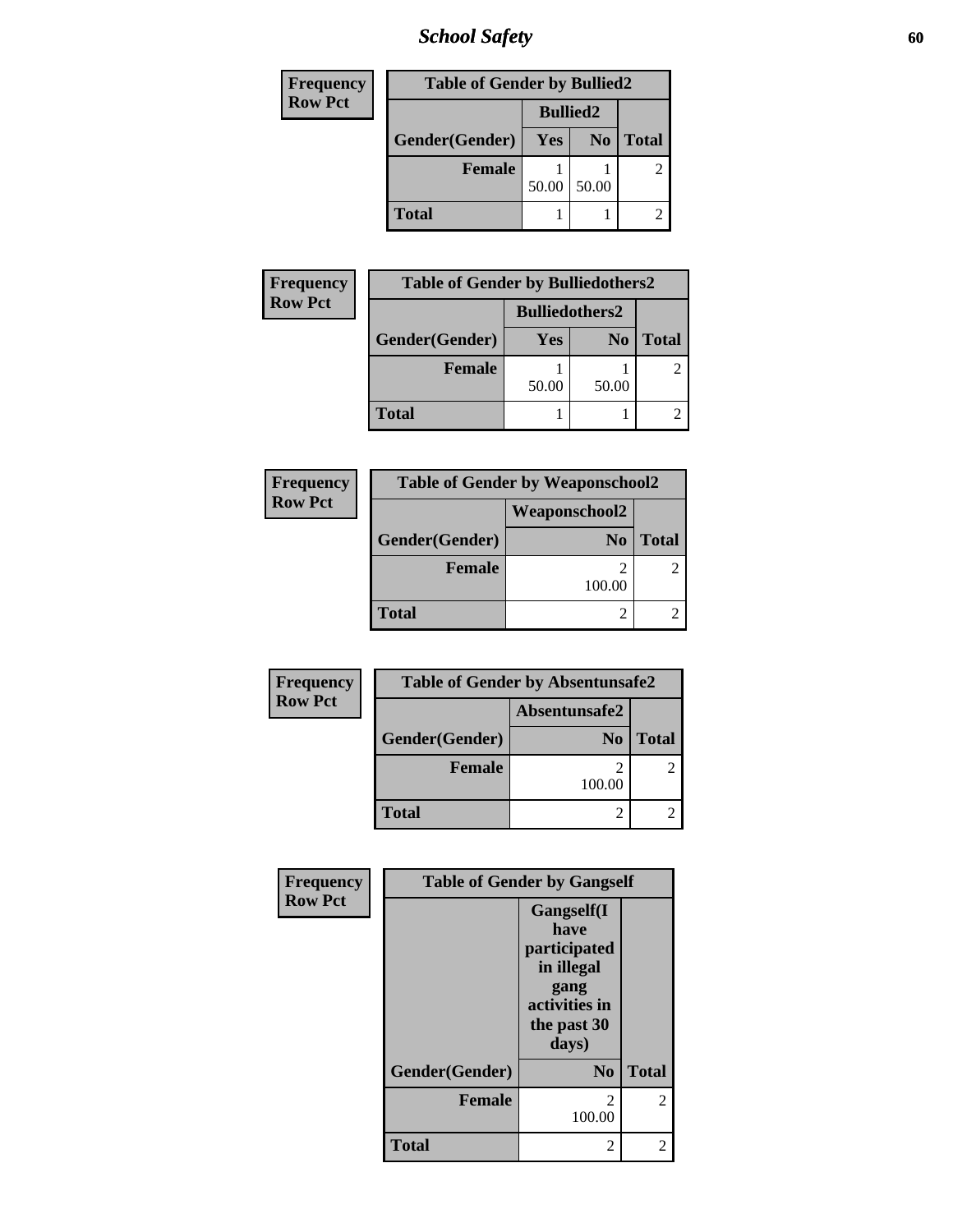# School Safety

| Frequency<br>Row Pct | | | |
|---|---|---|---|
| **Table of Gender by Bullied2** | | | |
| | **Bullied2** | | |
| **Gender(Gender)** | **Yes** | **No** | **Total** |
| **Female** | 1<br>50.00 | 1<br>50.00 | 2 |
| **Total** | 1 | 1 | 2 |

| Frequency<br>Row Pct | | | |
|---|---|---|---|
| **Table of Gender by Bulliedothers2** | | | |
| | **Bulliedothers2** | | |
| **Gender(Gender)** | **Yes** | **No** | **Total** |
| **Female** | 1<br>50.00 | 1<br>50.00 | 2 |
| **Total** | 1 | 1 | 2 |

| Frequency<br>Row Pct | | |
|---|---|---|
| **Table of Gender by Weaponschool2** | | |
| | **Weaponschool2** | |
| **Gender(Gender)** | **No** | **Total** |
| **Female** | 2<br>100.00 | 2 |
| **Total** | 2 | 2 |

| Frequency<br>Row Pct | | |
|---|---|---|
| **Table of Gender by Absentunsafe2** | | |
| | **Absentunsafe2** | |
| **Gender(Gender)** | **No** | **Total** |
| **Female** | 2<br>100.00 | 2 |
| **Total** | 2 | 2 |

| Frequency<br>Row Pct | | |
|---|---|---|
| **Table of Gender by Gangself** | | |
| | **Gangself(I have participated in illegal gang activities in the past 30 days)** | |
| **Gender(Gender)** | **No** | **Total** |
| **Female** | 2<br>100.00 | 2 |
| **Total** | 2 | 2 |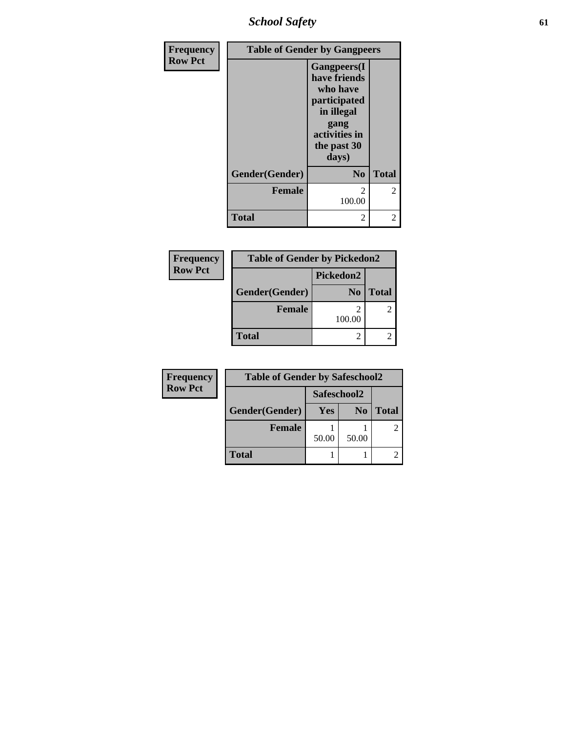| Frequency<br>Row Pct |
|---|

| Table of Gender by Gangpeers | | |
|---|---|---|
| | Gangpeers(I have friends who have participated in illegal gang activities in the past 30 days) | |
| Gender(Gender) | No | Total |
| Female | 2<br>100.00 | 2 |
| Total | 2 | 2 |

| Frequency<br>Row Pct |
|---|

| Table of Gender by Pickedon2 | | |
|---|---|---|
| | Pickedon2 | |
| Gender(Gender) | No | Total |
| Female | 2<br>100.00 | 2 |
| Total | 2 | 2 |

| Frequency<br>Row Pct |
|---|

| Table of Gender by Safeschool2 | | | |
|---|---|---|---|
| | Safeschool2 | | |
| Gender(Gender) | Yes | No | Total |
| Female | 1<br>50.00 | 1<br>50.00 | 2 |
| Total | 1 | 1 | 2 |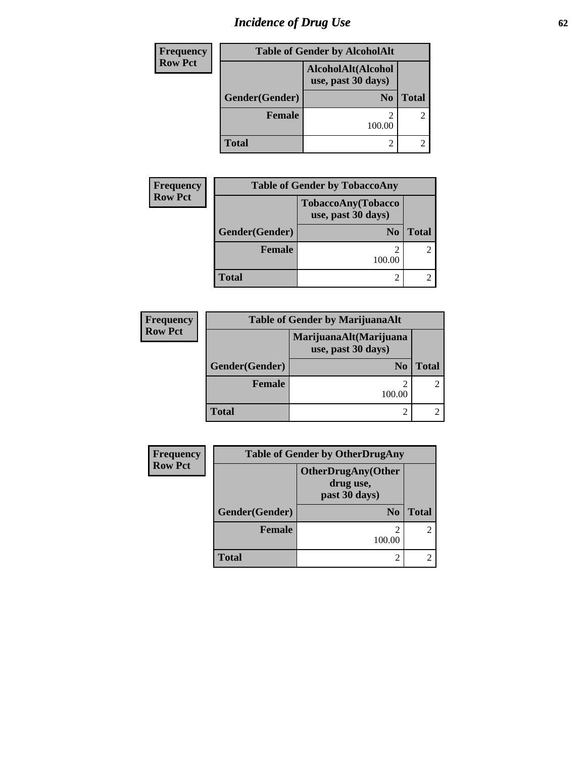# Incidence of Drug Use

| Frequency<br>Row Pct | Table of Gender by AlcoholAlt | |
|---|---|---|
| | AlcoholAlt(Alcohol use, past 30 days) | |
| Gender(Gender) | No | Total |
| Female | 2<br>100.00 | 2 |
| Total | 2 | 2 |

| Frequency<br>Row Pct | Table of Gender by TobaccoAny | |
|---|---|---|
| | TobaccoAny(Tobacco use, past 30 days) | |
| Gender(Gender) | No | Total |
| Female | 2<br>100.00 | 2 |
| Total | 2 | 2 |

| Frequency<br>Row Pct | Table of Gender by MarijuanaAlt | |
|---|---|---|
| | MarijuanaAlt(Marijuana use, past 30 days) | |
| Gender(Gender) | No | Total |
| Female | 2<br>100.00 | 2 |
| Total | 2 | 2 |

| Frequency<br>Row Pct | Table of Gender by OtherDrugAny | |
|---|---|---|
| | OtherDrugAny(Other drug use, past 30 days) | |
| Gender(Gender) | No | Total |
| Female | 2<br>100.00 | 2 |
| Total | 2 | 2 |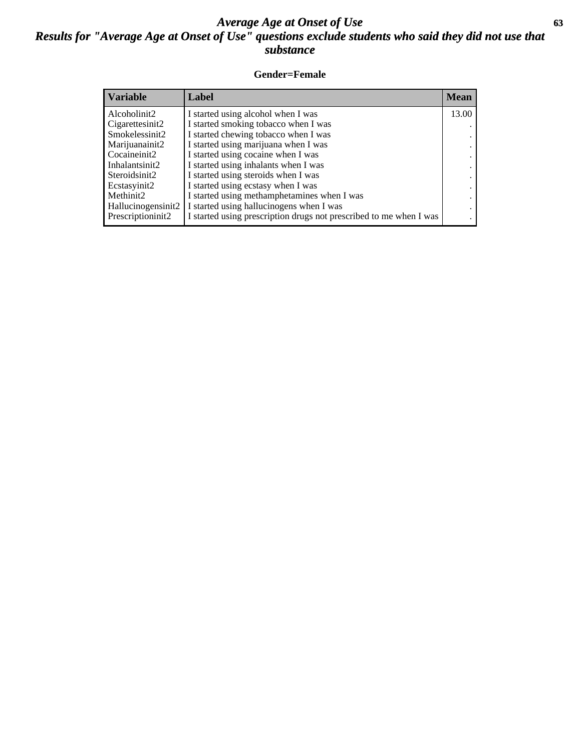# *Average Age at Onset of Use*

## *Results for "Average Age at Onset of Use" questions exclude students who said they did not use that substance*

**Gender=Female**

| Variable | Label | Mean |
|---|---|---|
| Alcoholinit2 | I started using alcohol when I was | 13.00 |
| Cigarettesinit2 | I started smoking tobacco when I was | . |
| Smokelessinit2 | I started chewing tobacco when I was | . |
| Marijuanainit2 | I started using marijuana when I was | . |
| Cocaineinit2 | I started using cocaine when I was | . |
| Inhalantsinit2 | I started using inhalants when I was | . |
| Steroidsinit2 | I started using steroids when I was | . |
| Ecstasyinit2 | I started using ecstasy when I was | . |
| Methinit2 | I started using methamphetamines when I was | . |
| Hallucinogensinit2 | I started using hallucinogens when I was | . |
| Prescriptioninit2 | I started using prescription drugs not prescribed to me when I was | . |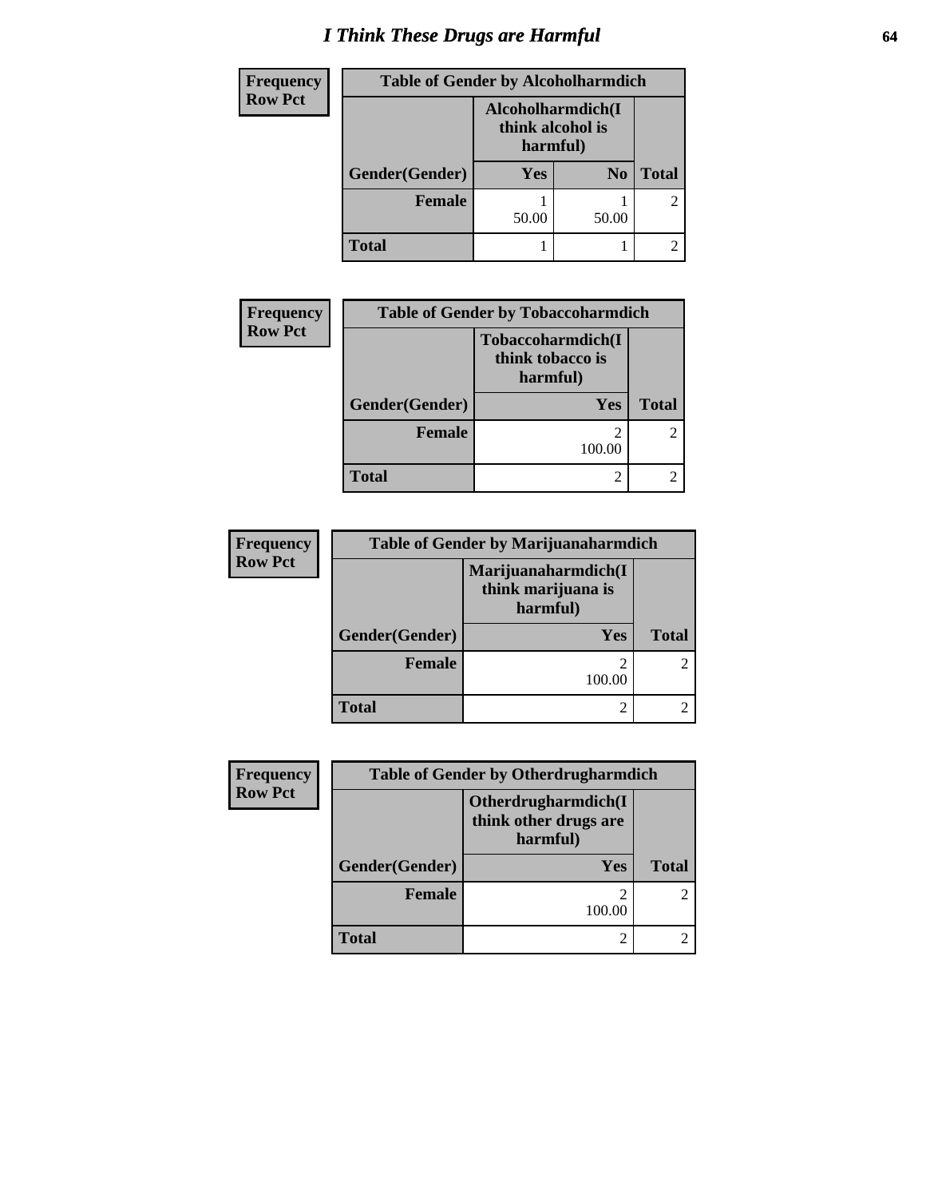# I Think These Drugs are Harmful

| Frequency Row Pct | Table of Gender by Alcoholharmdich | | |
|---|---|---|---|
| | Alcoholharmdich(I think alcohol is harmful) | | |
| Gender(Gender) | Yes | No | Total |
| Female | 1<br>50.00 | 1<br>50.00 | 2 |
| Total | 1 | 1 | 2 |

| Frequency Row Pct | Table of Gender by Tobaccoharmdich | |
|---|---|---|
| | Tobaccoharmdich(I think tobacco is harmful) | |
| Gender(Gender) | Yes | Total |
| Female | 2<br>100.00 | 2 |
| Total | 2 | 2 |

| Frequency Row Pct | Table of Gender by Marijuanaharmdich | |
|---|---|---|
| | Marijuanaharmdich(I think marijuana is harmful) | |
| Gender(Gender) | Yes | Total |
| Female | 2<br>100.00 | 2 |
| Total | 2 | 2 |

| Frequency Row Pct | Table of Gender by Otherdrugharmdich | |
|---|---|---|
| | Otherdrugharmdich(I think other drugs are harmful) | |
| Gender(Gender) | Yes | Total |
| Female | 2<br>100.00 | 2 |
| Total | 2 | 2 |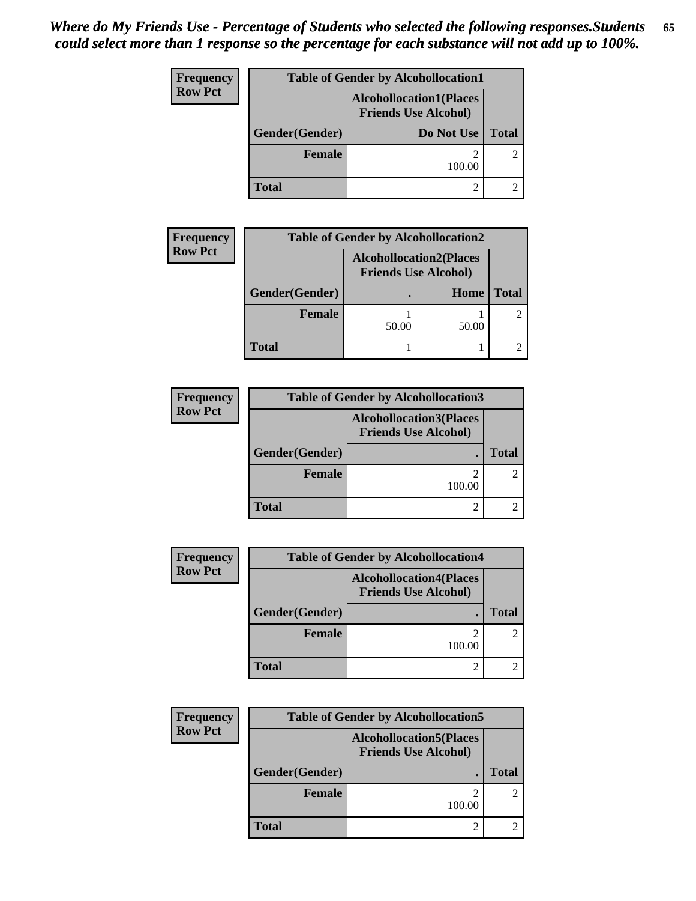*Where do My Friends Use - Percentage of Students who selected the following responses.Students could select more than 1 response so the percentage for each substance will not add up to 100%.*

**Frequency**
**Row Pct**

| Table of Gender by Alcohollocation1 | | |
|---|---|---|
| | Alcohollocation1(Places Friends Use Alcohol) | |
| Gender(Gender) | Do Not Use | Total |
| Female | 2<br>100.00 | 2 |
| Total | 2 | 2 |

**Frequency**
**Row Pct**

| Table of Gender by Alcohollocation2 | | | |
|---|---|---|---|
| | Alcohollocation2(Places Friends Use Alcohol) | | |
| Gender(Gender) | . | Home | Total |
| Female | 1<br>50.00 | 1<br>50.00 | 2 |
| Total | 1 | 1 | 2 |

**Frequency**
**Row Pct**

| Table of Gender by Alcohollocation3 | | |
|---|---|---|
| | Alcohollocation3(Places Friends Use Alcohol) | |
| Gender(Gender) | . | Total |
| Female | 2<br>100.00 | 2 |
| Total | 2 | 2 |

**Frequency**
**Row Pct**

| Table of Gender by Alcohollocation4 | | |
|---|---|---|
| | Alcohollocation4(Places Friends Use Alcohol) | |
| Gender(Gender) | . | Total |
| Female | 2<br>100.00 | 2 |
| Total | 2 | 2 |

**Frequency**
**Row Pct**

| Table of Gender by Alcohollocation5 | | |
|---|---|---|
| | Alcohollocation5(Places Friends Use Alcohol) | |
| Gender(Gender) | . | Total |
| Female | 2<br>100.00 | 2 |
| Total | 2 | 2 |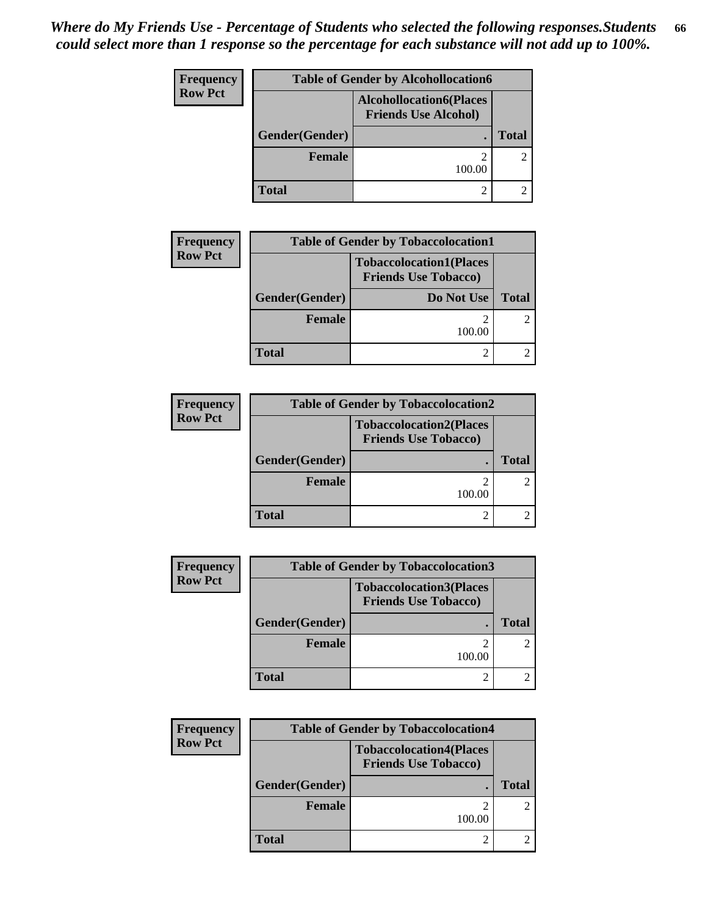*Where do My Friends Use - Percentage of Students who selected the following responses.Students could select more than 1 response so the percentage for each substance will not add up to 100%.*

**Frequency**
**Row Pct**

| Table of Gender by Alcohollocation6 | | |
|---|---|---|
| | Alcohollocation6(Places Friends Use Alcohol) | |
| Gender(Gender) | . | Total |
| Female | 2<br>100.00 | 2 |
| Total | 2 | 2 |

**Frequency**
**Row Pct**

| Table of Gender by Tobaccolocation1 | | |
|---|---|---|
| | Tobaccolocation1(Places Friends Use Tobacco) | |
| Gender(Gender) | Do Not Use | Total |
| Female | 2<br>100.00 | 2 |
| Total | 2 | 2 |

**Frequency**
**Row Pct**

| Table of Gender by Tobaccolocation2 | | |
|---|---|---|
| | Tobaccolocation2(Places Friends Use Tobacco) | |
| Gender(Gender) | . | Total |
| Female | 2<br>100.00 | 2 |
| Total | 2 | 2 |

**Frequency**
**Row Pct**

| Table of Gender by Tobaccolocation3 | | |
|---|---|---|
| | Tobaccolocation3(Places Friends Use Tobacco) | |
| Gender(Gender) | . | Total |
| Female | 2<br>100.00 | 2 |
| Total | 2 | 2 |

**Frequency**
**Row Pct**

| Table of Gender by Tobaccolocation4 | | |
|---|---|---|
| | Tobaccolocation4(Places Friends Use Tobacco) | |
| Gender(Gender) | . | Total |
| Female | 2<br>100.00 | 2 |
| Total | 2 | 2 |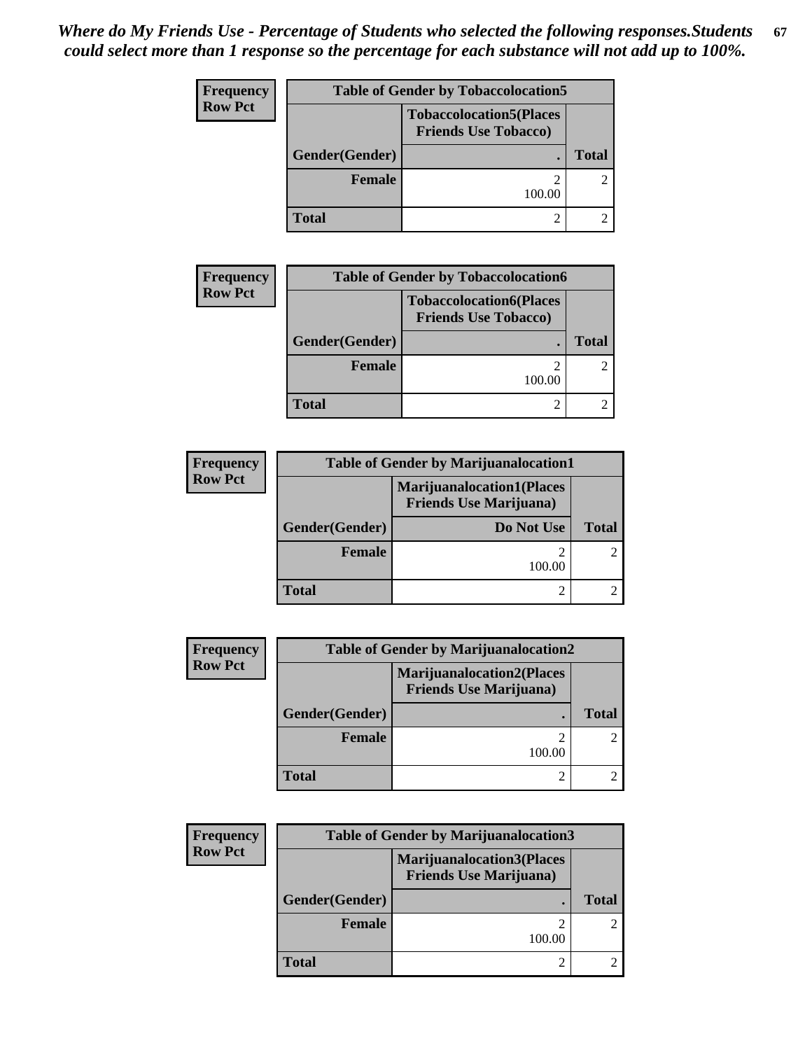*Where do My Friends Use - Percentage of Students who selected the following responses.Students could select more than 1 response so the percentage for each substance will not add up to 100%.*

**Frequency**
**Row Pct**

| Table of Gender by Tobaccolocation5 | | |
|---|---|---|
| | Tobaccolocation5(Places Friends Use Tobacco) | |
| Gender(Gender) | . | Total |
| Female | 2<br>100.00 | 2 |
| Total | 2 | 2 |

**Frequency**
**Row Pct**

| Table of Gender by Tobaccolocation6 | | |
|---|---|---|
| | Tobaccolocation6(Places Friends Use Tobacco) | |
| Gender(Gender) | . | Total |
| Female | 2<br>100.00 | 2 |
| Total | 2 | 2 |

**Frequency**
**Row Pct**

| Table of Gender by Marijuanalocation1 | | |
|---|---|---|
| | Marijuanalocation1(Places Friends Use Marijuana) | |
| Gender(Gender) | Do Not Use | Total |
| Female | 2<br>100.00 | 2 |
| Total | 2 | 2 |

**Frequency**
**Row Pct**

| Table of Gender by Marijuanalocation2 | | |
|---|---|---|
| | Marijuanalocation2(Places Friends Use Marijuana) | |
| Gender(Gender) | . | Total |
| Female | 2<br>100.00 | 2 |
| Total | 2 | 2 |

**Frequency**
**Row Pct**

| Table of Gender by Marijuanalocation3 | | |
|---|---|---|
| | Marijuanalocation3(Places Friends Use Marijuana) | |
| Gender(Gender) | . | Total |
| Female | 2<br>100.00 | 2 |
| Total | 2 | 2 |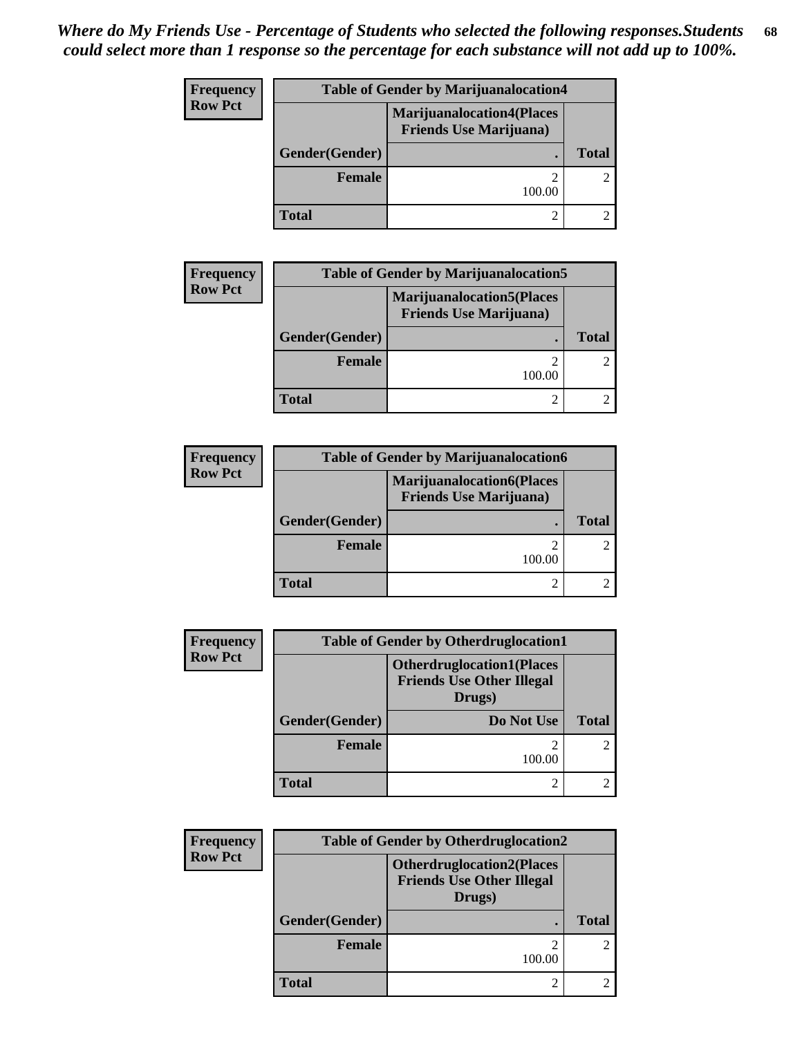***Where do My Friends Use - Percentage of Students who selected the following responses.Students could select more than 1 response so the percentage for each substance will not add up to 100%.***

**Frequency**
**Row Pct**

| Table of Gender by Marijuanalocation4 | | |
|---|---|---|
| | Marijuanalocation4(Places Friends Use Marijuana) | |
| Gender(Gender) | . | Total |
| Female | 2<br>100.00 | 2 |
| Total | 2 | 2 |

**Frequency**
**Row Pct**

| Table of Gender by Marijuanalocation5 | | |
|---|---|---|
| | Marijuanalocation5(Places Friends Use Marijuana) | |
| Gender(Gender) | . | Total |
| Female | 2<br>100.00 | 2 |
| Total | 2 | 2 |

**Frequency**
**Row Pct**

| Table of Gender by Marijuanalocation6 | | |
|---|---|---|
| | Marijuanalocation6(Places Friends Use Marijuana) | |
| Gender(Gender) | . | Total |
| Female | 2<br>100.00 | 2 |
| Total | 2 | 2 |

**Frequency**
**Row Pct**

| Table of Gender by Otherdruglocation1 | | |
|---|---|---|
| | Otherdruglocation1(Places Friends Use Other Illegal Drugs) | |
| Gender(Gender) | Do Not Use | Total |
| Female | 2<br>100.00 | 2 |
| Total | 2 | 2 |

**Frequency**
**Row Pct**

| Table of Gender by Otherdruglocation2 | | |
|---|---|---|
| | Otherdruglocation2(Places Friends Use Other Illegal Drugs) | |
| Gender(Gender) | . | Total |
| Female | 2<br>100.00 | 2 |
| Total | 2 | 2 |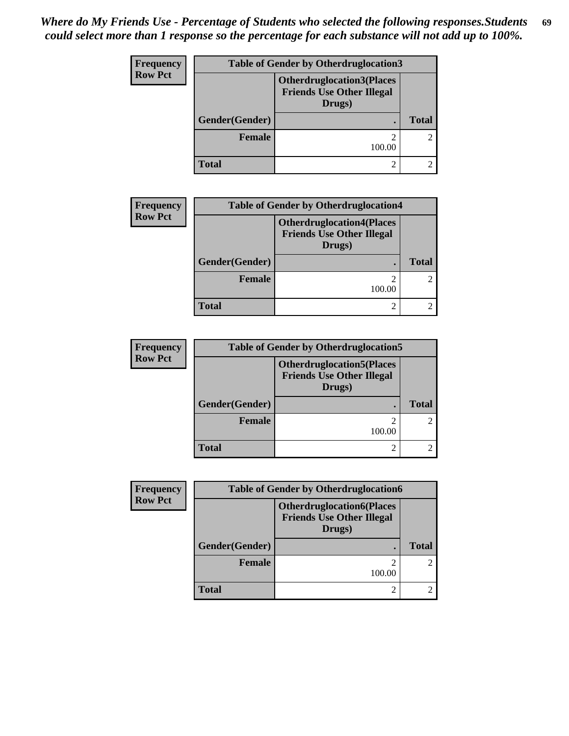*Where do My Friends Use - Percentage of Students who selected the following responses.Students could select more than 1 response so the percentage for each substance will not add up to 100%.*

| Frequency Row Pct | Table of Gender by Otherdruglocation3 | |
|---|---|---|
| | **Otherdruglocation3(Places Friends Use Other Illegal Drugs)** | |
| **Gender(Gender)** | **.** | **Total** |
| **Female** | 2<br>100.00 | 2 |
| **Total** | 2 | 2 |

| Frequency Row Pct | Table of Gender by Otherdruglocation4 | |
|---|---|---|
| | **Otherdruglocation4(Places Friends Use Other Illegal Drugs)** | |
| **Gender(Gender)** | **.** | **Total** |
| **Female** | 2<br>100.00 | 2 |
| **Total** | 2 | 2 |

| Frequency Row Pct | Table of Gender by Otherdruglocation5 | |
|---|---|---|
| | **Otherdruglocation5(Places Friends Use Other Illegal Drugs)** | |
| **Gender(Gender)** | **.** | **Total** |
| **Female** | 2<br>100.00 | 2 |
| **Total** | 2 | 2 |

| Frequency Row Pct | Table of Gender by Otherdruglocation6 | |
|---|---|---|
| | **Otherdruglocation6(Places Friends Use Other Illegal Drugs)** | |
| **Gender(Gender)** | **.** | **Total** |
| **Female** | 2<br>100.00 | 2 |
| **Total** | 2 | 2 |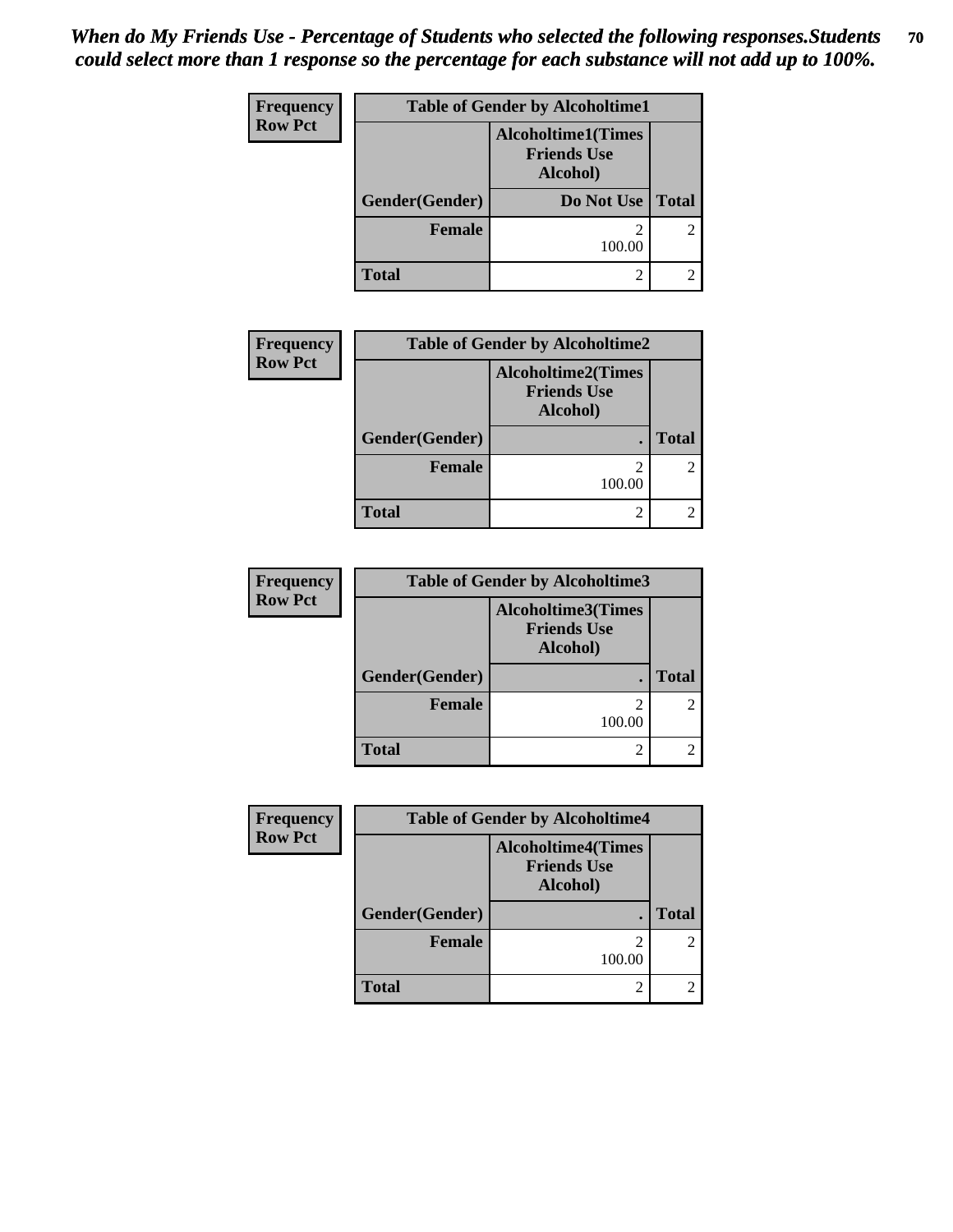*When do My Friends Use - Percentage of Students who selected the following responses.Students could select more than 1 response so the percentage for each substance will not add up to 100%.*

| Frequency Row Pct | Table of Gender by Alcoholtime1 | |
|---|---|---|
| | Alcoholtime1(Times Friends Use Alcohol) | |
| Gender(Gender) | Do Not Use | Total |
| Female | 2<br>100.00 | 2 |
| Total | 2 | 2 |

| Frequency Row Pct | Table of Gender by Alcoholtime2 | |
|---|---|---|
| | Alcoholtime2(Times Friends Use Alcohol) | |
| Gender(Gender) | . | Total |
| Female | 2<br>100.00 | 2 |
| Total | 2 | 2 |

| Frequency Row Pct | Table of Gender by Alcoholtime3 | |
|---|---|---|
| | Alcoholtime3(Times Friends Use Alcohol) | |
| Gender(Gender) | . | Total |
| Female | 2<br>100.00 | 2 |
| Total | 2 | 2 |

| Frequency Row Pct | Table of Gender by Alcoholtime4 | |
|---|---|---|
| | Alcoholtime4(Times Friends Use Alcohol) | |
| Gender(Gender) | . | Total |
| Female | 2<br>100.00 | 2 |
| Total | 2 | 2 |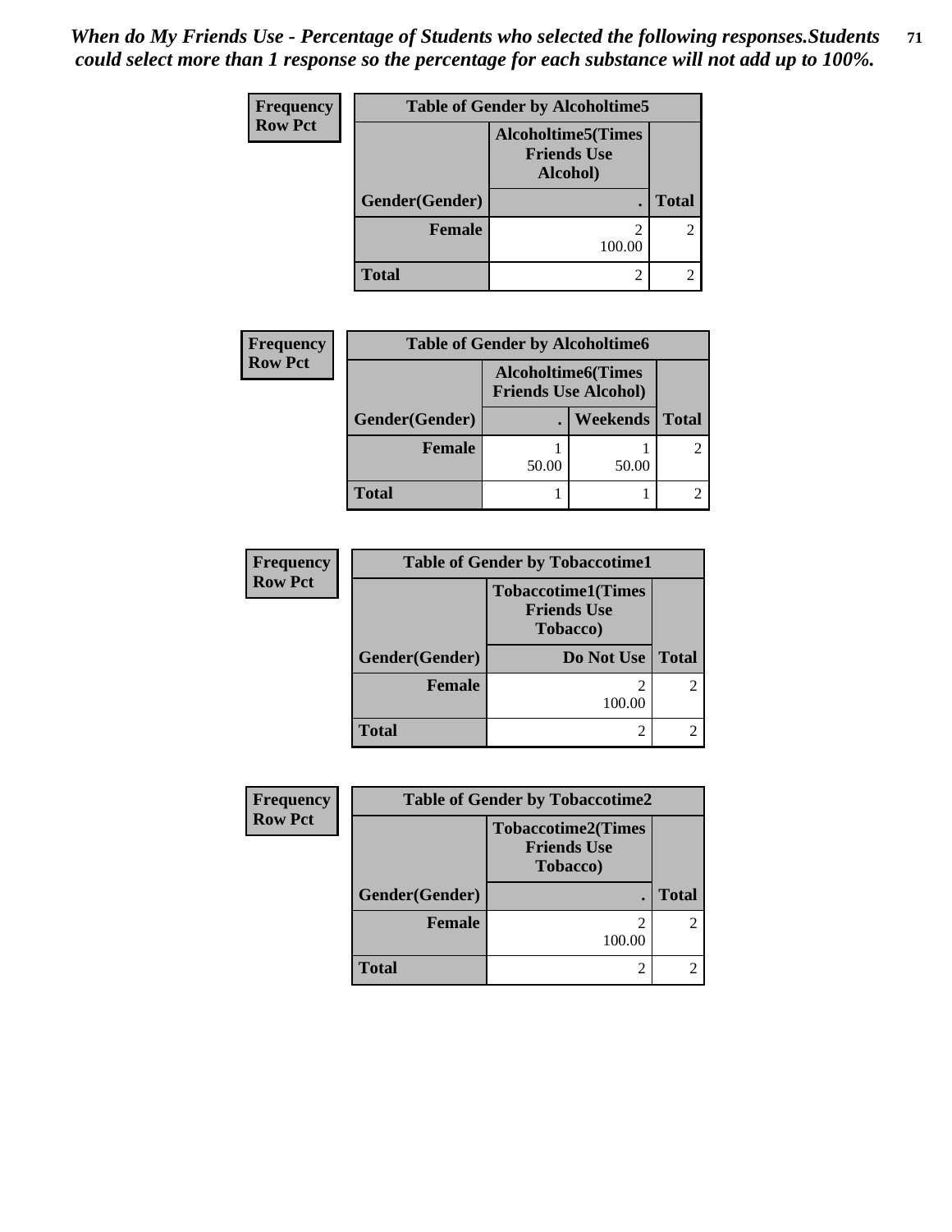*When do My Friends Use - Percentage of Students who selected the following responses.Students could select more than 1 response so the percentage for each substance will not add up to 100%.*

| Frequency<br>Row Pct | Table of Gender by Alcoholtime5 | |
|---|---|---|
| | Alcoholtime5(Times Friends Use Alcohol) | |
| Gender(Gender) | . | Total |
| Female | 2<br>100.00 | 2 |
| Total | 2 | 2 |

| Frequency<br>Row Pct | Table of Gender by Alcoholtime6 | | |
|---|---|---|---|
| | Alcoholtime6(Times Friends Use Alcohol) | | |
| Gender(Gender) | . | Weekends | Total |
| Female | 1<br>50.00 | 1<br>50.00 | 2 |
| Total | 1 | 1 | 2 |

| Frequency<br>Row Pct | Table of Gender by Tobaccotime1 | |
|---|---|---|
| | Tobaccotime1(Times Friends Use Tobacco) | |
| Gender(Gender) | Do Not Use | Total |
| Female | 2<br>100.00 | 2 |
| Total | 2 | 2 |

| Frequency<br>Row Pct | Table of Gender by Tobaccotime2 | |
|---|---|---|
| | Tobaccotime2(Times Friends Use Tobacco) | |
| Gender(Gender) | . | Total |
| Female | 2<br>100.00 | 2 |
| Total | 2 | 2 |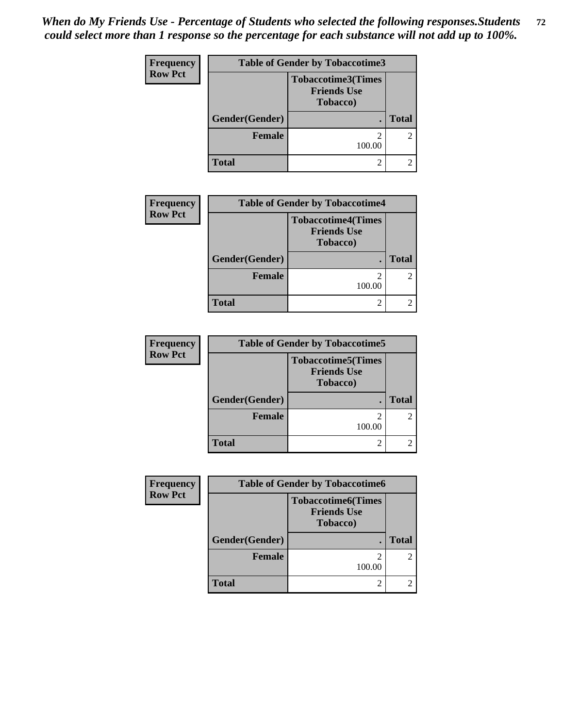*When do My Friends Use - Percentage of Students who selected the following responses.Students could select more than 1 response so the percentage for each substance will not add up to 100%.*

**Frequency**
**Row Pct**

| Table of Gender by Tobaccotime3 | | |
|---|---|---|
| | Tobaccotime3(Times Friends Use Tobacco) | |
| Gender(Gender) | . | Total |
| Female | 2<br>100.00 | 2 |
| Total | 2 | 2 |

**Frequency**
**Row Pct**

| Table of Gender by Tobaccotime4 | | |
|---|---|---|
| | Tobaccotime4(Times Friends Use Tobacco) | |
| Gender(Gender) | . | Total |
| Female | 2<br>100.00 | 2 |
| Total | 2 | 2 |

**Frequency**
**Row Pct**

| Table of Gender by Tobaccotime5 | | |
|---|---|---|
| | Tobaccotime5(Times Friends Use Tobacco) | |
| Gender(Gender) | . | Total |
| Female | 2<br>100.00 | 2 |
| Total | 2 | 2 |

**Frequency**
**Row Pct**

| Table of Gender by Tobaccotime6 | | |
|---|---|---|
| | Tobaccotime6(Times Friends Use Tobacco) | |
| Gender(Gender) | . | Total |
| Female | 2<br>100.00 | 2 |
| Total | 2 | 2 |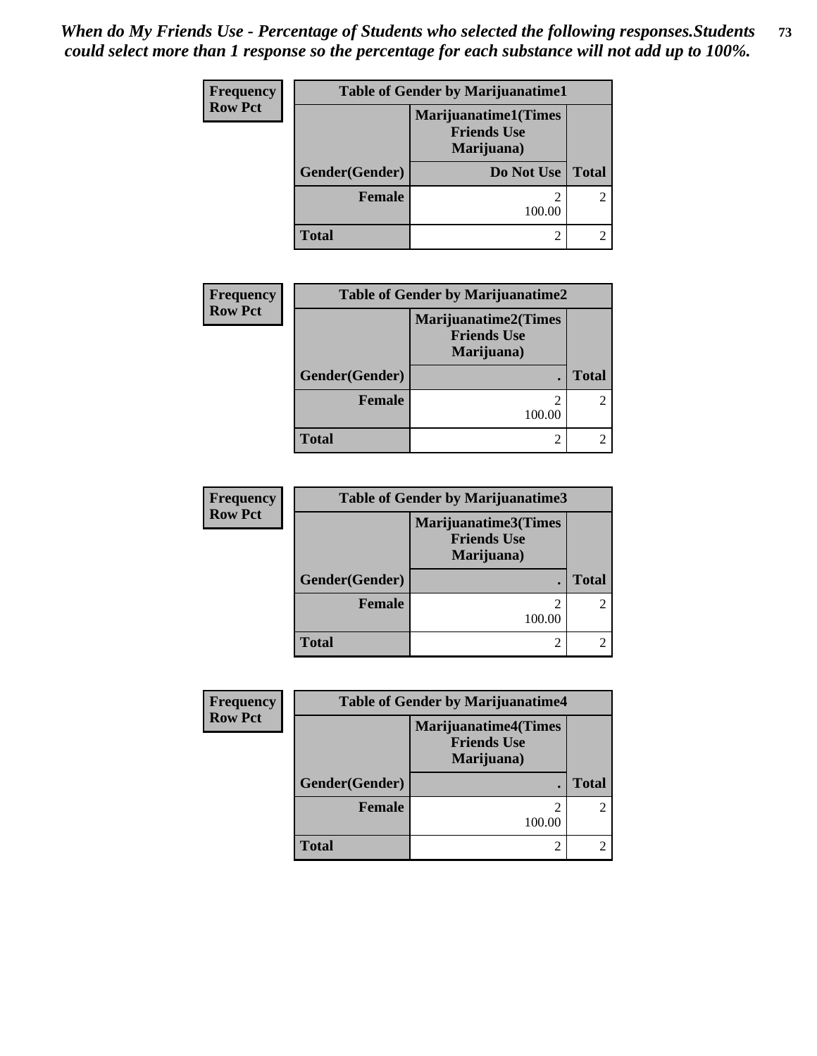*When do My Friends Use - Percentage of Students who selected the following responses.Students could select more than 1 response so the percentage for each substance will not add up to 100%.*

| Frequency<br>Row Pct |
|---|

| Table of Gender by Marijuanatime1 | | |
|---|---|---|
| | Marijuanatime1(Times Friends Use Marijuana) | |
| Gender(Gender) | Do Not Use | Total |
| Female | 2<br>100.00 | 2 |
| Total | 2 | 2 |

| Frequency<br>Row Pct |
|---|

| Table of Gender by Marijuanatime2 | | |
|---|---|---|
| | Marijuanatime2(Times Friends Use Marijuana) | |
| Gender(Gender) | . | Total |
| Female | 2<br>100.00 | 2 |
| Total | 2 | 2 |

| Frequency<br>Row Pct |
|---|

| Table of Gender by Marijuanatime3 | | |
|---|---|---|
| | Marijuanatime3(Times Friends Use Marijuana) | |
| Gender(Gender) | . | Total |
| Female | 2<br>100.00 | 2 |
| Total | 2 | 2 |

| Frequency<br>Row Pct |
|---|

| Table of Gender by Marijuanatime4 | | |
|---|---|---|
| | Marijuanatime4(Times Friends Use Marijuana) | |
| Gender(Gender) | . | Total |
| Female | 2<br>100.00 | 2 |
| Total | 2 | 2 |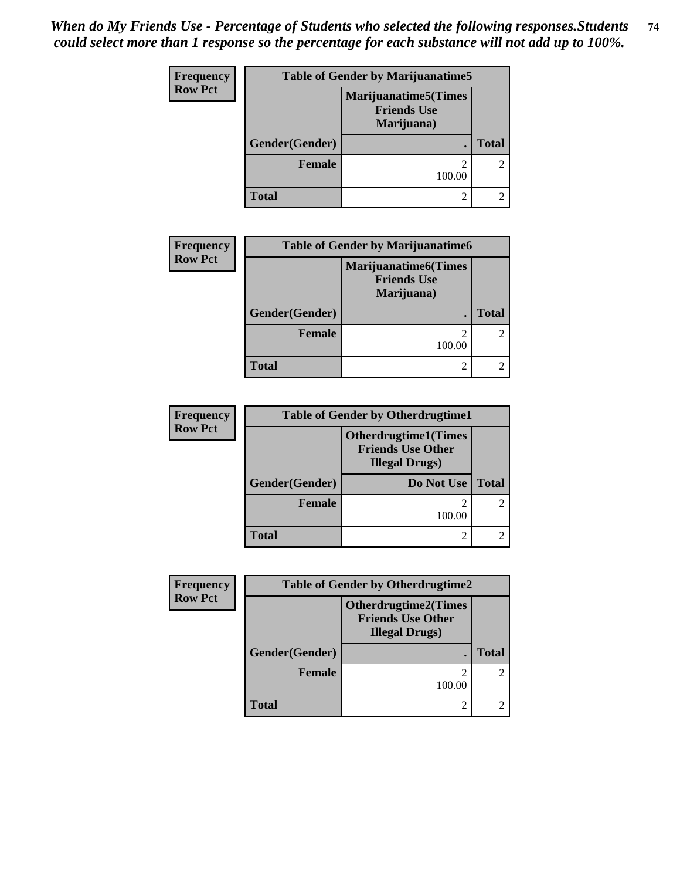*When do My Friends Use - Percentage of Students who selected the following responses.Students could select more than 1 response so the percentage for each substance will not add up to 100%.*

**Frequency**
**Row Pct**

| Table of Gender by Marijuanatime5 | | |
|---|---|---|
| | Marijuanatime5(Times Friends Use Marijuana) | |
| Gender(Gender) | . | Total |
| Female | 2<br>100.00 | 2 |
| Total | 2 | 2 |

**Frequency**
**Row Pct**

| Table of Gender by Marijuanatime6 | | |
|---|---|---|
| | Marijuanatime6(Times Friends Use Marijuana) | |
| Gender(Gender) | . | Total |
| Female | 2<br>100.00 | 2 |
| Total | 2 | 2 |

**Frequency**
**Row Pct**

| Table of Gender by Otherdrugtime1 | | |
|---|---|---|
| | Otherdrugtime1(Times Friends Use Other Illegal Drugs) | |
| Gender(Gender) | Do Not Use | Total |
| Female | 2<br>100.00 | 2 |
| Total | 2 | 2 |

**Frequency**
**Row Pct**

| Table of Gender by Otherdrugtime2 | | |
|---|---|---|
| | Otherdrugtime2(Times Friends Use Other Illegal Drugs) | |
| Gender(Gender) | . | Total |
| Female | 2<br>100.00 | 2 |
| Total | 2 | 2 |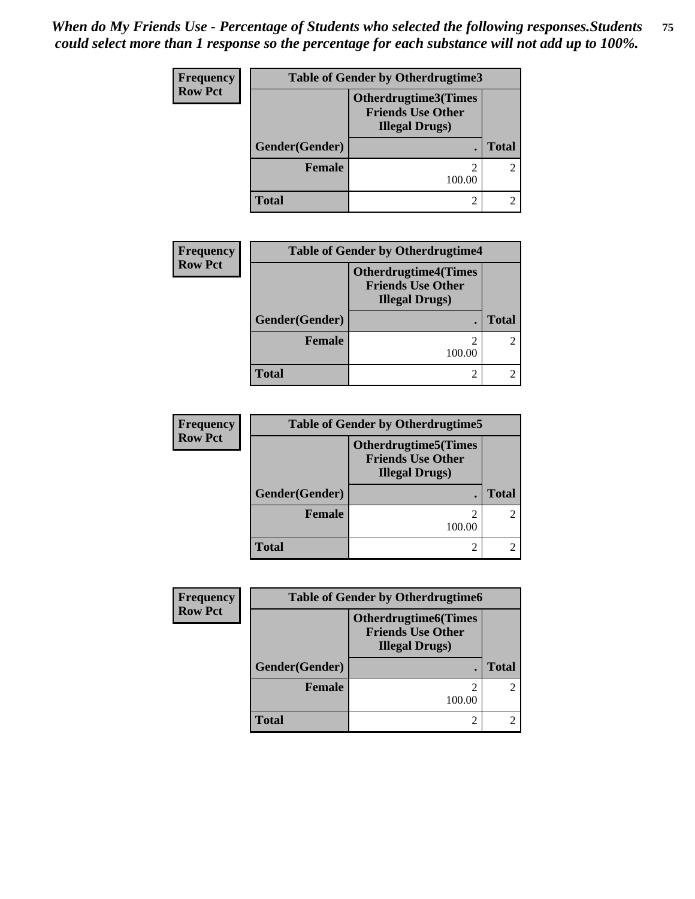*When do My Friends Use - Percentage of Students who selected the following responses.Students could select more than 1 response so the percentage for each substance will not add up to 100%.*

**Frequency**
**Row Pct**

| Table of Gender by Otherdrugtime3 | | |
|---|---|---|
| | Otherdrugtime3(Times Friends Use Other Illegal Drugs) | |
| Gender(Gender) | . | Total |
| Female | 2<br>100.00 | 2 |
| Total | 2 | 2 |

**Frequency**
**Row Pct**

| Table of Gender by Otherdrugtime4 | | |
|---|---|---|
| | Otherdrugtime4(Times Friends Use Other Illegal Drugs) | |
| Gender(Gender) | . | Total |
| Female | 2<br>100.00 | 2 |
| Total | 2 | 2 |

**Frequency**
**Row Pct**

| Table of Gender by Otherdrugtime5 | | |
|---|---|---|
| | Otherdrugtime5(Times Friends Use Other Illegal Drugs) | |
| Gender(Gender) | . | Total |
| Female | 2<br>100.00 | 2 |
| Total | 2 | 2 |

**Frequency**
**Row Pct**

| Table of Gender by Otherdrugtime6 | | |
|---|---|---|
| | Otherdrugtime6(Times Friends Use Other Illegal Drugs) | |
| Gender(Gender) | . | Total |
| Female | 2<br>100.00 | 2 |
| Total | 2 | 2 |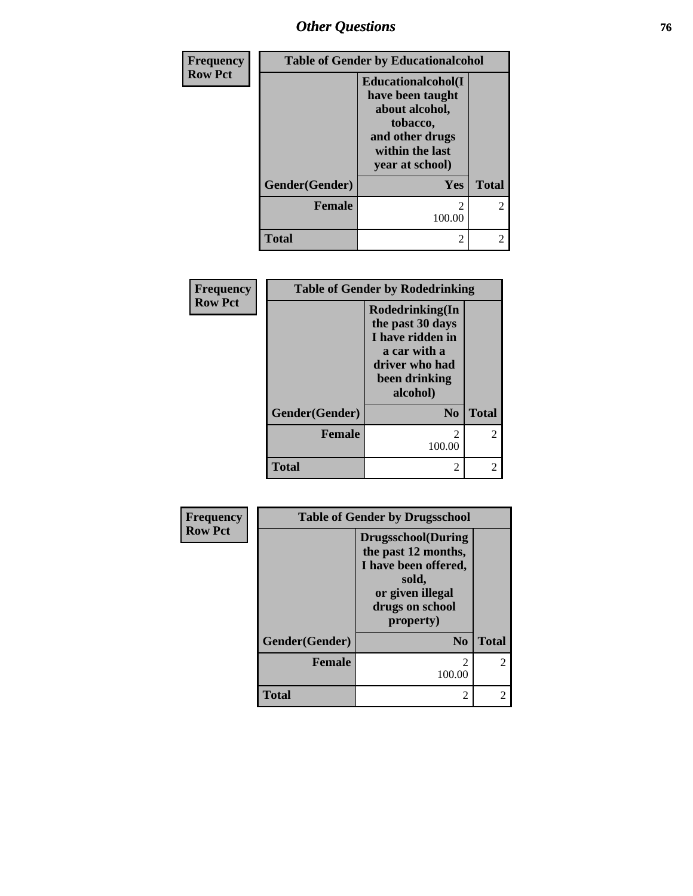| Frequency<br>Row Pct | Table of Gender by Educationalcohol | |
|---|---|---|
| | Educationalcohol(I have been taught about alcohol, tobacco, and other drugs within the last year at school) | |
| Gender(Gender) | Yes | Total |
| Female | 2<br>100.00 | 2 |
| Total | 2 | 2 |

| Frequency<br>Row Pct | Table of Gender by Rodedrinking | |
|---|---|---|
| | Rodedrinking(In the past 30 days I have ridden in a car with a driver who had been drinking alcohol) | |
| Gender(Gender) | No | Total |
| Female | 2<br>100.00 | 2 |
| Total | 2 | 2 |

| Frequency<br>Row Pct | Table of Gender by Drugsschool | |
|---|---|---|
| | Drugsschool(During the past 12 months, I have been offered, sold, or given illegal drugs on school property) | |
| Gender(Gender) | No | Total |
| Female | 2<br>100.00 | 2 |
| Total | 2 | 2 |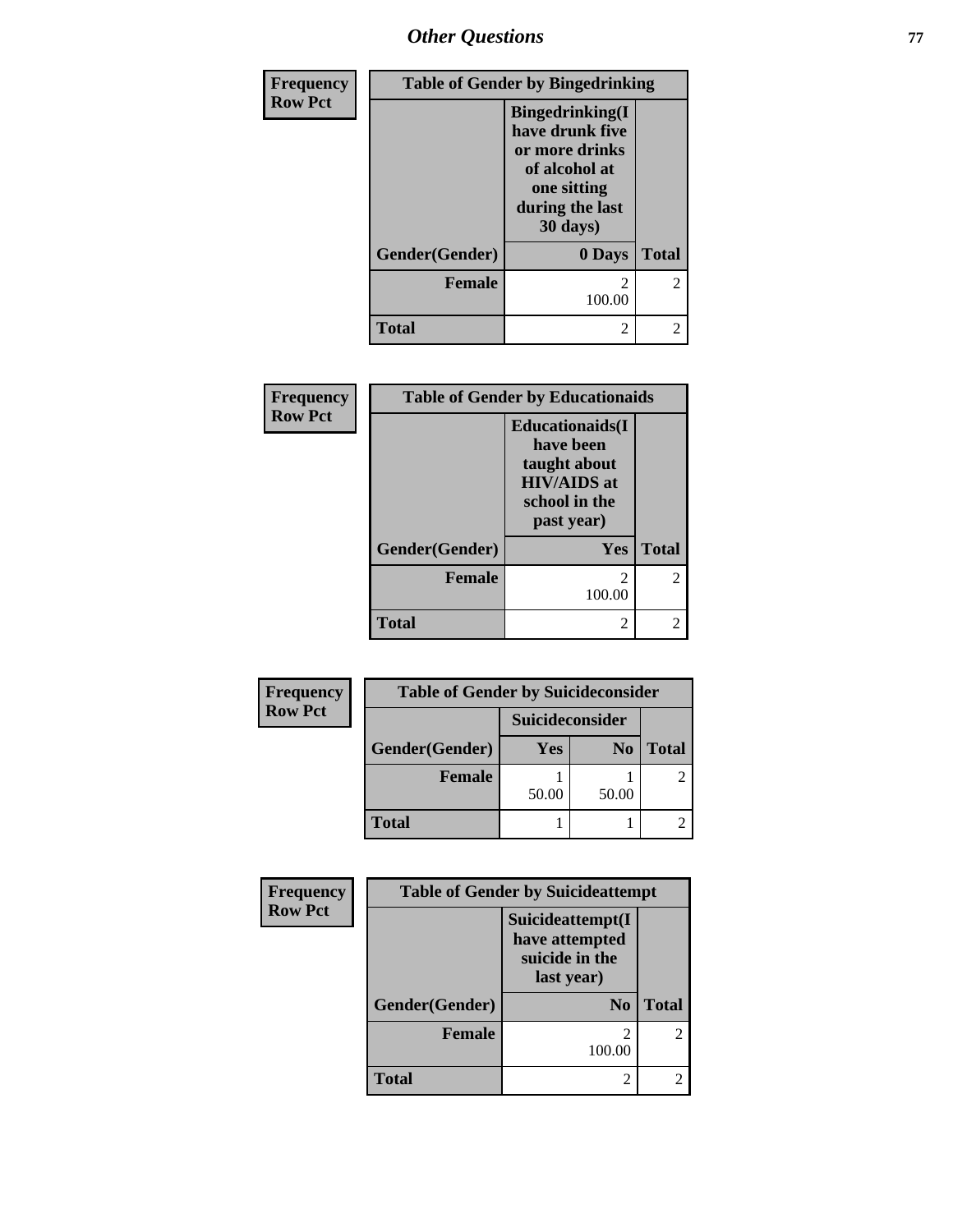| Frequency Row Pct | Table of Gender by Bingedrinking | |
|---|---|---|
| | Bingedrinking(I have drunk five or more drinks of alcohol at one sitting during the last 30 days) | |
| Gender(Gender) | 0 Days | Total |
| Female | 2<br>100.00 | 2 |
| Total | 2 | 2 |

| Frequency Row Pct | Table of Gender by Educationaids | |
|---|---|---|
| | Educationaids(I have been taught about HIV/AIDS at school in the past year) | |
| Gender(Gender) | Yes | Total |
| Female | 2<br>100.00 | 2 |
| Total | 2 | 2 |

| Frequency Row Pct | Table of Gender by Suicideconsider | | |
|---|---|---|---|
| | Suicideconsider | | |
| Gender(Gender) | Yes | No | Total |
| Female | 1<br>50.00 | 1<br>50.00 | 2 |
| Total | 1 | 1 | 2 |

| Frequency Row Pct | Table of Gender by Suicideattempt | |
|---|---|---|
| | Suicideattempt(I have attempted suicide in the last year) | |
| Gender(Gender) | No | Total |
| Female | 2<br>100.00 | 2 |
| Total | 2 | 2 |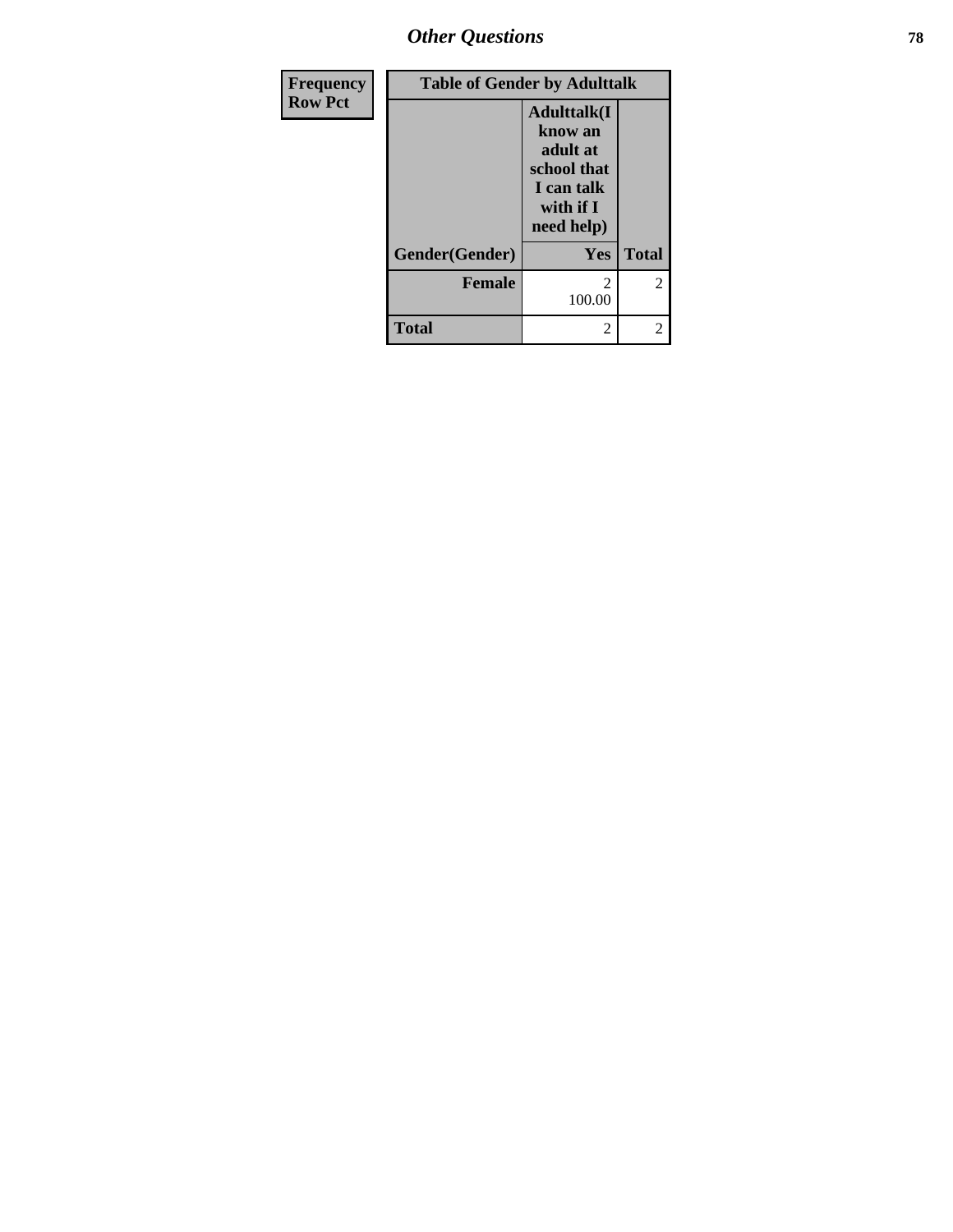# Other Questions

| Frequency<br>Row Pct | Table of Gender by Adulttalk | |
|---|---|---|
| | Adulttalk(I know an adult at school that I can talk with if I need help) | |
| Gender(Gender) | Yes | Total |
| Female | 2<br>100.00 | 2 |
| Total | 2 | 2 |